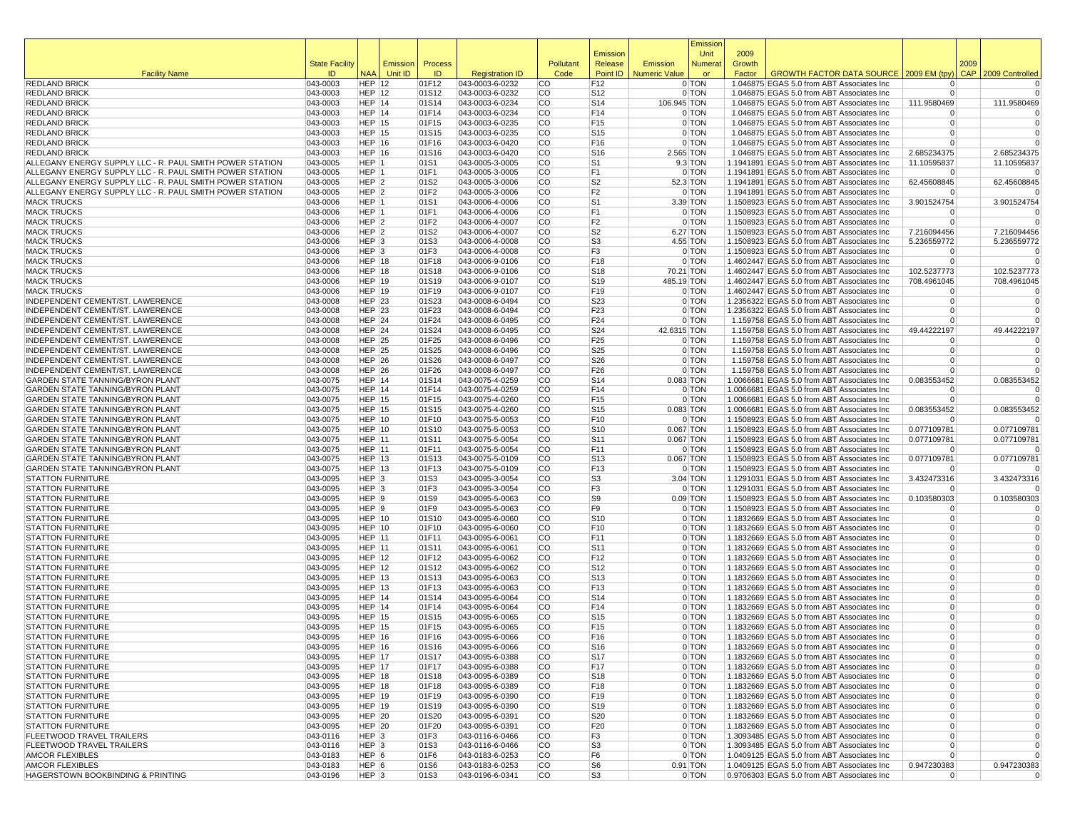| Facility Name | State Facility ID | NAA | Emission Unit ID | Process ID | Registration ID | Pollutant Code | Emission Release Point ID | Emission Numeric Value | Emission Unit Numerator | 2009 Growth Factor | GROWTH FACTOR DATA SOURCE | 2009 EM (tpy) | 2009 CAP | 2009 Controlled |
|---|---|---|---|---|---|---|---|---|---|---|---|---|---|---|
| REDLAND BRICK | 043-0003 | HEP | 12 | 01F12 | 043-0003-6-0232 | CO | F12 | 0 | TON | 1.046875 | EGAS 5.0 from ABT Associates Inc | 0 | | 0 |
| REDLAND BRICK | 043-0003 | HEP | 12 | 01S12 | 043-0003-6-0232 | CO | S12 | 0 | TON | 1.046875 | EGAS 5.0 from ABT Associates Inc | 0 | | 0 |
| REDLAND BRICK | 043-0003 | HEP | 14 | 01S14 | 043-0003-6-0234 | CO | S14 | 106.945 | TON | 1.046875 | EGAS 5.0 from ABT Associates Inc | 111.9580469 | | 111.9580469 |
| REDLAND BRICK | 043-0003 | HEP | 14 | 01F14 | 043-0003-6-0234 | CO | F14 | 0 | TON | 1.046875 | EGAS 5.0 from ABT Associates Inc | 0 | | 0 |
| REDLAND BRICK | 043-0003 | HEP | 15 | 01F15 | 043-0003-6-0235 | CO | F15 | 0 | TON | 1.046875 | EGAS 5.0 from ABT Associates Inc | 0 | | 0 |
| REDLAND BRICK | 043-0003 | HEP | 15 | 01S15 | 043-0003-6-0235 | CO | S15 | 0 | TON | 1.046875 | EGAS 5.0 from ABT Associates Inc | 0 | | 0 |
| REDLAND BRICK | 043-0003 | HEP | 16 | 01F16 | 043-0003-6-0420 | CO | F16 | 0 | TON | 1.046875 | EGAS 5.0 from ABT Associates Inc | 0 | | 0 |
| REDLAND BRICK | 043-0003 | HEP | 16 | 01S16 | 043-0003-6-0420 | CO | S16 | 2.565 | TON | 1.046875 | EGAS 5.0 from ABT Associates Inc | 2.685234375 | | 2.685234375 |
| ALLEGANY ENERGY SUPPLY LLC - R. PAUL SMITH POWER STATION | 043-0005 | HEP | 1 | 01S1 | 043-0005-3-0005 | CO | S1 | 9.3 | TON | 1.1941891 | EGAS 5.0 from ABT Associates Inc | 11.10595837 | | 11.10595837 |
| ALLEGANY ENERGY SUPPLY LLC - R. PAUL SMITH POWER STATION | 043-0005 | HEP | 1 | 01F1 | 043-0005-3-0005 | CO | F1 | 0 | TON | 1.1941891 | EGAS 5.0 from ABT Associates Inc | 0 | | 0 |
| ALLEGANY ENERGY SUPPLY LLC - R. PAUL SMITH POWER STATION | 043-0005 | HEP | 2 | 01S2 | 043-0005-3-0006 | CO | S2 | 52.3 | TON | 1.1941891 | EGAS 5.0 from ABT Associates Inc | 62.45608845 | | 62.45608845 |
| ALLEGANY ENERGY SUPPLY LLC - R. PAUL SMITH POWER STATION | 043-0005 | HEP | 2 | 01F2 | 043-0005-3-0006 | CO | F2 | 0 | TON | 1.1941891 | EGAS 5.0 from ABT Associates Inc | 0 | | 0 |
| MACK TRUCKS | 043-0006 | HEP | 1 | 01S1 | 043-0006-4-0006 | CO | S1 | 3.39 | TON | 1.1508923 | EGAS 5.0 from ABT Associates Inc | 3.901524754 | | 3.901524754 |
| MACK TRUCKS | 043-0006 | HEP | 1 | 01F1 | 043-0006-4-0006 | CO | F1 | 0 | TON | 1.1508923 | EGAS 5.0 from ABT Associates Inc | 0 | | 0 |
| MACK TRUCKS | 043-0006 | HEP | 2 | 01F2 | 043-0006-4-0007 | CO | F2 | 0 | TON | 1.1508923 | EGAS 5.0 from ABT Associates Inc | 0 | | 0 |
| MACK TRUCKS | 043-0006 | HEP | 2 | 01S2 | 043-0006-4-0007 | CO | S2 | 6.27 | TON | 1.1508923 | EGAS 5.0 from ABT Associates Inc | 7.216094456 | | 7.216094456 |
| MACK TRUCKS | 043-0006 | HEP | 3 | 01S3 | 043-0006-4-0008 | CO | S3 | 4.55 | TON | 1.1508923 | EGAS 5.0 from ABT Associates Inc | 5.236559772 | | 5.236559772 |
| MACK TRUCKS | 043-0006 | HEP | 3 | 01F3 | 043-0006-4-0008 | CO | F3 | 0 | TON | 1.1508923 | EGAS 5.0 from ABT Associates Inc | 0 | | 0 |
| MACK TRUCKS | 043-0006 | HEP | 18 | 01F18 | 043-0006-9-0106 | CO | F18 | 0 | TON | 1.4602447 | EGAS 5.0 from ABT Associates Inc | 0 | | 0 |
| MACK TRUCKS | 043-0006 | HEP | 18 | 01S18 | 043-0006-9-0106 | CO | S18 | 70.21 | TON | 1.4602447 | EGAS 5.0 from ABT Associates Inc | 102.5237773 | | 102.5237773 |
| MACK TRUCKS | 043-0006 | HEP | 19 | 01S19 | 043-0006-9-0107 | CO | S19 | 485.19 | TON | 1.4602447 | EGAS 5.0 from ABT Associates Inc | 708.4961045 | | 708.4961045 |
| MACK TRUCKS | 043-0006 | HEP | 19 | 01F19 | 043-0006-9-0107 | CO | F19 | 0 | TON | 1.4602447 | EGAS 5.0 from ABT Associates Inc | 0 | | 0 |
| INDEPENDENT CEMENT/ST. LAWERENCE | 043-0008 | HEP | 23 | 01S23 | 043-0008-6-0494 | CO | S23 | 0 | TON | 1.2356322 | EGAS 5.0 from ABT Associates Inc | 0 | | 0 |
| INDEPENDENT CEMENT/ST. LAWERENCE | 043-0008 | HEP | 23 | 01F23 | 043-0008-6-0494 | CO | F23 | 0 | TON | 1.2356322 | EGAS 5.0 from ABT Associates Inc | 0 | | 0 |
| INDEPENDENT CEMENT/ST. LAWERENCE | 043-0008 | HEP | 24 | 01F24 | 043-0008-6-0495 | CO | F24 | 0 | TON | 1.159758 | EGAS 5.0 from ABT Associates Inc | 0 | | 0 |
| INDEPENDENT CEMENT/ST. LAWERENCE | 043-0008 | HEP | 24 | 01S24 | 043-0008-6-0495 | CO | S24 | 42.6315 | TON | 1.159758 | EGAS 5.0 from ABT Associates Inc | 49.44222197 | | 49.44222197 |
| INDEPENDENT CEMENT/ST. LAWERENCE | 043-0008 | HEP | 25 | 01F25 | 043-0008-6-0496 | CO | F25 | 0 | TON | 1.159758 | EGAS 5.0 from ABT Associates Inc | 0 | | 0 |
| INDEPENDENT CEMENT/ST. LAWERENCE | 043-0008 | HEP | 25 | 01S25 | 043-0008-6-0496 | CO | S25 | 0 | TON | 1.159758 | EGAS 5.0 from ABT Associates Inc | 0 | | 0 |
| INDEPENDENT CEMENT/ST. LAWERENCE | 043-0008 | HEP | 26 | 01S26 | 043-0008-6-0497 | CO | S26 | 0 | TON | 1.159758 | EGAS 5.0 from ABT Associates Inc | 0 | | 0 |
| INDEPENDENT CEMENT/ST. LAWERENCE | 043-0008 | HEP | 26 | 01F26 | 043-0008-6-0497 | CO | F26 | 0 | TON | 1.159758 | EGAS 5.0 from ABT Associates Inc | 0 | | 0 |
| GARDEN STATE TANNING/BYRON PLANT | 043-0075 | HEP | 14 | 01S14 | 043-0075-4-0259 | CO | S14 | 0.083 | TON | 1.0066681 | EGAS 5.0 from ABT Associates Inc | 0.083553452 | | 0.083553452 |
| GARDEN STATE TANNING/BYRON PLANT | 043-0075 | HEP | 14 | 01F14 | 043-0075-4-0259 | CO | F14 | 0 | TON | 1.0066681 | EGAS 5.0 from ABT Associates Inc | 0 | | 0 |
| GARDEN STATE TANNING/BYRON PLANT | 043-0075 | HEP | 15 | 01F15 | 043-0075-4-0260 | CO | F15 | 0 | TON | 1.0066681 | EGAS 5.0 from ABT Associates Inc | 0 | | 0 |
| GARDEN STATE TANNING/BYRON PLANT | 043-0075 | HEP | 15 | 01S15 | 043-0075-4-0260 | CO | S15 | 0.083 | TON | 1.0066681 | EGAS 5.0 from ABT Associates Inc | 0.083553452 | | 0.083553452 |
| GARDEN STATE TANNING/BYRON PLANT | 043-0075 | HEP | 10 | 01F10 | 043-0075-5-0053 | CO | F10 | 0 | TON | 1.1508923 | EGAS 5.0 from ABT Associates Inc | 0 | | 0 |
| GARDEN STATE TANNING/BYRON PLANT | 043-0075 | HEP | 10 | 01S10 | 043-0075-5-0053 | CO | S10 | 0.067 | TON | 1.1508923 | EGAS 5.0 from ABT Associates Inc | 0.077109781 | | 0.077109781 |
| GARDEN STATE TANNING/BYRON PLANT | 043-0075 | HEP | 11 | 01S11 | 043-0075-5-0054 | CO | S11 | 0.067 | TON | 1.1508923 | EGAS 5.0 from ABT Associates Inc | 0.077109781 | | 0.077109781 |
| GARDEN STATE TANNING/BYRON PLANT | 043-0075 | HEP | 11 | 01F11 | 043-0075-5-0054 | CO | F11 | 0 | TON | 1.1508923 | EGAS 5.0 from ABT Associates Inc | 0 | | 0 |
| GARDEN STATE TANNING/BYRON PLANT | 043-0075 | HEP | 13 | 01S13 | 043-0075-5-0109 | CO | S13 | 0.067 | TON | 1.1508923 | EGAS 5.0 from ABT Associates Inc | 0.077109781 | | 0.077109781 |
| GARDEN STATE TANNING/BYRON PLANT | 043-0075 | HEP | 13 | 01F13 | 043-0075-5-0109 | CO | F13 | 0 | TON | 1.1508923 | EGAS 5.0 from ABT Associates Inc | 0 | | 0 |
| STATTON FURNITURE | 043-0095 | HEP | 3 | 01S3 | 043-0095-3-0054 | CO | S3 | 3.04 | TON | 1.1291031 | EGAS 5.0 from ABT Associates Inc | 3.432473316 | | 3.432473316 |
| STATTON FURNITURE | 043-0095 | HEP | 3 | 01F3 | 043-0095-3-0054 | CO | F3 | 0 | TON | 1.1291031 | EGAS 5.0 from ABT Associates Inc | 0 | | 0 |
| STATTON FURNITURE | 043-0095 | HEP | 9 | 01S9 | 043-0095-5-0063 | CO | S9 | 0.09 | TON | 1.1508923 | EGAS 5.0 from ABT Associates Inc | 0.103580303 | | 0.103580303 |
| STATTON FURNITURE | 043-0095 | HEP | 9 | 01F9 | 043-0095-5-0063 | CO | F9 | 0 | TON | 1.1508923 | EGAS 5.0 from ABT Associates Inc | 0 | | 0 |
| STATTON FURNITURE | 043-0095 | HEP | 10 | 01S10 | 043-0095-6-0060 | CO | S10 | 0 | TON | 1.1832669 | EGAS 5.0 from ABT Associates Inc | 0 | | 0 |
| STATTON FURNITURE | 043-0095 | HEP | 10 | 01F10 | 043-0095-6-0060 | CO | F10 | 0 | TON | 1.1832669 | EGAS 5.0 from ABT Associates Inc | 0 | | 0 |
| STATTON FURNITURE | 043-0095 | HEP | 11 | 01F11 | 043-0095-6-0061 | CO | F11 | 0 | TON | 1.1832669 | EGAS 5.0 from ABT Associates Inc | 0 | | 0 |
| STATTON FURNITURE | 043-0095 | HEP | 11 | 01S11 | 043-0095-6-0061 | CO | S11 | 0 | TON | 1.1832669 | EGAS 5.0 from ABT Associates Inc | 0 | | 0 |
| STATTON FURNITURE | 043-0095 | HEP | 12 | 01F12 | 043-0095-6-0062 | CO | F12 | 0 | TON | 1.1832669 | EGAS 5.0 from ABT Associates Inc | 0 | | 0 |
| STATTON FURNITURE | 043-0095 | HEP | 12 | 01S12 | 043-0095-6-0062 | CO | S12 | 0 | TON | 1.1832669 | EGAS 5.0 from ABT Associates Inc | 0 | | 0 |
| STATTON FURNITURE | 043-0095 | HEP | 13 | 01S13 | 043-0095-6-0063 | CO | S13 | 0 | TON | 1.1832669 | EGAS 5.0 from ABT Associates Inc | 0 | | 0 |
| STATTON FURNITURE | 043-0095 | HEP | 13 | 01F13 | 043-0095-6-0063 | CO | F13 | 0 | TON | 1.1832669 | EGAS 5.0 from ABT Associates Inc | 0 | | 0 |
| STATTON FURNITURE | 043-0095 | HEP | 14 | 01S14 | 043-0095-6-0064 | CO | S14 | 0 | TON | 1.1832669 | EGAS 5.0 from ABT Associates Inc | 0 | | 0 |
| STATTON FURNITURE | 043-0095 | HEP | 14 | 01F14 | 043-0095-6-0064 | CO | F14 | 0 | TON | 1.1832669 | EGAS 5.0 from ABT Associates Inc | 0 | | 0 |
| STATTON FURNITURE | 043-0095 | HEP | 15 | 01S15 | 043-0095-6-0065 | CO | S15 | 0 | TON | 1.1832669 | EGAS 5.0 from ABT Associates Inc | 0 | | 0 |
| STATTON FURNITURE | 043-0095 | HEP | 15 | 01F15 | 043-0095-6-0065 | CO | F15 | 0 | TON | 1.1832669 | EGAS 5.0 from ABT Associates Inc | 0 | | 0 |
| STATTON FURNITURE | 043-0095 | HEP | 16 | 01F16 | 043-0095-6-0066 | CO | F16 | 0 | TON | 1.1832669 | EGAS 5.0 from ABT Associates Inc | 0 | | 0 |
| STATTON FURNITURE | 043-0095 | HEP | 16 | 01S16 | 043-0095-6-0066 | CO | S16 | 0 | TON | 1.1832669 | EGAS 5.0 from ABT Associates Inc | 0 | | 0 |
| STATTON FURNITURE | 043-0095 | HEP | 17 | 01S17 | 043-0095-6-0388 | CO | S17 | 0 | TON | 1.1832669 | EGAS 5.0 from ABT Associates Inc | 0 | | 0 |
| STATTON FURNITURE | 043-0095 | HEP | 17 | 01F17 | 043-0095-6-0388 | CO | F17 | 0 | TON | 1.1832669 | EGAS 5.0 from ABT Associates Inc | 0 | | 0 |
| STATTON FURNITURE | 043-0095 | HEP | 18 | 01S18 | 043-0095-6-0389 | CO | S18 | 0 | TON | 1.1832669 | EGAS 5.0 from ABT Associates Inc | 0 | | 0 |
| STATTON FURNITURE | 043-0095 | HEP | 18 | 01F18 | 043-0095-6-0389 | CO | F18 | 0 | TON | 1.1832669 | EGAS 5.0 from ABT Associates Inc | 0 | | 0 |
| STATTON FURNITURE | 043-0095 | HEP | 19 | 01F19 | 043-0095-6-0390 | CO | F19 | 0 | TON | 1.1832669 | EGAS 5.0 from ABT Associates Inc | 0 | | 0 |
| STATTON FURNITURE | 043-0095 | HEP | 19 | 01S19 | 043-0095-6-0390 | CO | S19 | 0 | TON | 1.1832669 | EGAS 5.0 from ABT Associates Inc | 0 | | 0 |
| STATTON FURNITURE | 043-0095 | HEP | 20 | 01S20 | 043-0095-6-0391 | CO | S20 | 0 | TON | 1.1832669 | EGAS 5.0 from ABT Associates Inc | 0 | | 0 |
| STATTON FURNITURE | 043-0095 | HEP | 20 | 01F20 | 043-0095-6-0391 | CO | F20 | 0 | TON | 1.1832669 | EGAS 5.0 from ABT Associates Inc | 0 | | 0 |
| FLEETWOOD TRAVEL TRAILERS | 043-0116 | HEP | 3 | 01F3 | 043-0116-6-0466 | CO | F3 | 0 | TON | 1.3093485 | EGAS 5.0 from ABT Associates Inc | 0 | | 0 |
| FLEETWOOD TRAVEL TRAILERS | 043-0116 | HEP | 3 | 01S3 | 043-0116-6-0466 | CO | S3 | 0 | TON | 1.3093485 | EGAS 5.0 from ABT Associates Inc | 0 | | 0 |
| AMCOR FLEXIBLES | 043-0183 | HEP | 6 | 01F6 | 043-0183-6-0253 | CO | F6 | 0 | TON | 1.0409125 | EGAS 5.0 from ABT Associates Inc | 0 | | 0 |
| AMCOR FLEXIBLES | 043-0183 | HEP | 6 | 01S6 | 043-0183-6-0253 | CO | S6 | 0.91 | TON | 1.0409125 | EGAS 5.0 from ABT Associates Inc | 0.947230383 | | 0.947230383 |
| HAGERSTOWN BOOKBINDING & PRINTING | 043-0196 | HEP | 3 | 01S3 | 043-0196-6-0341 | CO | S3 | 0 | TON | 0.9706303 | EGAS 5.0 from ABT Associates Inc | 0 | | 0 |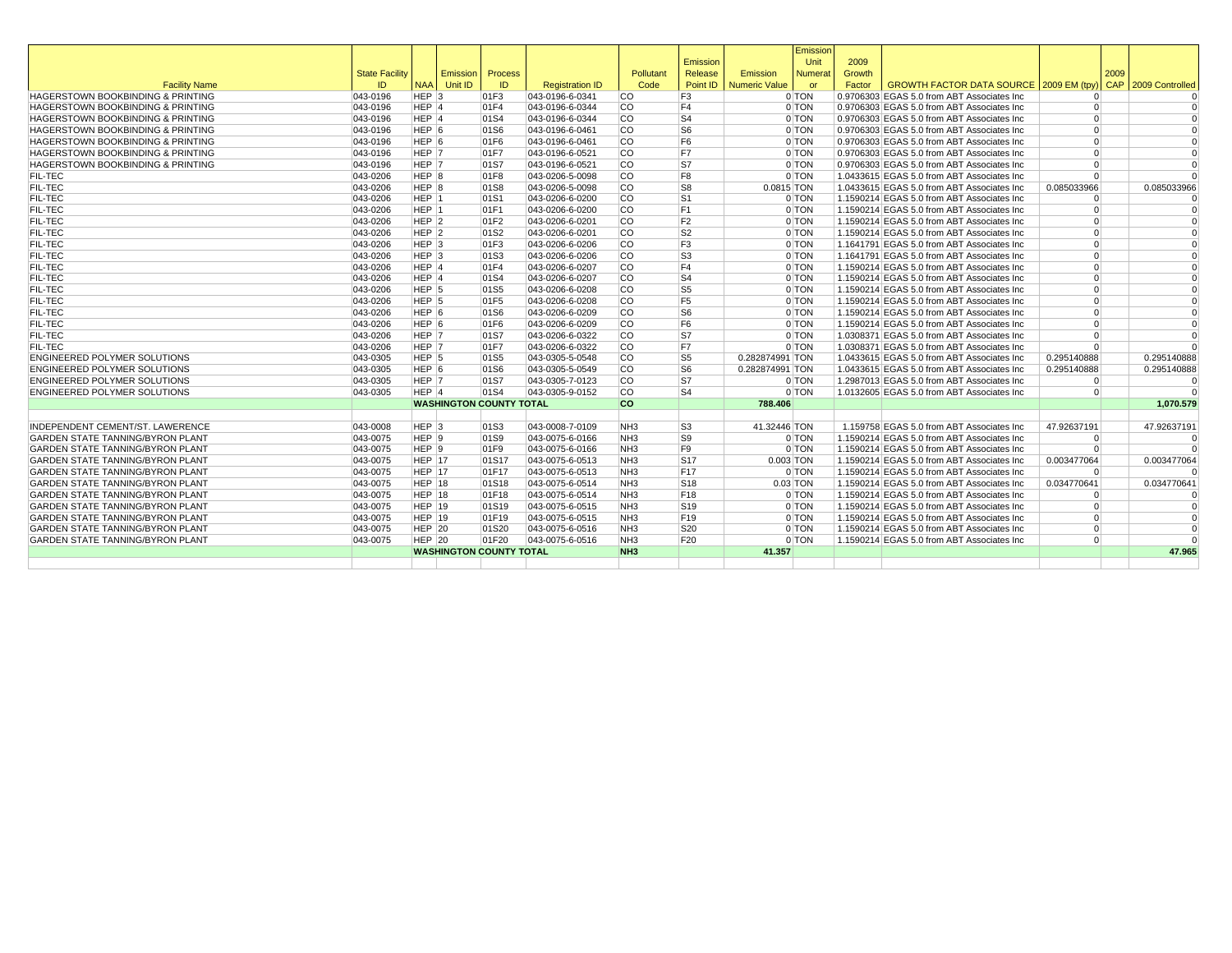| Facility Name | State Facility ID | NAA | Emission Unit ID | Process ID | Registration ID | Pollutant Code | Emission Release Point ID | Emission Numeric Value | Emission Unit Numerator | 2009 Growth Factor | GROWTH FACTOR DATA SOURCE | 2009 EM (tpy) | 2009 CAP | 2009 Controlled |
|---|---|---|---|---|---|---|---|---|---|---|---|---|---|---|
| HAGERSTOWN BOOKBINDING & PRINTING | 043-0196 | HEP | 3 | 01F3 | 043-0196-6-0341 | CO | F3 | 0 | TON | 0.9706303 | EGAS 5.0 from ABT Associates Inc | 0 | | 0 |
| HAGERSTOWN BOOKBINDING & PRINTING | 043-0196 | HEP | 4 | 01F4 | 043-0196-6-0344 | CO | F4 | 0 | TON | 0.9706303 | EGAS 5.0 from ABT Associates Inc | 0 | | 0 |
| HAGERSTOWN BOOKBINDING & PRINTING | 043-0196 | HEP | 4 | 01S4 | 043-0196-6-0344 | CO | S4 | 0 | TON | 0.9706303 | EGAS 5.0 from ABT Associates Inc | 0 | | 0 |
| HAGERSTOWN BOOKBINDING & PRINTING | 043-0196 | HEP | 6 | 01S6 | 043-0196-6-0461 | CO | S6 | 0 | TON | 0.9706303 | EGAS 5.0 from ABT Associates Inc | 0 | | 0 |
| HAGERSTOWN BOOKBINDING & PRINTING | 043-0196 | HEP | 6 | 01F6 | 043-0196-6-0461 | CO | F6 | 0 | TON | 0.9706303 | EGAS 5.0 from ABT Associates Inc | 0 | | 0 |
| HAGERSTOWN BOOKBINDING & PRINTING | 043-0196 | HEP | 7 | 01F7 | 043-0196-6-0521 | CO | F7 | 0 | TON | 0.9706303 | EGAS 5.0 from ABT Associates Inc | 0 | | 0 |
| HAGERSTOWN BOOKBINDING & PRINTING | 043-0196 | HEP | 7 | 01S7 | 043-0196-6-0521 | CO | S7 | 0 | TON | 0.9706303 | EGAS 5.0 from ABT Associates Inc | 0 | | 0 |
| FIL-TEC | 043-0206 | HEP | 8 | 01F8 | 043-0206-5-0098 | CO | F8 | 0 | TON | 1.0433615 | EGAS 5.0 from ABT Associates Inc | 0 | | 0 |
| FIL-TEC | 043-0206 | HEP | 8 | 01S8 | 043-0206-5-0098 | CO | S8 | 0.0815 | TON | 1.0433615 | EGAS 5.0 from ABT Associates Inc | 0.085033966 | | 0.085033966 |
| FIL-TEC | 043-0206 | HEP | 1 | 01S1 | 043-0206-6-0200 | CO | S1 | 0 | TON | 1.1590214 | EGAS 5.0 from ABT Associates Inc | 0 | | 0 |
| FIL-TEC | 043-0206 | HEP | 1 | 01F1 | 043-0206-6-0200 | CO | F1 | 0 | TON | 1.1590214 | EGAS 5.0 from ABT Associates Inc | 0 | | 0 |
| FIL-TEC | 043-0206 | HEP | 2 | 01F2 | 043-0206-6-0201 | CO | F2 | 0 | TON | 1.1590214 | EGAS 5.0 from ABT Associates Inc | 0 | | 0 |
| FIL-TEC | 043-0206 | HEP | 2 | 01S2 | 043-0206-6-0201 | CO | S2 | 0 | TON | 1.1590214 | EGAS 5.0 from ABT Associates Inc | 0 | | 0 |
| FIL-TEC | 043-0206 | HEP | 3 | 01F3 | 043-0206-6-0206 | CO | F3 | 0 | TON | 1.1641791 | EGAS 5.0 from ABT Associates Inc | 0 | | 0 |
| FIL-TEC | 043-0206 | HEP | 3 | 01S3 | 043-0206-6-0206 | CO | S3 | 0 | TON | 1.1641791 | EGAS 5.0 from ABT Associates Inc | 0 | | 0 |
| FIL-TEC | 043-0206 | HEP | 4 | 01F4 | 043-0206-6-0207 | CO | F4 | 0 | TON | 1.1590214 | EGAS 5.0 from ABT Associates Inc | 0 | | 0 |
| FIL-TEC | 043-0206 | HEP | 4 | 01S4 | 043-0206-6-0207 | CO | S4 | 0 | TON | 1.1590214 | EGAS 5.0 from ABT Associates Inc | 0 | | 0 |
| FIL-TEC | 043-0206 | HEP | 5 | 01S5 | 043-0206-6-0208 | CO | S5 | 0 | TON | 1.1590214 | EGAS 5.0 from ABT Associates Inc | 0 | | 0 |
| FIL-TEC | 043-0206 | HEP | 5 | 01F5 | 043-0206-6-0208 | CO | F5 | 0 | TON | 1.1590214 | EGAS 5.0 from ABT Associates Inc | 0 | | 0 |
| FIL-TEC | 043-0206 | HEP | 6 | 01S6 | 043-0206-6-0209 | CO | S6 | 0 | TON | 1.1590214 | EGAS 5.0 from ABT Associates Inc | 0 | | 0 |
| FIL-TEC | 043-0206 | HEP | 6 | 01F6 | 043-0206-6-0209 | CO | F6 | 0 | TON | 1.1590214 | EGAS 5.0 from ABT Associates Inc | 0 | | 0 |
| FIL-TEC | 043-0206 | HEP | 7 | 01S7 | 043-0206-6-0322 | CO | S7 | 0 | TON | 1.0308371 | EGAS 5.0 from ABT Associates Inc | 0 | | 0 |
| FIL-TEC | 043-0206 | HEP | 7 | 01F7 | 043-0206-6-0322 | CO | F7 | 0 | TON | 1.0308371 | EGAS 5.0 from ABT Associates Inc | 0 | | 0 |
| ENGINEERED POLYMER SOLUTIONS | 043-0305 | HEP | 5 | 01S5 | 043-0305-5-0548 | CO | S5 | 0.282874991 | TON | 1.0433615 | EGAS 5.0 from ABT Associates Inc | 0.295140888 | | 0.295140888 |
| ENGINEERED POLYMER SOLUTIONS | 043-0305 | HEP | 6 | 01S6 | 043-0305-5-0549 | CO | S6 | 0.282874991 | TON | 1.0433615 | EGAS 5.0 from ABT Associates Inc | 0.295140888 | | 0.295140888 |
| ENGINEERED POLYMER SOLUTIONS | 043-0305 | HEP | 7 | 01S7 | 043-0305-7-0123 | CO | S7 | 0 | TON | 1.2987013 | EGAS 5.0 from ABT Associates Inc | 0 | | 0 |
| ENGINEERED POLYMER SOLUTIONS | 043-0305 | HEP | 4 | 01S4 | 043-0305-9-0152 | CO | S4 | 0 | TON | 1.0132605 | EGAS 5.0 from ABT Associates Inc | 0 | | 0 |
| | | **WASHINGTON COUNTY TOTAL** | | | | **CO** | | **788.406** | | | | | | **1,070.579** |
| | | | | | | | | | | | | | | |
| INDEPENDENT CEMENT/ST. LAWERENCE | 043-0008 | HEP | 3 | 01S3 | 043-0008-7-0109 | NH3 | S3 | 41.32446 | TON | 1.159758 | EGAS 5.0 from ABT Associates Inc | 47.92637191 | | 47.92637191 |
| GARDEN STATE TANNING/BYRON PLANT | 043-0075 | HEP | 9 | 01S9 | 043-0075-6-0166 | NH3 | S9 | 0 | TON | 1.1590214 | EGAS 5.0 from ABT Associates Inc | 0 | | 0 |
| GARDEN STATE TANNING/BYRON PLANT | 043-0075 | HEP | 9 | 01F9 | 043-0075-6-0166 | NH3 | F9 | 0 | TON | 1.1590214 | EGAS 5.0 from ABT Associates Inc | 0 | | 0 |
| GARDEN STATE TANNING/BYRON PLANT | 043-0075 | HEP | 17 | 01S17 | 043-0075-6-0513 | NH3 | S17 | 0.003 | TON | 1.1590214 | EGAS 5.0 from ABT Associates Inc | 0.003477064 | | 0.003477064 |
| GARDEN STATE TANNING/BYRON PLANT | 043-0075 | HEP | 17 | 01F17 | 043-0075-6-0513 | NH3 | F17 | 0 | TON | 1.1590214 | EGAS 5.0 from ABT Associates Inc | 0 | | 0 |
| GARDEN STATE TANNING/BYRON PLANT | 043-0075 | HEP | 18 | 01S18 | 043-0075-6-0514 | NH3 | S18 | 0.03 | TON | 1.1590214 | EGAS 5.0 from ABT Associates Inc | 0.034770641 | | 0.034770641 |
| GARDEN STATE TANNING/BYRON PLANT | 043-0075 | HEP | 18 | 01F18 | 043-0075-6-0514 | NH3 | F18 | 0 | TON | 1.1590214 | EGAS 5.0 from ABT Associates Inc | 0 | | 0 |
| GARDEN STATE TANNING/BYRON PLANT | 043-0075 | HEP | 19 | 01S19 | 043-0075-6-0515 | NH3 | S19 | 0 | TON | 1.1590214 | EGAS 5.0 from ABT Associates Inc | 0 | | 0 |
| GARDEN STATE TANNING/BYRON PLANT | 043-0075 | HEP | 19 | 01F19 | 043-0075-6-0515 | NH3 | F19 | 0 | TON | 1.1590214 | EGAS 5.0 from ABT Associates Inc | 0 | | 0 |
| GARDEN STATE TANNING/BYRON PLANT | 043-0075 | HEP | 20 | 01S20 | 043-0075-6-0516 | NH3 | S20 | 0 | TON | 1.1590214 | EGAS 5.0 from ABT Associates Inc | 0 | | 0 |
| GARDEN STATE TANNING/BYRON PLANT | 043-0075 | HEP | 20 | 01F20 | 043-0075-6-0516 | NH3 | F20 | 0 | TON | 1.1590214 | EGAS 5.0 from ABT Associates Inc | 0 | | 0 |
| | | **WASHINGTON COUNTY TOTAL** | | | | **NH3** | | **41.357** | | | | | | **47.965** |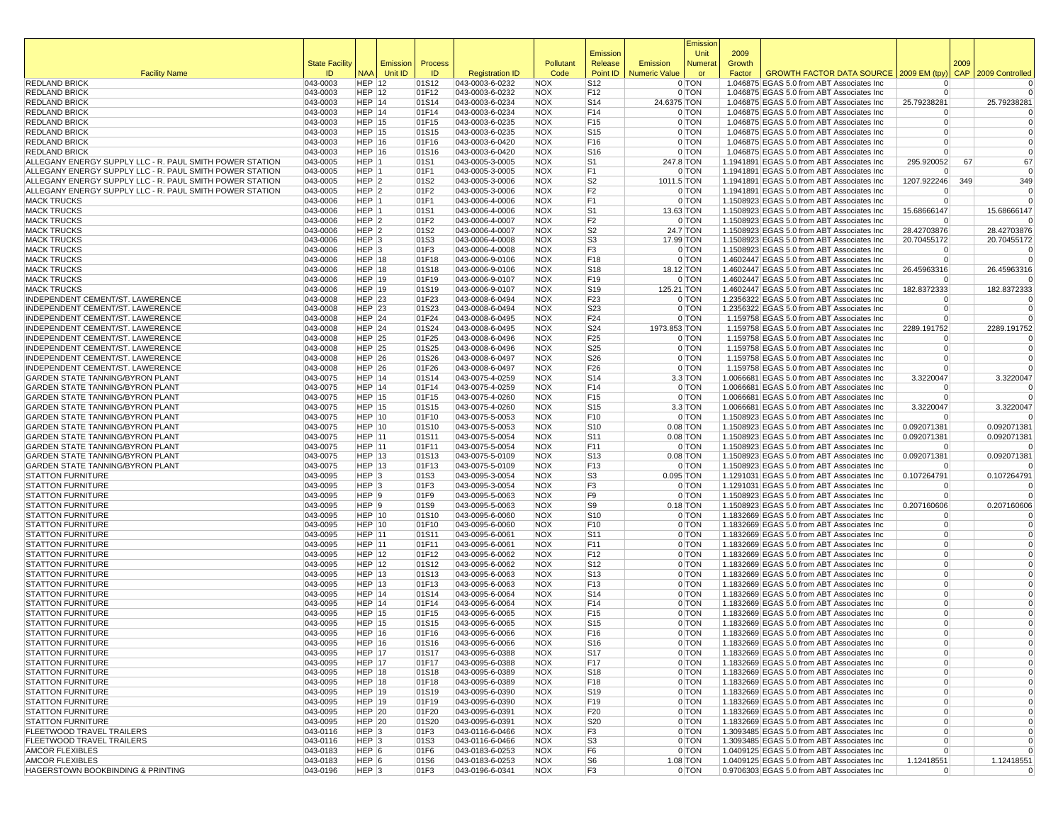| Facility Name | State Facility ID | NAA | Emission Unit ID | Process ID | Registration ID | Pollutant Code | Emission Release Point ID | Emission Numeric Value | Emission Unit Numerator | 2009 Growth Factor | GROWTH FACTOR DATA SOURCE | 2009 EM (tpy) | 2009 CAP | 2009 Controlled |
|---|---|---|---|---|---|---|---|---|---|---|---|---|---|---|
| REDLAND BRICK | 043-0003 | HEP | 12 | 01S12 | 043-0003-6-0232 | NOX | S12 | 0 | TON | 1.046875 | EGAS 5.0 from ABT Associates Inc | 0 | | 0 |
| REDLAND BRICK | 043-0003 | HEP | 12 | 01F12 | 043-0003-6-0232 | NOX | F12 | 0 | TON | 1.046875 | EGAS 5.0 from ABT Associates Inc | 0 | | 0 |
| REDLAND BRICK | 043-0003 | HEP | 14 | 01S14 | 043-0003-6-0234 | NOX | S14 | 24.6375 | TON | 1.046875 | EGAS 5.0 from ABT Associates Inc | 25.79238281 | | 25.79238281 |
| REDLAND BRICK | 043-0003 | HEP | 14 | 01F14 | 043-0003-6-0234 | NOX | F14 | 0 | TON | 1.046875 | EGAS 5.0 from ABT Associates Inc | 0 | | 0 |
| REDLAND BRICK | 043-0003 | HEP | 15 | 01F15 | 043-0003-6-0235 | NOX | F15 | 0 | TON | 1.046875 | EGAS 5.0 from ABT Associates Inc | 0 | | 0 |
| REDLAND BRICK | 043-0003 | HEP | 15 | 01S15 | 043-0003-6-0235 | NOX | S15 | 0 | TON | 1.046875 | EGAS 5.0 from ABT Associates Inc | 0 | | 0 |
| REDLAND BRICK | 043-0003 | HEP | 16 | 01F16 | 043-0003-6-0420 | NOX | F16 | 0 | TON | 1.046875 | EGAS 5.0 from ABT Associates Inc | 0 | | 0 |
| REDLAND BRICK | 043-0003 | HEP | 16 | 01S16 | 043-0003-6-0420 | NOX | S16 | 0 | TON | 1.046875 | EGAS 5.0 from ABT Associates Inc | 0 | | 0 |
| ALLEGANY ENERGY SUPPLY LLC - R. PAUL SMITH POWER STATION | 043-0005 | HEP | 1 | 01S1 | 043-0005-3-0005 | NOX | S1 | 247.8 | TON | 1.1941891 | EGAS 5.0 from ABT Associates Inc | 295.920052 | 67 | 67 |
| ALLEGANY ENERGY SUPPLY LLC - R. PAUL SMITH POWER STATION | 043-0005 | HEP | 1 | 01F1 | 043-0005-3-0005 | NOX | F1 | 0 | TON | 1.1941891 | EGAS 5.0 from ABT Associates Inc | 0 | | 0 |
| ALLEGANY ENERGY SUPPLY LLC - R. PAUL SMITH POWER STATION | 043-0005 | HEP | 2 | 01S2 | 043-0005-3-0006 | NOX | S2 | 1011.5 | TON | 1.1941891 | EGAS 5.0 from ABT Associates Inc | 1207.922246 | 349 | 349 |
| ALLEGANY ENERGY SUPPLY LLC - R. PAUL SMITH POWER STATION | 043-0005 | HEP | 2 | 01F2 | 043-0005-3-0006 | NOX | F2 | 0 | TON | 1.1941891 | EGAS 5.0 from ABT Associates Inc | 0 | | 0 |
| MACK TRUCKS | 043-0006 | HEP | 1 | 01F1 | 043-0006-4-0006 | NOX | F1 | 0 | TON | 1.1508923 | EGAS 5.0 from ABT Associates Inc | 0 | | 0 |
| MACK TRUCKS | 043-0006 | HEP | 1 | 01S1 | 043-0006-4-0006 | NOX | S1 | 13.63 | TON | 1.1508923 | EGAS 5.0 from ABT Associates Inc | 15.68666147 | | 15.68666147 |
| MACK TRUCKS | 043-0006 | HEP | 2 | 01F2 | 043-0006-4-0007 | NOX | F2 | 0 | TON | 1.1508923 | EGAS 5.0 from ABT Associates Inc | 0 | | 0 |
| MACK TRUCKS | 043-0006 | HEP | 2 | 01S2 | 043-0006-4-0007 | NOX | S2 | 24.7 | TON | 1.1508923 | EGAS 5.0 from ABT Associates Inc | 28.42703876 | | 28.42703876 |
| MACK TRUCKS | 043-0006 | HEP | 3 | 01S3 | 043-0006-4-0008 | NOX | S3 | 17.99 | TON | 1.1508923 | EGAS 5.0 from ABT Associates Inc | 20.70455172 | | 20.70455172 |
| MACK TRUCKS | 043-0006 | HEP | 3 | 01F3 | 043-0006-4-0008 | NOX | F3 | 0 | TON | 1.1508923 | EGAS 5.0 from ABT Associates Inc | 0 | | 0 |
| MACK TRUCKS | 043-0006 | HEP | 18 | 01F18 | 043-0006-9-0106 | NOX | F18 | 0 | TON | 1.4602447 | EGAS 5.0 from ABT Associates Inc | 0 | | 0 |
| MACK TRUCKS | 043-0006 | HEP | 18 | 01S18 | 043-0006-9-0106 | NOX | S18 | 18.12 | TON | 1.4602447 | EGAS 5.0 from ABT Associates Inc | 26.45963316 | | 26.45963316 |
| MACK TRUCKS | 043-0006 | HEP | 19 | 01F19 | 043-0006-9-0107 | NOX | F19 | 0 | TON | 1.4602447 | EGAS 5.0 from ABT Associates Inc | 0 | | 0 |
| MACK TRUCKS | 043-0006 | HEP | 19 | 01S19 | 043-0006-9-0107 | NOX | S19 | 125.21 | TON | 1.4602447 | EGAS 5.0 from ABT Associates Inc | 182.8372333 | | 182.8372333 |
| INDEPENDENT CEMENT/ST. LAWERENCE | 043-0008 | HEP | 23 | 01F23 | 043-0008-6-0494 | NOX | F23 | 0 | TON | 1.2356322 | EGAS 5.0 from ABT Associates Inc | 0 | | 0 |
| INDEPENDENT CEMENT/ST. LAWERENCE | 043-0008 | HEP | 23 | 01S23 | 043-0008-6-0494 | NOX | S23 | 0 | TON | 1.2356322 | EGAS 5.0 from ABT Associates Inc | 0 | | 0 |
| INDEPENDENT CEMENT/ST. LAWERENCE | 043-0008 | HEP | 24 | 01F24 | 043-0008-6-0495 | NOX | F24 | 0 | TON | 1.159758 | EGAS 5.0 from ABT Associates Inc | 0 | | 0 |
| INDEPENDENT CEMENT/ST. LAWERENCE | 043-0008 | HEP | 24 | 01S24 | 043-0008-6-0495 | NOX | S24 | 1973.853 | TON | 1.159758 | EGAS 5.0 from ABT Associates Inc | 2289.191752 | | 2289.191752 |
| INDEPENDENT CEMENT/ST. LAWERENCE | 043-0008 | HEP | 25 | 01F25 | 043-0008-6-0496 | NOX | F25 | 0 | TON | 1.159758 | EGAS 5.0 from ABT Associates Inc | 0 | | 0 |
| INDEPENDENT CEMENT/ST. LAWERENCE | 043-0008 | HEP | 25 | 01S25 | 043-0008-6-0496 | NOX | S25 | 0 | TON | 1.159758 | EGAS 5.0 from ABT Associates Inc | 0 | | 0 |
| INDEPENDENT CEMENT/ST. LAWERENCE | 043-0008 | HEP | 26 | 01S26 | 043-0008-6-0497 | NOX | S26 | 0 | TON | 1.159758 | EGAS 5.0 from ABT Associates Inc | 0 | | 0 |
| INDEPENDENT CEMENT/ST. LAWERENCE | 043-0008 | HEP | 26 | 01F26 | 043-0008-6-0497 | NOX | F26 | 0 | TON | 1.159758 | EGAS 5.0 from ABT Associates Inc | 0 | | 0 |
| GARDEN STATE TANNING/BYRON PLANT | 043-0075 | HEP | 14 | 01S14 | 043-0075-4-0259 | NOX | S14 | 3.3 | TON | 1.0066681 | EGAS 5.0 from ABT Associates Inc | 3.3220047 | | 3.3220047 |
| GARDEN STATE TANNING/BYRON PLANT | 043-0075 | HEP | 14 | 01F14 | 043-0075-4-0259 | NOX | F14 | 0 | TON | 1.0066681 | EGAS 5.0 from ABT Associates Inc | 0 | | 0 |
| GARDEN STATE TANNING/BYRON PLANT | 043-0075 | HEP | 15 | 01F15 | 043-0075-4-0260 | NOX | F15 | 0 | TON | 1.0066681 | EGAS 5.0 from ABT Associates Inc | 0 | | 0 |
| GARDEN STATE TANNING/BYRON PLANT | 043-0075 | HEP | 15 | 01S15 | 043-0075-4-0260 | NOX | S15 | 3.3 | TON | 1.0066681 | EGAS 5.0 from ABT Associates Inc | 3.3220047 | | 3.3220047 |
| GARDEN STATE TANNING/BYRON PLANT | 043-0075 | HEP | 10 | 01F10 | 043-0075-5-0053 | NOX | F10 | 0 | TON | 1.1508923 | EGAS 5.0 from ABT Associates Inc | 0 | | 0 |
| GARDEN STATE TANNING/BYRON PLANT | 043-0075 | HEP | 10 | 01S10 | 043-0075-5-0053 | NOX | S10 | 0.08 | TON | 1.1508923 | EGAS 5.0 from ABT Associates Inc | 0.092071381 | | 0.092071381 |
| GARDEN STATE TANNING/BYRON PLANT | 043-0075 | HEP | 11 | 01S11 | 043-0075-5-0054 | NOX | S11 | 0.08 | TON | 1.1508923 | EGAS 5.0 from ABT Associates Inc | 0.092071381 | | 0.092071381 |
| GARDEN STATE TANNING/BYRON PLANT | 043-0075 | HEP | 11 | 01F11 | 043-0075-5-0054 | NOX | F11 | 0 | TON | 1.1508923 | EGAS 5.0 from ABT Associates Inc | 0 | | 0 |
| GARDEN STATE TANNING/BYRON PLANT | 043-0075 | HEP | 13 | 01S13 | 043-0075-5-0109 | NOX | S13 | 0.08 | TON | 1.1508923 | EGAS 5.0 from ABT Associates Inc | 0.092071381 | | 0.092071381 |
| GARDEN STATE TANNING/BYRON PLANT | 043-0075 | HEP | 13 | 01F13 | 043-0075-5-0109 | NOX | F13 | 0 | TON | 1.1508923 | EGAS 5.0 from ABT Associates Inc | 0 | | 0 |
| STATTON FURNITURE | 043-0095 | HEP | 3 | 01S3 | 043-0095-3-0054 | NOX | S3 | 0.095 | TON | 1.1291031 | EGAS 5.0 from ABT Associates Inc | 0.107264791 | | 0.107264791 |
| STATTON FURNITURE | 043-0095 | HEP | 3 | 01F3 | 043-0095-3-0054 | NOX | F3 | 0 | TON | 1.1291031 | EGAS 5.0 from ABT Associates Inc | 0 | | 0 |
| STATTON FURNITURE | 043-0095 | HEP | 9 | 01F9 | 043-0095-5-0063 | NOX | F9 | 0 | TON | 1.1508923 | EGAS 5.0 from ABT Associates Inc | 0 | | 0 |
| STATTON FURNITURE | 043-0095 | HEP | 9 | 01S9 | 043-0095-5-0063 | NOX | S9 | 0.18 | TON | 1.1508923 | EGAS 5.0 from ABT Associates Inc | 0.207160606 | | 0.207160606 |
| STATTON FURNITURE | 043-0095 | HEP | 10 | 01S10 | 043-0095-6-0060 | NOX | S10 | 0 | TON | 1.1832669 | EGAS 5.0 from ABT Associates Inc | 0 | | 0 |
| STATTON FURNITURE | 043-0095 | HEP | 10 | 01F10 | 043-0095-6-0060 | NOX | F10 | 0 | TON | 1.1832669 | EGAS 5.0 from ABT Associates Inc | 0 | | 0 |
| STATTON FURNITURE | 043-0095 | HEP | 11 | 01S11 | 043-0095-6-0061 | NOX | S11 | 0 | TON | 1.1832669 | EGAS 5.0 from ABT Associates Inc | 0 | | 0 |
| STATTON FURNITURE | 043-0095 | HEP | 11 | 01F11 | 043-0095-6-0061 | NOX | F11 | 0 | TON | 1.1832669 | EGAS 5.0 from ABT Associates Inc | 0 | | 0 |
| STATTON FURNITURE | 043-0095 | HEP | 12 | 01F12 | 043-0095-6-0062 | NOX | F12 | 0 | TON | 1.1832669 | EGAS 5.0 from ABT Associates Inc | 0 | | 0 |
| STATTON FURNITURE | 043-0095 | HEP | 12 | 01S12 | 043-0095-6-0062 | NOX | S12 | 0 | TON | 1.1832669 | EGAS 5.0 from ABT Associates Inc | 0 | | 0 |
| STATTON FURNITURE | 043-0095 | HEP | 13 | 01S13 | 043-0095-6-0063 | NOX | S13 | 0 | TON | 1.1832669 | EGAS 5.0 from ABT Associates Inc | 0 | | 0 |
| STATTON FURNITURE | 043-0095 | HEP | 13 | 01F13 | 043-0095-6-0063 | NOX | F13 | 0 | TON | 1.1832669 | EGAS 5.0 from ABT Associates Inc | 0 | | 0 |
| STATTON FURNITURE | 043-0095 | HEP | 14 | 01S14 | 043-0095-6-0064 | NOX | S14 | 0 | TON | 1.1832669 | EGAS 5.0 from ABT Associates Inc | 0 | | 0 |
| STATTON FURNITURE | 043-0095 | HEP | 14 | 01F14 | 043-0095-6-0064 | NOX | F14 | 0 | TON | 1.1832669 | EGAS 5.0 from ABT Associates Inc | 0 | | 0 |
| STATTON FURNITURE | 043-0095 | HEP | 15 | 01F15 | 043-0095-6-0065 | NOX | F15 | 0 | TON | 1.1832669 | EGAS 5.0 from ABT Associates Inc | 0 | | 0 |
| STATTON FURNITURE | 043-0095 | HEP | 15 | 01S15 | 043-0095-6-0065 | NOX | S15 | 0 | TON | 1.1832669 | EGAS 5.0 from ABT Associates Inc | 0 | | 0 |
| STATTON FURNITURE | 043-0095 | HEP | 16 | 01F16 | 043-0095-6-0066 | NOX | F16 | 0 | TON | 1.1832669 | EGAS 5.0 from ABT Associates Inc | 0 | | 0 |
| STATTON FURNITURE | 043-0095 | HEP | 16 | 01S16 | 043-0095-6-0066 | NOX | S16 | 0 | TON | 1.1832669 | EGAS 5.0 from ABT Associates Inc | 0 | | 0 |
| STATTON FURNITURE | 043-0095 | HEP | 17 | 01S17 | 043-0095-6-0388 | NOX | S17 | 0 | TON | 1.1832669 | EGAS 5.0 from ABT Associates Inc | 0 | | 0 |
| STATTON FURNITURE | 043-0095 | HEP | 17 | 01F17 | 043-0095-6-0388 | NOX | F17 | 0 | TON | 1.1832669 | EGAS 5.0 from ABT Associates Inc | 0 | | 0 |
| STATTON FURNITURE | 043-0095 | HEP | 18 | 01S18 | 043-0095-6-0389 | NOX | S18 | 0 | TON | 1.1832669 | EGAS 5.0 from ABT Associates Inc | 0 | | 0 |
| STATTON FURNITURE | 043-0095 | HEP | 18 | 01F18 | 043-0095-6-0389 | NOX | F18 | 0 | TON | 1.1832669 | EGAS 5.0 from ABT Associates Inc | 0 | | 0 |
| STATTON FURNITURE | 043-0095 | HEP | 19 | 01S19 | 043-0095-6-0390 | NOX | S19 | 0 | TON | 1.1832669 | EGAS 5.0 from ABT Associates Inc | 0 | | 0 |
| STATTON FURNITURE | 043-0095 | HEP | 19 | 01F19 | 043-0095-6-0390 | NOX | F19 | 0 | TON | 1.1832669 | EGAS 5.0 from ABT Associates Inc | 0 | | 0 |
| STATTON FURNITURE | 043-0095 | HEP | 20 | 01F20 | 043-0095-6-0391 | NOX | F20 | 0 | TON | 1.1832669 | EGAS 5.0 from ABT Associates Inc | 0 | | 0 |
| STATTON FURNITURE | 043-0095 | HEP | 20 | 01S20 | 043-0095-6-0391 | NOX | S20 | 0 | TON | 1.1832669 | EGAS 5.0 from ABT Associates Inc | 0 | | 0 |
| FLEETWOOD TRAVEL TRAILERS | 043-0116 | HEP | 3 | 01F3 | 043-0116-6-0466 | NOX | F3 | 0 | TON | 1.3093485 | EGAS 5.0 from ABT Associates Inc | 0 | | 0 |
| FLEETWOOD TRAVEL TRAILERS | 043-0116 | HEP | 3 | 01S3 | 043-0116-6-0466 | NOX | S3 | 0 | TON | 1.3093485 | EGAS 5.0 from ABT Associates Inc | 0 | | 0 |
| AMCOR FLEXIBLES | 043-0183 | HEP | 6 | 01F6 | 043-0183-6-0253 | NOX | F6 | 0 | TON | 1.0409125 | EGAS 5.0 from ABT Associates Inc | 0 | | 0 |
| AMCOR FLEXIBLES | 043-0183 | HEP | 6 | 01S6 | 043-0183-6-0253 | NOX | S6 | 1.08 | TON | 1.0409125 | EGAS 5.0 from ABT Associates Inc | 1.12418551 | | 1.12418551 |
| HAGERSTOWN BOOKBINDING & PRINTING | 043-0196 | HEP | 3 | 01F3 | 043-0196-6-0341 | NOX | F3 | 0 | TON | 0.9706303 | EGAS 5.0 from ABT Associates Inc | 0 | | 0 |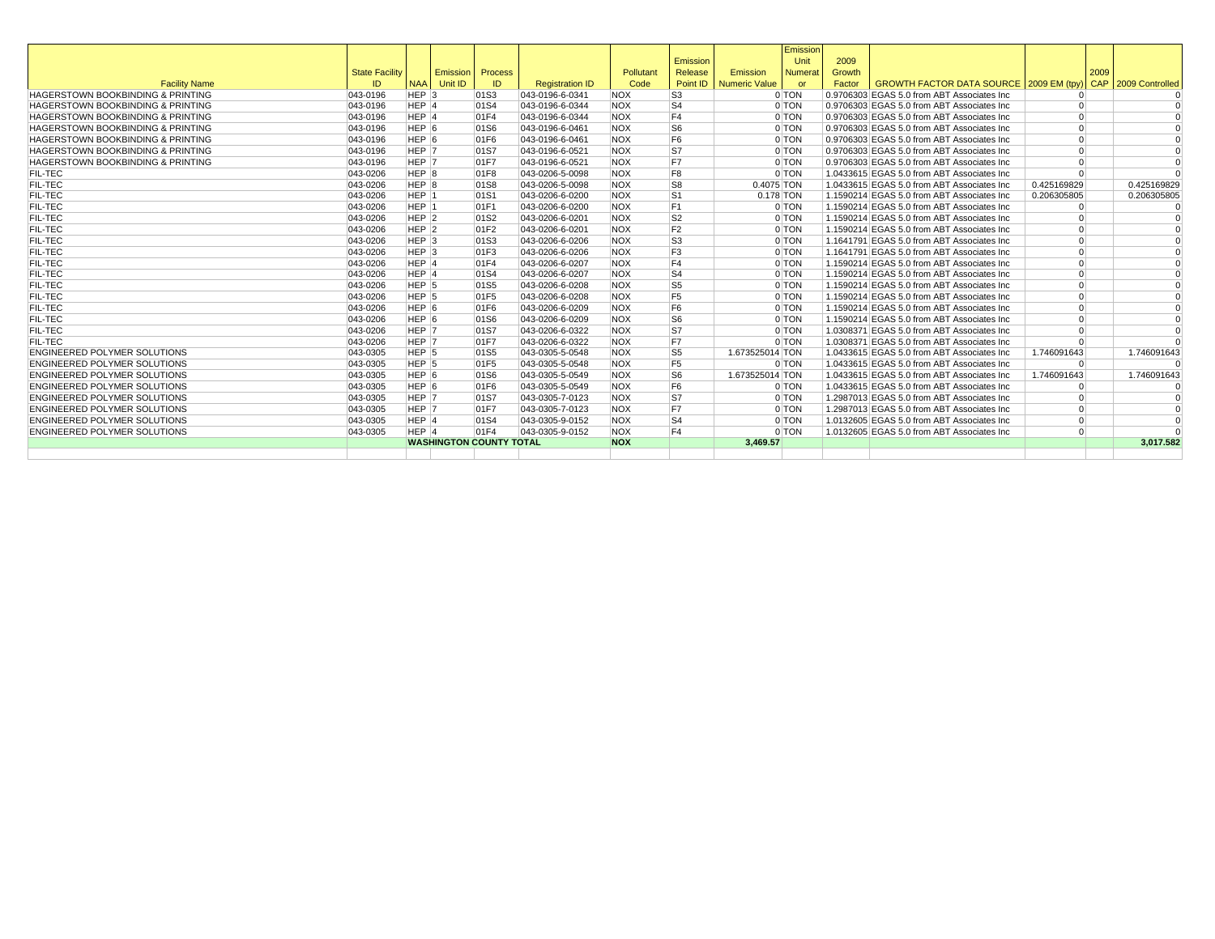| Facility Name | State Facility ID | NAA | Emission Unit ID | Process ID | Registration ID | Pollutant Code | Emission Release Point ID | Emission Numeric Value | Emission Unit Numerator | 2009 Growth Factor | GROWTH FACTOR DATA SOURCE | 2009 EM (tpy) | 2009 CAP | 2009 Controlled |
|---|---|---|---|---|---|---|---|---|---|---|---|---|---|---|
| HAGERSTOWN BOOKBINDING & PRINTING | 043-0196 | HEP | 3 | 01S3 | 043-0196-6-0341 | NOX | S3 | 0 | TON | 0.9706303 | EGAS 5.0 from ABT Associates Inc | 0 | | 0 |
| HAGERSTOWN BOOKBINDING & PRINTING | 043-0196 | HEP | 4 | 01S4 | 043-0196-6-0344 | NOX | S4 | 0 | TON | 0.9706303 | EGAS 5.0 from ABT Associates Inc | 0 | | 0 |
| HAGERSTOWN BOOKBINDING & PRINTING | 043-0196 | HEP | 4 | 01F4 | 043-0196-6-0344 | NOX | F4 | 0 | TON | 0.9706303 | EGAS 5.0 from ABT Associates Inc | 0 | | 0 |
| HAGERSTOWN BOOKBINDING & PRINTING | 043-0196 | HEP | 6 | 01S6 | 043-0196-6-0461 | NOX | S6 | 0 | TON | 0.9706303 | EGAS 5.0 from ABT Associates Inc | 0 | | 0 |
| HAGERSTOWN BOOKBINDING & PRINTING | 043-0196 | HEP | 6 | 01F6 | 043-0196-6-0461 | NOX | F6 | 0 | TON | 0.9706303 | EGAS 5.0 from ABT Associates Inc | 0 | | 0 |
| HAGERSTOWN BOOKBINDING & PRINTING | 043-0196 | HEP | 7 | 01S7 | 043-0196-6-0521 | NOX | S7 | 0 | TON | 0.9706303 | EGAS 5.0 from ABT Associates Inc | 0 | | 0 |
| HAGERSTOWN BOOKBINDING & PRINTING | 043-0196 | HEP | 7 | 01F7 | 043-0196-6-0521 | NOX | F7 | 0 | TON | 0.9706303 | EGAS 5.0 from ABT Associates Inc | 0 | | 0 |
| FIL-TEC | 043-0206 | HEP | 8 | 01F8 | 043-0206-5-0098 | NOX | F8 | 0 | TON | 1.0433615 | EGAS 5.0 from ABT Associates Inc | 0 | | 0 |
| FIL-TEC | 043-0206 | HEP | 8 | 01S8 | 043-0206-5-0098 | NOX | S8 | 0.4075 | TON | 1.0433615 | EGAS 5.0 from ABT Associates Inc | 0.425169829 | | 0.425169829 |
| FIL-TEC | 043-0206 | HEP | 1 | 01S1 | 043-0206-6-0200 | NOX | S1 | 0.178 | TON | 1.1590214 | EGAS 5.0 from ABT Associates Inc | 0.206305805 | | 0.206305805 |
| FIL-TEC | 043-0206 | HEP | 1 | 01F1 | 043-0206-6-0200 | NOX | F1 | 0 | TON | 1.1590214 | EGAS 5.0 from ABT Associates Inc | 0 | | 0 |
| FIL-TEC | 043-0206 | HEP | 2 | 01S2 | 043-0206-6-0201 | NOX | S2 | 0 | TON | 1.1590214 | EGAS 5.0 from ABT Associates Inc | 0 | | 0 |
| FIL-TEC | 043-0206 | HEP | 2 | 01F2 | 043-0206-6-0201 | NOX | F2 | 0 | TON | 1.1590214 | EGAS 5.0 from ABT Associates Inc | 0 | | 0 |
| FIL-TEC | 043-0206 | HEP | 3 | 01S3 | 043-0206-6-0206 | NOX | S3 | 0 | TON | 1.1641791 | EGAS 5.0 from ABT Associates Inc | 0 | | 0 |
| FIL-TEC | 043-0206 | HEP | 3 | 01F3 | 043-0206-6-0206 | NOX | F3 | 0 | TON | 1.1641791 | EGAS 5.0 from ABT Associates Inc | 0 | | 0 |
| FIL-TEC | 043-0206 | HEP | 4 | 01F4 | 043-0206-6-0207 | NOX | F4 | 0 | TON | 1.1590214 | EGAS 5.0 from ABT Associates Inc | 0 | | 0 |
| FIL-TEC | 043-0206 | HEP | 4 | 01S4 | 043-0206-6-0207 | NOX | S4 | 0 | TON | 1.1590214 | EGAS 5.0 from ABT Associates Inc | 0 | | 0 |
| FIL-TEC | 043-0206 | HEP | 5 | 01S5 | 043-0206-6-0208 | NOX | S5 | 0 | TON | 1.1590214 | EGAS 5.0 from ABT Associates Inc | 0 | | 0 |
| FIL-TEC | 043-0206 | HEP | 5 | 01F5 | 043-0206-6-0208 | NOX | F5 | 0 | TON | 1.1590214 | EGAS 5.0 from ABT Associates Inc | 0 | | 0 |
| FIL-TEC | 043-0206 | HEP | 6 | 01F6 | 043-0206-6-0209 | NOX | F6 | 0 | TON | 1.1590214 | EGAS 5.0 from ABT Associates Inc | 0 | | 0 |
| FIL-TEC | 043-0206 | HEP | 6 | 01S6 | 043-0206-6-0209 | NOX | S6 | 0 | TON | 1.1590214 | EGAS 5.0 from ABT Associates Inc | 0 | | 0 |
| FIL-TEC | 043-0206 | HEP | 7 | 01S7 | 043-0206-6-0322 | NOX | S7 | 0 | TON | 1.0308371 | EGAS 5.0 from ABT Associates Inc | 0 | | 0 |
| FIL-TEC | 043-0206 | HEP | 7 | 01F7 | 043-0206-6-0322 | NOX | F7 | 0 | TON | 1.0308371 | EGAS 5.0 from ABT Associates Inc | 0 | | 0 |
| ENGINEERED POLYMER SOLUTIONS | 043-0305 | HEP | 5 | 01S5 | 043-0305-5-0548 | NOX | S5 | 1.673525014 | TON | 1.0433615 | EGAS 5.0 from ABT Associates Inc | 1.746091643 | | 1.746091643 |
| ENGINEERED POLYMER SOLUTIONS | 043-0305 | HEP | 5 | 01F5 | 043-0305-5-0548 | NOX | F5 | 0 | TON | 1.0433615 | EGAS 5.0 from ABT Associates Inc | 0 | | 0 |
| ENGINEERED POLYMER SOLUTIONS | 043-0305 | HEP | 6 | 01S6 | 043-0305-5-0549 | NOX | S6 | 1.673525014 | TON | 1.0433615 | EGAS 5.0 from ABT Associates Inc | 1.746091643 | | 1.746091643 |
| ENGINEERED POLYMER SOLUTIONS | 043-0305 | HEP | 6 | 01F6 | 043-0305-5-0549 | NOX | F6 | 0 | TON | 1.0433615 | EGAS 5.0 from ABT Associates Inc | 0 | | 0 |
| ENGINEERED POLYMER SOLUTIONS | 043-0305 | HEP | 7 | 01S7 | 043-0305-7-0123 | NOX | S7 | 0 | TON | 1.2987013 | EGAS 5.0 from ABT Associates Inc | 0 | | 0 |
| ENGINEERED POLYMER SOLUTIONS | 043-0305 | HEP | 7 | 01F7 | 043-0305-7-0123 | NOX | F7 | 0 | TON | 1.2987013 | EGAS 5.0 from ABT Associates Inc | 0 | | 0 |
| ENGINEERED POLYMER SOLUTIONS | 043-0305 | HEP | 4 | 01S4 | 043-0305-9-0152 | NOX | S4 | 0 | TON | 1.0132605 | EGAS 5.0 from ABT Associates Inc | 0 | | 0 |
| ENGINEERED POLYMER SOLUTIONS | 043-0305 | HEP | 4 | 01F4 | 043-0305-9-0152 | NOX | F4 | 0 | TON | 1.0132605 | EGAS 5.0 from ABT Associates Inc | 0 | | 0 |
| | | **WASHINGTON COUNTY TOTAL** | | | | **NOX** | | **3,469.57** | | | | | | **3,017.582** |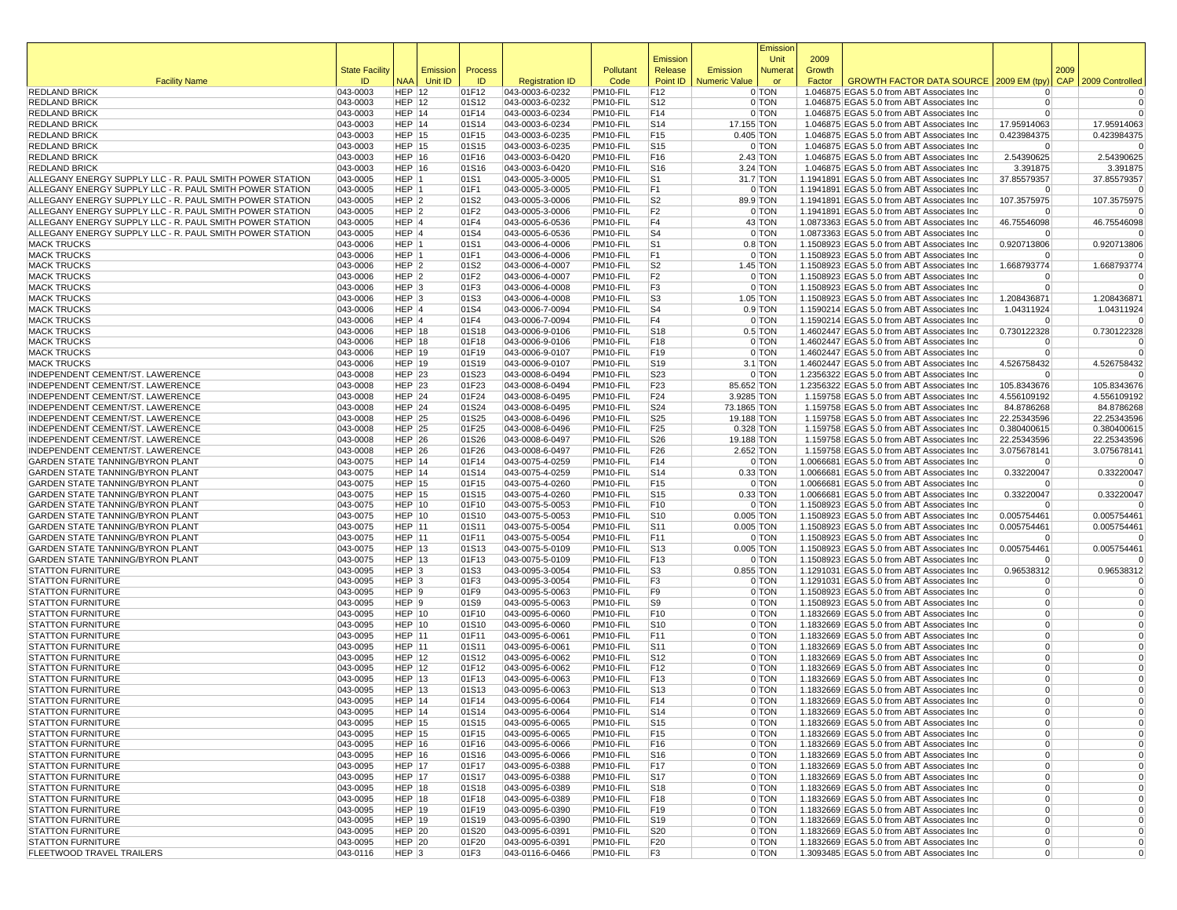| Facility Name | State Facility ID | NAA | Emission Unit ID | Process ID | Registration ID | Pollutant Code | Emission Release Point ID | Emission Numeric Value | Emission Unit Numerator | 2009 Growth Factor | GROWTH FACTOR DATA SOURCE | 2009 EM (tpy) | 2009 CAP | 2009 Controlled |
|---|---|---|---|---|---|---|---|---|---|---|---|---|---|---|
| REDLAND BRICK | 043-0003 | HEP | 12 | 01F12 | 043-0003-6-0232 | PM10-FIL | F12 | 0 | TON | 1.046875 | EGAS 5.0 from ABT Associates Inc | 0 | | 0 |
| REDLAND BRICK | 043-0003 | HEP | 12 | 01S12 | 043-0003-6-0232 | PM10-FIL | S12 | 0 | TON | 1.046875 | EGAS 5.0 from ABT Associates Inc | 0 | | 0 |
| REDLAND BRICK | 043-0003 | HEP | 14 | 01F14 | 043-0003-6-0234 | PM10-FIL | F14 | 0 | TON | 1.046875 | EGAS 5.0 from ABT Associates Inc | 0 | | 0 |
| REDLAND BRICK | 043-0003 | HEP | 14 | 01S14 | 043-0003-6-0234 | PM10-FIL | S14 | 17.155 | TON | 1.046875 | EGAS 5.0 from ABT Associates Inc | 17.95914063 | | 17.95914063 |
| REDLAND BRICK | 043-0003 | HEP | 15 | 01F15 | 043-0003-6-0235 | PM10-FIL | F15 | 0.405 | TON | 1.046875 | EGAS 5.0 from ABT Associates Inc | 0.423984375 | | 0.423984375 |
| REDLAND BRICK | 043-0003 | HEP | 15 | 01S15 | 043-0003-6-0235 | PM10-FIL | S15 | 0 | TON | 1.046875 | EGAS 5.0 from ABT Associates Inc | 0 | | 0 |
| REDLAND BRICK | 043-0003 | HEP | 16 | 01F16 | 043-0003-6-0420 | PM10-FIL | F16 | 2.43 | TON | 1.046875 | EGAS 5.0 from ABT Associates Inc | 2.54390625 | | 2.54390625 |
| REDLAND BRICK | 043-0003 | HEP | 16 | 01S16 | 043-0003-6-0420 | PM10-FIL | S16 | 3.24 | TON | 1.046875 | EGAS 5.0 from ABT Associates Inc | 3.391875 | | 3.391875 |
| ALLEGANY ENERGY SUPPLY LLC - R. PAUL SMITH POWER STATION | 043-0005 | HEP | 1 | 01S1 | 043-0005-3-0005 | PM10-FIL | S1 | 31.7 | TON | 1.1941891 | EGAS 5.0 from ABT Associates Inc | 37.85579357 | | 37.85579357 |
| ALLEGANY ENERGY SUPPLY LLC - R. PAUL SMITH POWER STATION | 043-0005 | HEP | 1 | 01F1 | 043-0005-3-0005 | PM10-FIL | F1 | 0 | TON | 1.1941891 | EGAS 5.0 from ABT Associates Inc | 0 | | 0 |
| ALLEGANY ENERGY SUPPLY LLC - R. PAUL SMITH POWER STATION | 043-0005 | HEP | 2 | 01S2 | 043-0005-3-0006 | PM10-FIL | S2 | 89.9 | TON | 1.1941891 | EGAS 5.0 from ABT Associates Inc | 107.3575975 | | 107.3575975 |
| ALLEGANY ENERGY SUPPLY LLC - R. PAUL SMITH POWER STATION | 043-0005 | HEP | 2 | 01F2 | 043-0005-3-0006 | PM10-FIL | F2 | 0 | TON | 1.1941891 | EGAS 5.0 from ABT Associates Inc | 0 | | 0 |
| ALLEGANY ENERGY SUPPLY LLC - R. PAUL SMITH POWER STATION | 043-0005 | HEP | 4 | 01F4 | 043-0005-6-0536 | PM10-FIL | F4 | 43 | TON | 1.0873363 | EGAS 5.0 from ABT Associates Inc | 46.75546098 | | 46.75546098 |
| ALLEGANY ENERGY SUPPLY LLC - R. PAUL SMITH POWER STATION | 043-0005 | HEP | 4 | 01S4 | 043-0005-6-0536 | PM10-FIL | S4 | 0 | TON | 1.0873363 | EGAS 5.0 from ABT Associates Inc | 0 | | 0 |
| MACK TRUCKS | 043-0006 | HEP | 1 | 01S1 | 043-0006-4-0006 | PM10-FIL | S1 | 0.8 | TON | 1.1508923 | EGAS 5.0 from ABT Associates Inc | 0.920713806 | | 0.920713806 |
| MACK TRUCKS | 043-0006 | HEP | 1 | 01F1 | 043-0006-4-0006 | PM10-FIL | F1 | 0 | TON | 1.1508923 | EGAS 5.0 from ABT Associates Inc | 0 | | 0 |
| MACK TRUCKS | 043-0006 | HEP | 2 | 01S2 | 043-0006-4-0007 | PM10-FIL | S2 | 1.45 | TON | 1.1508923 | EGAS 5.0 from ABT Associates Inc | 1.668793774 | | 1.668793774 |
| MACK TRUCKS | 043-0006 | HEP | 2 | 01F2 | 043-0006-4-0007 | PM10-FIL | F2 | 0 | TON | 1.1508923 | EGAS 5.0 from ABT Associates Inc | 0 | | 0 |
| MACK TRUCKS | 043-0006 | HEP | 3 | 01F3 | 043-0006-4-0008 | PM10-FIL | F3 | 0 | TON | 1.1508923 | EGAS 5.0 from ABT Associates Inc | 0 | | 0 |
| MACK TRUCKS | 043-0006 | HEP | 3 | 01S3 | 043-0006-4-0008 | PM10-FIL | S3 | 1.05 | TON | 1.1508923 | EGAS 5.0 from ABT Associates Inc | 1.208436871 | | 1.208436871 |
| MACK TRUCKS | 043-0006 | HEP | 4 | 01S4 | 043-0006-7-0094 | PM10-FIL | S4 | 0.9 | TON | 1.1590214 | EGAS 5.0 from ABT Associates Inc | 1.04311924 | | 1.04311924 |
| MACK TRUCKS | 043-0006 | HEP | 4 | 01F4 | 043-0006-7-0094 | PM10-FIL | F4 | 0 | TON | 1.1590214 | EGAS 5.0 from ABT Associates Inc | 0 | | 0 |
| MACK TRUCKS | 043-0006 | HEP | 18 | 01S18 | 043-0006-9-0106 | PM10-FIL | S18 | 0.5 | TON | 1.4602447 | EGAS 5.0 from ABT Associates Inc | 0.730122328 | | 0.730122328 |
| MACK TRUCKS | 043-0006 | HEP | 18 | 01F18 | 043-0006-9-0106 | PM10-FIL | F18 | 0 | TON | 1.4602447 | EGAS 5.0 from ABT Associates Inc | 0 | | 0 |
| MACK TRUCKS | 043-0006 | HEP | 19 | 01F19 | 043-0006-9-0107 | PM10-FIL | F19 | 0 | TON | 1.4602447 | EGAS 5.0 from ABT Associates Inc | 0 | | 0 |
| MACK TRUCKS | 043-0006 | HEP | 19 | 01S19 | 043-0006-9-0107 | PM10-FIL | S19 | 3.1 | TON | 1.4602447 | EGAS 5.0 from ABT Associates Inc | 4.526758432 | | 4.526758432 |
| INDEPENDENT CEMENT/ST. LAWERENCE | 043-0008 | HEP | 23 | 01S23 | 043-0008-6-0494 | PM10-FIL | S23 | 0 | TON | 1.2356322 | EGAS 5.0 from ABT Associates Inc | 0 | | 0 |
| INDEPENDENT CEMENT/ST. LAWERENCE | 043-0008 | HEP | 23 | 01F23 | 043-0008-6-0494 | PM10-FIL | F23 | 85.652 | TON | 1.2356322 | EGAS 5.0 from ABT Associates Inc | 105.8343676 | | 105.8343676 |
| INDEPENDENT CEMENT/ST. LAWERENCE | 043-0008 | HEP | 24 | 01F24 | 043-0008-6-0495 | PM10-FIL | F24 | 3.9285 | TON | 1.159758 | EGAS 5.0 from ABT Associates Inc | 4.556109192 | | 4.556109192 |
| INDEPENDENT CEMENT/ST. LAWERENCE | 043-0008 | HEP | 24 | 01S24 | 043-0008-6-0495 | PM10-FIL | S24 | 73.1865 | TON | 1.159758 | EGAS 5.0 from ABT Associates Inc | 84.8786268 | | 84.8786268 |
| INDEPENDENT CEMENT/ST. LAWERENCE | 043-0008 | HEP | 25 | 01S25 | 043-0008-6-0496 | PM10-FIL | S25 | 19.188 | TON | 1.159758 | EGAS 5.0 from ABT Associates Inc | 22.25343596 | | 22.25343596 |
| INDEPENDENT CEMENT/ST. LAWERENCE | 043-0008 | HEP | 25 | 01F25 | 043-0008-6-0496 | PM10-FIL | F25 | 0.328 | TON | 1.159758 | EGAS 5.0 from ABT Associates Inc | 0.380400615 | | 0.380400615 |
| INDEPENDENT CEMENT/ST. LAWERENCE | 043-0008 | HEP | 26 | 01S26 | 043-0008-6-0497 | PM10-FIL | S26 | 19.188 | TON | 1.159758 | EGAS 5.0 from ABT Associates Inc | 22.25343596 | | 22.25343596 |
| INDEPENDENT CEMENT/ST. LAWERENCE | 043-0008 | HEP | 26 | 01F26 | 043-0008-6-0497 | PM10-FIL | F26 | 2.652 | TON | 1.159758 | EGAS 5.0 from ABT Associates Inc | 3.075678141 | | 3.075678141 |
| GARDEN STATE TANNING/BYRON PLANT | 043-0075 | HEP | 14 | 01F14 | 043-0075-4-0259 | PM10-FIL | F14 | 0 | TON | 1.0066681 | EGAS 5.0 from ABT Associates Inc | 0 | | 0 |
| GARDEN STATE TANNING/BYRON PLANT | 043-0075 | HEP | 14 | 01S14 | 043-0075-4-0259 | PM10-FIL | S14 | 0.33 | TON | 1.0066681 | EGAS 5.0 from ABT Associates Inc | 0.33220047 | | 0.33220047 |
| GARDEN STATE TANNING/BYRON PLANT | 043-0075 | HEP | 15 | 01F15 | 043-0075-4-0260 | PM10-FIL | F15 | 0 | TON | 1.0066681 | EGAS 5.0 from ABT Associates Inc | 0 | | 0 |
| GARDEN STATE TANNING/BYRON PLANT | 043-0075 | HEP | 15 | 01S15 | 043-0075-4-0260 | PM10-FIL | S15 | 0.33 | TON | 1.0066681 | EGAS 5.0 from ABT Associates Inc | 0.33220047 | | 0.33220047 |
| GARDEN STATE TANNING/BYRON PLANT | 043-0075 | HEP | 10 | 01F10 | 043-0075-5-0053 | PM10-FIL | F10 | 0 | TON | 1.1508923 | EGAS 5.0 from ABT Associates Inc | 0 | | 0 |
| GARDEN STATE TANNING/BYRON PLANT | 043-0075 | HEP | 10 | 01S10 | 043-0075-5-0053 | PM10-FIL | S10 | 0.005 | TON | 1.1508923 | EGAS 5.0 from ABT Associates Inc | 0.005754461 | | 0.005754461 |
| GARDEN STATE TANNING/BYRON PLANT | 043-0075 | HEP | 11 | 01S11 | 043-0075-5-0054 | PM10-FIL | S11 | 0.005 | TON | 1.1508923 | EGAS 5.0 from ABT Associates Inc | 0.005754461 | | 0.005754461 |
| GARDEN STATE TANNING/BYRON PLANT | 043-0075 | HEP | 11 | 01F11 | 043-0075-5-0054 | PM10-FIL | F11 | 0 | TON | 1.1508923 | EGAS 5.0 from ABT Associates Inc | 0 | | 0 |
| GARDEN STATE TANNING/BYRON PLANT | 043-0075 | HEP | 13 | 01S13 | 043-0075-5-0109 | PM10-FIL | S13 | 0.005 | TON | 1.1508923 | EGAS 5.0 from ABT Associates Inc | 0.005754461 | | 0.005754461 |
| GARDEN STATE TANNING/BYRON PLANT | 043-0075 | HEP | 13 | 01F13 | 043-0075-5-0109 | PM10-FIL | F13 | 0 | TON | 1.1508923 | EGAS 5.0 from ABT Associates Inc | 0 | | 0 |
| STATTON FURNITURE | 043-0095 | HEP | 3 | 01S3 | 043-0095-3-0054 | PM10-FIL | S3 | 0.855 | TON | 1.1291031 | EGAS 5.0 from ABT Associates Inc | 0.96538312 | | 0.96538312 |
| STATTON FURNITURE | 043-0095 | HEP | 3 | 01F3 | 043-0095-3-0054 | PM10-FIL | F3 | 0 | TON | 1.1291031 | EGAS 5.0 from ABT Associates Inc | 0 | | 0 |
| STATTON FURNITURE | 043-0095 | HEP | 9 | 01F9 | 043-0095-5-0063 | PM10-FIL | F9 | 0 | TON | 1.1508923 | EGAS 5.0 from ABT Associates Inc | 0 | | 0 |
| STATTON FURNITURE | 043-0095 | HEP | 9 | 01S9 | 043-0095-5-0063 | PM10-FIL | S9 | 0 | TON | 1.1508923 | EGAS 5.0 from ABT Associates Inc | 0 | | 0 |
| STATTON FURNITURE | 043-0095 | HEP | 10 | 01F10 | 043-0095-6-0060 | PM10-FIL | F10 | 0 | TON | 1.1832669 | EGAS 5.0 from ABT Associates Inc | 0 | | 0 |
| STATTON FURNITURE | 043-0095 | HEP | 10 | 01S10 | 043-0095-6-0060 | PM10-FIL | S10 | 0 | TON | 1.1832669 | EGAS 5.0 from ABT Associates Inc | 0 | | 0 |
| STATTON FURNITURE | 043-0095 | HEP | 11 | 01F11 | 043-0095-6-0061 | PM10-FIL | F11 | 0 | TON | 1.1832669 | EGAS 5.0 from ABT Associates Inc | 0 | | 0 |
| STATTON FURNITURE | 043-0095 | HEP | 11 | 01S11 | 043-0095-6-0061 | PM10-FIL | S11 | 0 | TON | 1.1832669 | EGAS 5.0 from ABT Associates Inc | 0 | | 0 |
| STATTON FURNITURE | 043-0095 | HEP | 12 | 01S12 | 043-0095-6-0062 | PM10-FIL | S12 | 0 | TON | 1.1832669 | EGAS 5.0 from ABT Associates Inc | 0 | | 0 |
| STATTON FURNITURE | 043-0095 | HEP | 12 | 01F12 | 043-0095-6-0062 | PM10-FIL | F12 | 0 | TON | 1.1832669 | EGAS 5.0 from ABT Associates Inc | 0 | | 0 |
| STATTON FURNITURE | 043-0095 | HEP | 13 | 01F13 | 043-0095-6-0063 | PM10-FIL | F13 | 0 | TON | 1.1832669 | EGAS 5.0 from ABT Associates Inc | 0 | | 0 |
| STATTON FURNITURE | 043-0095 | HEP | 13 | 01S13 | 043-0095-6-0063 | PM10-FIL | S13 | 0 | TON | 1.1832669 | EGAS 5.0 from ABT Associates Inc | 0 | | 0 |
| STATTON FURNITURE | 043-0095 | HEP | 14 | 01F14 | 043-0095-6-0064 | PM10-FIL | F14 | 0 | TON | 1.1832669 | EGAS 5.0 from ABT Associates Inc | 0 | | 0 |
| STATTON FURNITURE | 043-0095 | HEP | 14 | 01S14 | 043-0095-6-0064 | PM10-FIL | S14 | 0 | TON | 1.1832669 | EGAS 5.0 from ABT Associates Inc | 0 | | 0 |
| STATTON FURNITURE | 043-0095 | HEP | 15 | 01S15 | 043-0095-6-0065 | PM10-FIL | S15 | 0 | TON | 1.1832669 | EGAS 5.0 from ABT Associates Inc | 0 | | 0 |
| STATTON FURNITURE | 043-0095 | HEP | 15 | 01F15 | 043-0095-6-0065 | PM10-FIL | F15 | 0 | TON | 1.1832669 | EGAS 5.0 from ABT Associates Inc | 0 | | 0 |
| STATTON FURNITURE | 043-0095 | HEP | 16 | 01F16 | 043-0095-6-0066 | PM10-FIL | F16 | 0 | TON | 1.1832669 | EGAS 5.0 from ABT Associates Inc | 0 | | 0 |
| STATTON FURNITURE | 043-0095 | HEP | 16 | 01S16 | 043-0095-6-0066 | PM10-FIL | S16 | 0 | TON | 1.1832669 | EGAS 5.0 from ABT Associates Inc | 0 | | 0 |
| STATTON FURNITURE | 043-0095 | HEP | 17 | 01F17 | 043-0095-6-0388 | PM10-FIL | F17 | 0 | TON | 1.1832669 | EGAS 5.0 from ABT Associates Inc | 0 | | 0 |
| STATTON FURNITURE | 043-0095 | HEP | 17 | 01S17 | 043-0095-6-0388 | PM10-FIL | S17 | 0 | TON | 1.1832669 | EGAS 5.0 from ABT Associates Inc | 0 | | 0 |
| STATTON FURNITURE | 043-0095 | HEP | 18 | 01S18 | 043-0095-6-0389 | PM10-FIL | S18 | 0 | TON | 1.1832669 | EGAS 5.0 from ABT Associates Inc | 0 | | 0 |
| STATTON FURNITURE | 043-0095 | HEP | 18 | 01F18 | 043-0095-6-0389 | PM10-FIL | F18 | 0 | TON | 1.1832669 | EGAS 5.0 from ABT Associates Inc | 0 | | 0 |
| STATTON FURNITURE | 043-0095 | HEP | 19 | 01F19 | 043-0095-6-0390 | PM10-FIL | F19 | 0 | TON | 1.1832669 | EGAS 5.0 from ABT Associates Inc | 0 | | 0 |
| STATTON FURNITURE | 043-0095 | HEP | 19 | 01S19 | 043-0095-6-0390 | PM10-FIL | S19 | 0 | TON | 1.1832669 | EGAS 5.0 from ABT Associates Inc | 0 | | 0 |
| STATTON FURNITURE | 043-0095 | HEP | 20 | 01S20 | 043-0095-6-0391 | PM10-FIL | S20 | 0 | TON | 1.1832669 | EGAS 5.0 from ABT Associates Inc | 0 | | 0 |
| STATTON FURNITURE | 043-0095 | HEP | 20 | 01F20 | 043-0095-6-0391 | PM10-FIL | F20 | 0 | TON | 1.1832669 | EGAS 5.0 from ABT Associates Inc | 0 | | 0 |
| FLEETWOOD TRAVEL TRAILERS | 043-0116 | HEP | 3 | 01F3 | 043-0116-6-0466 | PM10-FIL | F3 | 0 | TON | 1.3093485 | EGAS 5.0 from ABT Associates Inc | 0 | | 0 |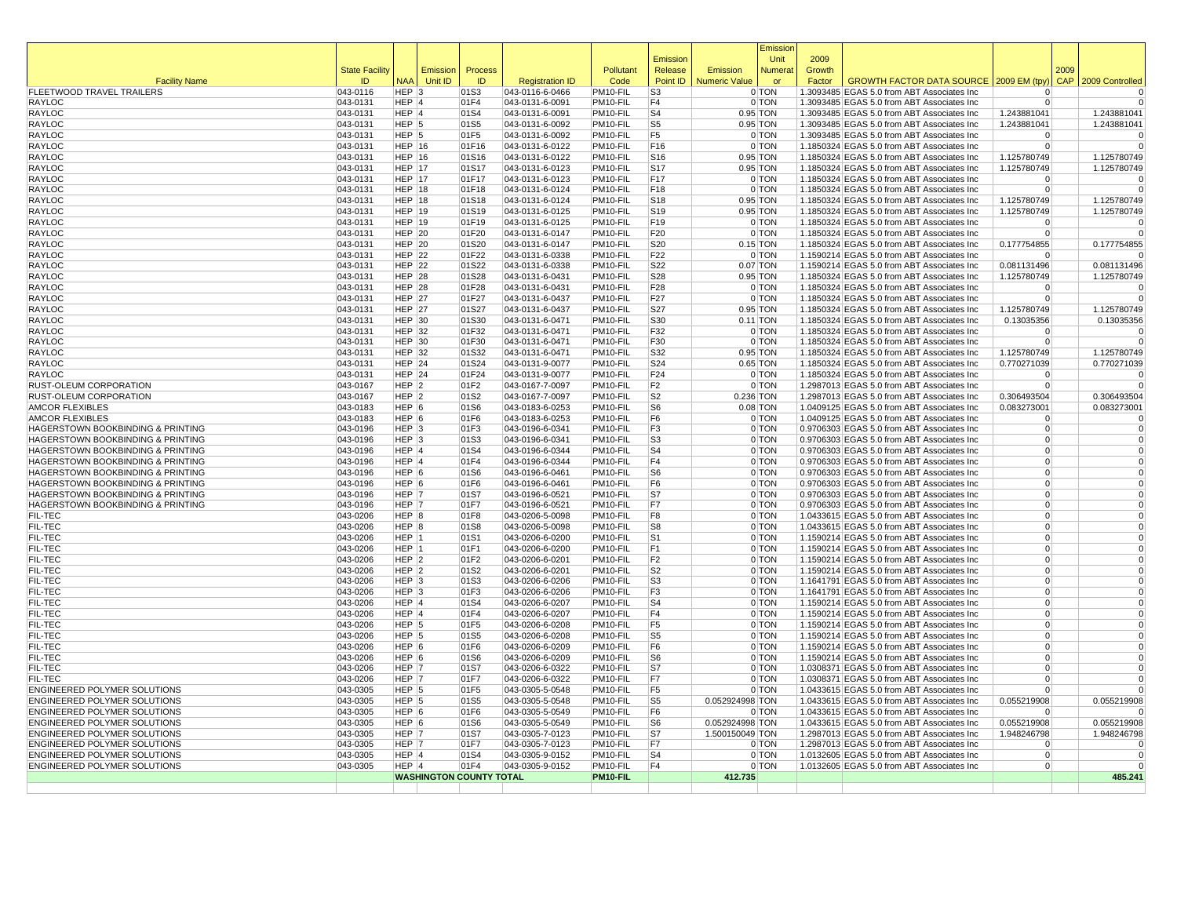| Facility Name | State Facility ID | NAA | Emission Unit ID | Process ID | Registration ID | Pollutant Code | Emission Release Point ID | Emission Numeric Value | Emission Unit Numerator | 2009 Growth Factor | GROWTH FACTOR DATA SOURCE | 2009 EM (tpy) | 2009 CAP | 2009 Controlled |
|---|---|---|---|---|---|---|---|---|---|---|---|---|---|---|
| FLEETWOOD TRAVEL TRAILERS | 043-0116 | HEP | 3 | 01S3 | 043-0116-6-0466 | PM10-FIL | S3 | 0 | TON | 1.3093485 | EGAS 5.0 from ABT Associates Inc | 0 | | 0 |
| RAYLOC | 043-0131 | HEP | 4 | 01F4 | 043-0131-6-0091 | PM10-FIL | F4 | 0 | TON | 1.3093485 | EGAS 5.0 from ABT Associates Inc | 0 | | 0 |
| RAYLOC | 043-0131 | HEP | 4 | 01S4 | 043-0131-6-0091 | PM10-FIL | S4 | 0.95 | TON | 1.3093485 | EGAS 5.0 from ABT Associates Inc | 1.243881041 | | 1.243881041 |
| RAYLOC | 043-0131 | HEP | 5 | 01S5 | 043-0131-6-0092 | PM10-FIL | S5 | 0.95 | TON | 1.3093485 | EGAS 5.0 from ABT Associates Inc | 1.243881041 | | 1.243881041 |
| RAYLOC | 043-0131 | HEP | 5 | 01F5 | 043-0131-6-0092 | PM10-FIL | F5 | 0 | TON | 1.3093485 | EGAS 5.0 from ABT Associates Inc | 0 | | 0 |
| RAYLOC | 043-0131 | HEP | 16 | 01F16 | 043-0131-6-0122 | PM10-FIL | F16 | 0 | TON | 1.1850324 | EGAS 5.0 from ABT Associates Inc | 0 | | 0 |
| RAYLOC | 043-0131 | HEP | 16 | 01S16 | 043-0131-6-0122 | PM10-FIL | S16 | 0.95 | TON | 1.1850324 | EGAS 5.0 from ABT Associates Inc | 1.125780749 | | 1.125780749 |
| RAYLOC | 043-0131 | HEP | 17 | 01S17 | 043-0131-6-0123 | PM10-FIL | S17 | 0.95 | TON | 1.1850324 | EGAS 5.0 from ABT Associates Inc | 1.125780749 | | 1.125780749 |
| RAYLOC | 043-0131 | HEP | 17 | 01F17 | 043-0131-6-0123 | PM10-FIL | F17 | 0 | TON | 1.1850324 | EGAS 5.0 from ABT Associates Inc | 0 | | 0 |
| RAYLOC | 043-0131 | HEP | 18 | 01F18 | 043-0131-6-0124 | PM10-FIL | F18 | 0 | TON | 1.1850324 | EGAS 5.0 from ABT Associates Inc | 0 | | 0 |
| RAYLOC | 043-0131 | HEP | 18 | 01S18 | 043-0131-6-0124 | PM10-FIL | S18 | 0.95 | TON | 1.1850324 | EGAS 5.0 from ABT Associates Inc | 1.125780749 | | 1.125780749 |
| RAYLOC | 043-0131 | HEP | 19 | 01S19 | 043-0131-6-0125 | PM10-FIL | S19 | 0.95 | TON | 1.1850324 | EGAS 5.0 from ABT Associates Inc | 1.125780749 | | 1.125780749 |
| RAYLOC | 043-0131 | HEP | 19 | 01F19 | 043-0131-6-0125 | PM10-FIL | F19 | 0 | TON | 1.1850324 | EGAS 5.0 from ABT Associates Inc | 0 | | 0 |
| RAYLOC | 043-0131 | HEP | 20 | 01F20 | 043-0131-6-0147 | PM10-FIL | F20 | 0 | TON | 1.1850324 | EGAS 5.0 from ABT Associates Inc | 0 | | 0 |
| RAYLOC | 043-0131 | HEP | 20 | 01S20 | 043-0131-6-0147 | PM10-FIL | S20 | 0.15 | TON | 1.1850324 | EGAS 5.0 from ABT Associates Inc | 0.177754855 | | 0.177754855 |
| RAYLOC | 043-0131 | HEP | 22 | 01F22 | 043-0131-6-0338 | PM10-FIL | F22 | 0 | TON | 1.1590214 | EGAS 5.0 from ABT Associates Inc | 0 | | 0 |
| RAYLOC | 043-0131 | HEP | 22 | 01S22 | 043-0131-6-0338 | PM10-FIL | S22 | 0.07 | TON | 1.1590214 | EGAS 5.0 from ABT Associates Inc | 0.081131496 | | 0.081131496 |
| RAYLOC | 043-0131 | HEP | 28 | 01S28 | 043-0131-6-0431 | PM10-FIL | S28 | 0.95 | TON | 1.1850324 | EGAS 5.0 from ABT Associates Inc | 1.125780749 | | 1.125780749 |
| RAYLOC | 043-0131 | HEP | 28 | 01F28 | 043-0131-6-0431 | PM10-FIL | F28 | 0 | TON | 1.1850324 | EGAS 5.0 from ABT Associates Inc | 0 | | 0 |
| RAYLOC | 043-0131 | HEP | 27 | 01F27 | 043-0131-6-0437 | PM10-FIL | F27 | 0 | TON | 1.1850324 | EGAS 5.0 from ABT Associates Inc | 0 | | 0 |
| RAYLOC | 043-0131 | HEP | 27 | 01S27 | 043-0131-6-0437 | PM10-FIL | S27 | 0.95 | TON | 1.1850324 | EGAS 5.0 from ABT Associates Inc | 1.125780749 | | 1.125780749 |
| RAYLOC | 043-0131 | HEP | 30 | 01S30 | 043-0131-6-0471 | PM10-FIL | S30 | 0.11 | TON | 1.1850324 | EGAS 5.0 from ABT Associates Inc | 0.13035356 | | 0.13035356 |
| RAYLOC | 043-0131 | HEP | 32 | 01F32 | 043-0131-6-0471 | PM10-FIL | F32 | 0 | TON | 1.1850324 | EGAS 5.0 from ABT Associates Inc | 0 | | 0 |
| RAYLOC | 043-0131 | HEP | 30 | 01F30 | 043-0131-6-0471 | PM10-FIL | F30 | 0 | TON | 1.1850324 | EGAS 5.0 from ABT Associates Inc | 0 | | 0 |
| RAYLOC | 043-0131 | HEP | 32 | 01S32 | 043-0131-6-0471 | PM10-FIL | S32 | 0.95 | TON | 1.1850324 | EGAS 5.0 from ABT Associates Inc | 1.125780749 | | 1.125780749 |
| RAYLOC | 043-0131 | HEP | 24 | 01S24 | 043-0131-9-0077 | PM10-FIL | S24 | 0.65 | TON | 1.1850324 | EGAS 5.0 from ABT Associates Inc | 0.770271039 | | 0.770271039 |
| RAYLOC | 043-0131 | HEP | 24 | 01F24 | 043-0131-9-0077 | PM10-FIL | F24 | 0 | TON | 1.1850324 | EGAS 5.0 from ABT Associates Inc | 0 | | 0 |
| RUST-OLEUM CORPORATION | 043-0167 | HEP | 2 | 01F2 | 043-0167-7-0097 | PM10-FIL | F2 | 0 | TON | 1.2987013 | EGAS 5.0 from ABT Associates Inc | 0 | | 0 |
| RUST-OLEUM CORPORATION | 043-0167 | HEP | 2 | 01S2 | 043-0167-7-0097 | PM10-FIL | S2 | 0.236 | TON | 1.2987013 | EGAS 5.0 from ABT Associates Inc | 0.306493504 | | 0.306493504 |
| AMCOR FLEXIBLES | 043-0183 | HEP | 6 | 01S6 | 043-0183-6-0253 | PM10-FIL | S6 | 0.08 | TON | 1.0409125 | EGAS 5.0 from ABT Associates Inc | 0.083273001 | | 0.083273001 |
| AMCOR FLEXIBLES | 043-0183 | HEP | 6 | 01F6 | 043-0183-6-0253 | PM10-FIL | F6 | 0 | TON | 1.0409125 | EGAS 5.0 from ABT Associates Inc | 0 | | 0 |
| HAGERSTOWN BOOKBINDING & PRINTING | 043-0196 | HEP | 3 | 01F3 | 043-0196-6-0341 | PM10-FIL | F3 | 0 | TON | 0.9706303 | EGAS 5.0 from ABT Associates Inc | 0 | | 0 |
| HAGERSTOWN BOOKBINDING & PRINTING | 043-0196 | HEP | 3 | 01S3 | 043-0196-6-0341 | PM10-FIL | S3 | 0 | TON | 0.9706303 | EGAS 5.0 from ABT Associates Inc | 0 | | 0 |
| HAGERSTOWN BOOKBINDING & PRINTING | 043-0196 | HEP | 4 | 01S4 | 043-0196-6-0344 | PM10-FIL | S4 | 0 | TON | 0.9706303 | EGAS 5.0 from ABT Associates Inc | 0 | | 0 |
| HAGERSTOWN BOOKBINDING & PRINTING | 043-0196 | HEP | 4 | 01F4 | 043-0196-6-0344 | PM10-FIL | F4 | 0 | TON | 0.9706303 | EGAS 5.0 from ABT Associates Inc | 0 | | 0 |
| HAGERSTOWN BOOKBINDING & PRINTING | 043-0196 | HEP | 6 | 01S6 | 043-0196-6-0461 | PM10-FIL | S6 | 0 | TON | 0.9706303 | EGAS 5.0 from ABT Associates Inc | 0 | | 0 |
| HAGERSTOWN BOOKBINDING & PRINTING | 043-0196 | HEP | 6 | 01F6 | 043-0196-6-0461 | PM10-FIL | F6 | 0 | TON | 0.9706303 | EGAS 5.0 from ABT Associates Inc | 0 | | 0 |
| HAGERSTOWN BOOKBINDING & PRINTING | 043-0196 | HEP | 7 | 01S7 | 043-0196-6-0521 | PM10-FIL | S7 | 0 | TON | 0.9706303 | EGAS 5.0 from ABT Associates Inc | 0 | | 0 |
| HAGERSTOWN BOOKBINDING & PRINTING | 043-0196 | HEP | 7 | 01F7 | 043-0196-6-0521 | PM10-FIL | F7 | 0 | TON | 0.9706303 | EGAS 5.0 from ABT Associates Inc | 0 | | 0 |
| FIL-TEC | 043-0206 | HEP | 8 | 01F8 | 043-0206-5-0098 | PM10-FIL | F8 | 0 | TON | 1.0433615 | EGAS 5.0 from ABT Associates Inc | 0 | | 0 |
| FIL-TEC | 043-0206 | HEP | 8 | 01S8 | 043-0206-5-0098 | PM10-FIL | S8 | 0 | TON | 1.0433615 | EGAS 5.0 from ABT Associates Inc | 0 | | 0 |
| FIL-TEC | 043-0206 | HEP | 1 | 01S1 | 043-0206-6-0200 | PM10-FIL | S1 | 0 | TON | 1.1590214 | EGAS 5.0 from ABT Associates Inc | 0 | | 0 |
| FIL-TEC | 043-0206 | HEP | 1 | 01F1 | 043-0206-6-0200 | PM10-FIL | F1 | 0 | TON | 1.1590214 | EGAS 5.0 from ABT Associates Inc | 0 | | 0 |
| FIL-TEC | 043-0206 | HEP | 2 | 01F2 | 043-0206-6-0201 | PM10-FIL | F2 | 0 | TON | 1.1590214 | EGAS 5.0 from ABT Associates Inc | 0 | | 0 |
| FIL-TEC | 043-0206 | HEP | 2 | 01S2 | 043-0206-6-0201 | PM10-FIL | S2 | 0 | TON | 1.1590214 | EGAS 5.0 from ABT Associates Inc | 0 | | 0 |
| FIL-TEC | 043-0206 | HEP | 3 | 01S3 | 043-0206-6-0206 | PM10-FIL | S3 | 0 | TON | 1.1641791 | EGAS 5.0 from ABT Associates Inc | 0 | | 0 |
| FIL-TEC | 043-0206 | HEP | 3 | 01F3 | 043-0206-6-0206 | PM10-FIL | F3 | 0 | TON | 1.1641791 | EGAS 5.0 from ABT Associates Inc | 0 | | 0 |
| FIL-TEC | 043-0206 | HEP | 4 | 01S4 | 043-0206-6-0207 | PM10-FIL | S4 | 0 | TON | 1.1590214 | EGAS 5.0 from ABT Associates Inc | 0 | | 0 |
| FIL-TEC | 043-0206 | HEP | 4 | 01F4 | 043-0206-6-0207 | PM10-FIL | F4 | 0 | TON | 1.1590214 | EGAS 5.0 from ABT Associates Inc | 0 | | 0 |
| FIL-TEC | 043-0206 | HEP | 5 | 01F5 | 043-0206-6-0208 | PM10-FIL | F5 | 0 | TON | 1.1590214 | EGAS 5.0 from ABT Associates Inc | 0 | | 0 |
| FIL-TEC | 043-0206 | HEP | 5 | 01S5 | 043-0206-6-0208 | PM10-FIL | S5 | 0 | TON | 1.1590214 | EGAS 5.0 from ABT Associates Inc | 0 | | 0 |
| FIL-TEC | 043-0206 | HEP | 6 | 01F6 | 043-0206-6-0209 | PM10-FIL | F6 | 0 | TON | 1.1590214 | EGAS 5.0 from ABT Associates Inc | 0 | | 0 |
| FIL-TEC | 043-0206 | HEP | 6 | 01S6 | 043-0206-6-0209 | PM10-FIL | S6 | 0 | TON | 1.1590214 | EGAS 5.0 from ABT Associates Inc | 0 | | 0 |
| FIL-TEC | 043-0206 | HEP | 7 | 01S7 | 043-0206-6-0322 | PM10-FIL | S7 | 0 | TON | 1.0308371 | EGAS 5.0 from ABT Associates Inc | 0 | | 0 |
| FIL-TEC | 043-0206 | HEP | 7 | 01F7 | 043-0206-6-0322 | PM10-FIL | F7 | 0 | TON | 1.0308371 | EGAS 5.0 from ABT Associates Inc | 0 | | 0 |
| ENGINEERED POLYMER SOLUTIONS | 043-0305 | HEP | 5 | 01F5 | 043-0305-5-0548 | PM10-FIL | F5 | 0 | TON | 1.0433615 | EGAS 5.0 from ABT Associates Inc | 0 | | 0 |
| ENGINEERED POLYMER SOLUTIONS | 043-0305 | HEP | 5 | 01S5 | 043-0305-5-0548 | PM10-FIL | S5 | 0.052924998 | TON | 1.0433615 | EGAS 5.0 from ABT Associates Inc | 0.055219908 | | 0.055219908 |
| ENGINEERED POLYMER SOLUTIONS | 043-0305 | HEP | 6 | 01F6 | 043-0305-5-0549 | PM10-FIL | F6 | 0 | TON | 1.0433615 | EGAS 5.0 from ABT Associates Inc | 0 | | 0 |
| ENGINEERED POLYMER SOLUTIONS | 043-0305 | HEP | 6 | 01S6 | 043-0305-5-0549 | PM10-FIL | S6 | 0.052924998 | TON | 1.0433615 | EGAS 5.0 from ABT Associates Inc | 0.055219908 | | 0.055219908 |
| ENGINEERED POLYMER SOLUTIONS | 043-0305 | HEP | 7 | 01S7 | 043-0305-7-0123 | PM10-FIL | S7 | 1.500150049 | TON | 1.2987013 | EGAS 5.0 from ABT Associates Inc | 1.948246798 | | 1.948246798 |
| ENGINEERED POLYMER SOLUTIONS | 043-0305 | HEP | 7 | 01F7 | 043-0305-7-0123 | PM10-FIL | F7 | 0 | TON | 1.2987013 | EGAS 5.0 from ABT Associates Inc | 0 | | 0 |
| ENGINEERED POLYMER SOLUTIONS | 043-0305 | HEP | 4 | 01S4 | 043-0305-9-0152 | PM10-FIL | S4 | 0 | TON | 1.0132605 | EGAS 5.0 from ABT Associates Inc | 0 | | 0 |
| ENGINEERED POLYMER SOLUTIONS | 043-0305 | HEP | 4 | 01F4 | 043-0305-9-0152 | PM10-FIL | F4 | 0 | TON | 1.0132605 | EGAS 5.0 from ABT Associates Inc | 0 | | 0 |
| | | **WASHINGTON COUNTY TOTAL** | | | | **PM10-FIL** | | **412.735** | | | | | | **485.241** |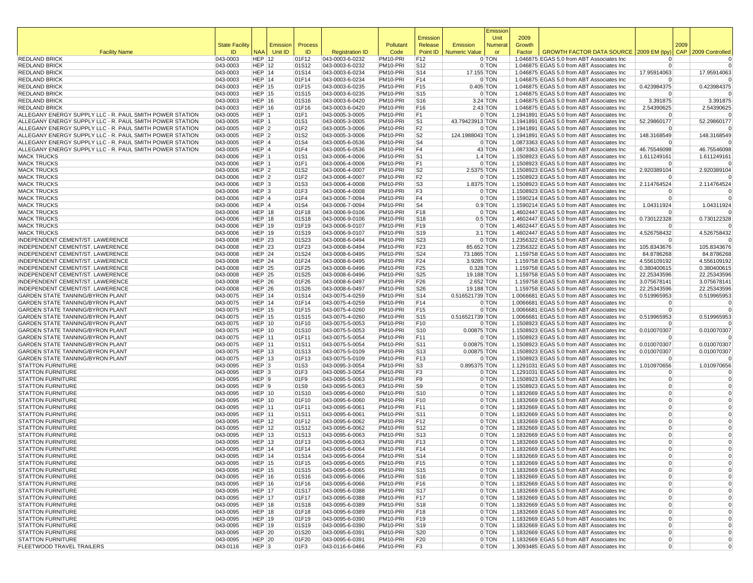| Facility Name | State Facility ID | NAA | Emission Unit ID | Process ID | Registration ID | Pollutant Code | Emission Release Point ID | Emission Numeric Value | Emission Unit Numerator | 2009 Growth Factor | GROWTH FACTOR DATA SOURCE | 2009 EM (tpy) | 2009 CAP | 2009 Controlled |
|---|---|---|---|---|---|---|---|---|---|---|---|---|---|---|
| REDLAND BRICK | 043-0003 | HEP | 12 | 01F12 | 043-0003-6-0232 | PM10-PRI | F12 | 0 | TON | 1.046875 | EGAS 5.0 from ABT Associates Inc | 0 | | 0 |
| REDLAND BRICK | 043-0003 | HEP | 12 | 01S12 | 043-0003-6-0232 | PM10-PRI | S12 | 0 | TON | 1.046875 | EGAS 5.0 from ABT Associates Inc | 0 | | 0 |
| REDLAND BRICK | 043-0003 | HEP | 14 | 01S14 | 043-0003-6-0234 | PM10-PRI | S14 | 17.155 | TON | 1.046875 | EGAS 5.0 from ABT Associates Inc | 17.95914063 | | 17.95914063 |
| REDLAND BRICK | 043-0003 | HEP | 14 | 01F14 | 043-0003-6-0234 | PM10-PRI | F14 | 0 | TON | 1.046875 | EGAS 5.0 from ABT Associates Inc | 0 | | 0 |
| REDLAND BRICK | 043-0003 | HEP | 15 | 01F15 | 043-0003-6-0235 | PM10-PRI | F15 | 0.405 | TON | 1.046875 | EGAS 5.0 from ABT Associates Inc | 0.423984375 | | 0.423984375 |
| REDLAND BRICK | 043-0003 | HEP | 15 | 01S15 | 043-0003-6-0235 | PM10-PRI | S15 | 0 | TON | 1.046875 | EGAS 5.0 from ABT Associates Inc | 0 | | 0 |
| REDLAND BRICK | 043-0003 | HEP | 16 | 01S16 | 043-0003-6-0420 | PM10-PRI | S16 | 3.24 | TON | 1.046875 | EGAS 5.0 from ABT Associates Inc | 3.391875 | | 3.391875 |
| REDLAND BRICK | 043-0003 | HEP | 16 | 01F16 | 043-0003-6-0420 | PM10-PRI | F16 | 2.43 | TON | 1.046875 | EGAS 5.0 from ABT Associates Inc | 2.54390625 | | 2.54390625 |
| ALLEGANY ENERGY SUPPLY LLC - R. PAUL SMITH POWER STATION | 043-0005 | HEP | 1 | 01F1 | 043-0005-3-0005 | PM10-PRI | F1 | 0 | TON | 1.1941891 | EGAS 5.0 from ABT Associates Inc | 0 | | 0 |
| ALLEGANY ENERGY SUPPLY LLC - R. PAUL SMITH POWER STATION | 043-0005 | HEP | 1 | 01S1 | 043-0005-3-0005 | PM10-PRI | S1 | 43.79423913 | TON | 1.1941891 | EGAS 5.0 from ABT Associates Inc | 52.29860177 | | 52.29860177 |
| ALLEGANY ENERGY SUPPLY LLC - R. PAUL SMITH POWER STATION | 043-0005 | HEP | 2 | 01F2 | 043-0005-3-0006 | PM10-PRI | F2 | 0 | TON | 1.1941891 | EGAS 5.0 from ABT Associates Inc | 0 | | 0 |
| ALLEGANY ENERGY SUPPLY LLC - R. PAUL SMITH POWER STATION | 043-0005 | HEP | 2 | 01S2 | 043-0005-3-0006 | PM10-PRI | S2 | 124.1988043 | TON | 1.1941891 | EGAS 5.0 from ABT Associates Inc | 148.3168549 | | 148.3168549 |
| ALLEGANY ENERGY SUPPLY LLC - R. PAUL SMITH POWER STATION | 043-0005 | HEP | 4 | 01S4 | 043-0005-6-0536 | PM10-PRI | S4 | 0 | TON | 1.0873363 | EGAS 5.0 from ABT Associates Inc | 0 | | 0 |
| ALLEGANY ENERGY SUPPLY LLC - R. PAUL SMITH POWER STATION | 043-0005 | HEP | 4 | 01F4 | 043-0005-6-0536 | PM10-PRI | F4 | 43 | TON | 1.0873363 | EGAS 5.0 from ABT Associates Inc | 46.75546098 | | 46.75546098 |
| MACK TRUCKS | 043-0006 | HEP | 1 | 01S1 | 043-0006-4-0006 | PM10-PRI | S1 | 1.4 | TON | 1.1508923 | EGAS 5.0 from ABT Associates Inc | 1.611249161 | | 1.611249161 |
| MACK TRUCKS | 043-0006 | HEP | 1 | 01F1 | 043-0006-4-0006 | PM10-PRI | F1 | 0 | TON | 1.1508923 | EGAS 5.0 from ABT Associates Inc | 0 | | 0 |
| MACK TRUCKS | 043-0006 | HEP | 2 | 01S2 | 043-0006-4-0007 | PM10-PRI | S2 | 2.5375 | TON | 1.1508923 | EGAS 5.0 from ABT Associates Inc | 2.920389104 | | 2.920389104 |
| MACK TRUCKS | 043-0006 | HEP | 2 | 01F2 | 043-0006-4-0007 | PM10-PRI | F2 | 0 | TON | 1.1508923 | EGAS 5.0 from ABT Associates Inc | 0 | | 0 |
| MACK TRUCKS | 043-0006 | HEP | 3 | 01S3 | 043-0006-4-0008 | PM10-PRI | S3 | 1.8375 | TON | 1.1508923 | EGAS 5.0 from ABT Associates Inc | 2.114764524 | | 2.114764524 |
| MACK TRUCKS | 043-0006 | HEP | 3 | 01F3 | 043-0006-4-0008 | PM10-PRI | F3 | 0 | TON | 1.1508923 | EGAS 5.0 from ABT Associates Inc | 0 | | 0 |
| MACK TRUCKS | 043-0006 | HEP | 4 | 01F4 | 043-0006-7-0094 | PM10-PRI | F4 | 0 | TON | 1.1590214 | EGAS 5.0 from ABT Associates Inc | 0 | | 0 |
| MACK TRUCKS | 043-0006 | HEP | 4 | 01S4 | 043-0006-7-0094 | PM10-PRI | S4 | 0.9 | TON | 1.1590214 | EGAS 5.0 from ABT Associates Inc | 1.04311924 | | 1.04311924 |
| MACK TRUCKS | 043-0006 | HEP | 18 | 01F18 | 043-0006-9-0106 | PM10-PRI | F18 | 0 | TON | 1.4602447 | EGAS 5.0 from ABT Associates Inc | 0 | | 0 |
| MACK TRUCKS | 043-0006 | HEP | 18 | 01S18 | 043-0006-9-0106 | PM10-PRI | S18 | 0.5 | TON | 1.4602447 | EGAS 5.0 from ABT Associates Inc | 0.730122328 | | 0.730122328 |
| MACK TRUCKS | 043-0006 | HEP | 19 | 01F19 | 043-0006-9-0107 | PM10-PRI | F19 | 0 | TON | 1.4602447 | EGAS 5.0 from ABT Associates Inc | 0 | | 0 |
| MACK TRUCKS | 043-0006 | HEP | 19 | 01S19 | 043-0006-9-0107 | PM10-PRI | S19 | 3.1 | TON | 1.4602447 | EGAS 5.0 from ABT Associates Inc | 4.526758432 | | 4.526758432 |
| INDEPENDENT CEMENT/ST. LAWERENCE | 043-0008 | HEP | 23 | 01S23 | 043-0008-6-0494 | PM10-PRI | S23 | 0 | TON | 1.2356322 | EGAS 5.0 from ABT Associates Inc | 0 | | 0 |
| INDEPENDENT CEMENT/ST. LAWERENCE | 043-0008 | HEP | 23 | 01F23 | 043-0008-6-0494 | PM10-PRI | F23 | 85.652 | TON | 1.2356322 | EGAS 5.0 from ABT Associates Inc | 105.8343676 | | 105.8343676 |
| INDEPENDENT CEMENT/ST. LAWERENCE | 043-0008 | HEP | 24 | 01S24 | 043-0008-6-0495 | PM10-PRI | S24 | 73.1865 | TON | 1.159758 | EGAS 5.0 from ABT Associates Inc | 84.8786268 | | 84.8786268 |
| INDEPENDENT CEMENT/ST. LAWERENCE | 043-0008 | HEP | 24 | 01F24 | 043-0008-6-0495 | PM10-PRI | F24 | 3.9285 | TON | 1.159758 | EGAS 5.0 from ABT Associates Inc | 4.556109192 | | 4.556109192 |
| INDEPENDENT CEMENT/ST. LAWERENCE | 043-0008 | HEP | 25 | 01F25 | 043-0008-6-0496 | PM10-PRI | F25 | 0.328 | TON | 1.159758 | EGAS 5.0 from ABT Associates Inc | 0.380400615 | | 0.380400615 |
| INDEPENDENT CEMENT/ST. LAWERENCE | 043-0008 | HEP | 25 | 01S25 | 043-0008-6-0496 | PM10-PRI | S25 | 19.188 | TON | 1.159758 | EGAS 5.0 from ABT Associates Inc | 22.25343596 | | 22.25343596 |
| INDEPENDENT CEMENT/ST. LAWERENCE | 043-0008 | HEP | 26 | 01F26 | 043-0008-6-0497 | PM10-PRI | F26 | 2.652 | TON | 1.159758 | EGAS 5.0 from ABT Associates Inc | 3.075678141 | | 3.075678141 |
| INDEPENDENT CEMENT/ST. LAWERENCE | 043-0008 | HEP | 26 | 01S26 | 043-0008-6-0497 | PM10-PRI | S26 | 19.188 | TON | 1.159758 | EGAS 5.0 from ABT Associates Inc | 22.25343596 | | 22.25343596 |
| GARDEN STATE TANNING/BYRON PLANT | 043-0075 | HEP | 14 | 01S14 | 043-0075-4-0259 | PM10-PRI | S14 | 0.516521739 | TON | 1.0066681 | EGAS 5.0 from ABT Associates Inc | 0.519965953 | | 0.519965953 |
| GARDEN STATE TANNING/BYRON PLANT | 043-0075 | HEP | 14 | 01F14 | 043-0075-4-0259 | PM10-PRI | F14 | 0 | TON | 1.0066681 | EGAS 5.0 from ABT Associates Inc | 0 | | 0 |
| GARDEN STATE TANNING/BYRON PLANT | 043-0075 | HEP | 15 | 01F15 | 043-0075-4-0260 | PM10-PRI | F15 | 0 | TON | 1.0066681 | EGAS 5.0 from ABT Associates Inc | 0 | | 0 |
| GARDEN STATE TANNING/BYRON PLANT | 043-0075 | HEP | 15 | 01S15 | 043-0075-4-0260 | PM10-PRI | S15 | 0.516521739 | TON | 1.0066681 | EGAS 5.0 from ABT Associates Inc | 0.519965953 | | 0.519965953 |
| GARDEN STATE TANNING/BYRON PLANT | 043-0075 | HEP | 10 | 01F10 | 043-0075-5-0053 | PM10-PRI | F10 | 0 | TON | 1.1508923 | EGAS 5.0 from ABT Associates Inc | 0 | | 0 |
| GARDEN STATE TANNING/BYRON PLANT | 043-0075 | HEP | 10 | 01S10 | 043-0075-5-0053 | PM10-PRI | S10 | 0.00875 | TON | 1.1508923 | EGAS 5.0 from ABT Associates Inc | 0.010070307 | | 0.010070307 |
| GARDEN STATE TANNING/BYRON PLANT | 043-0075 | HEP | 11 | 01F11 | 043-0075-5-0054 | PM10-PRI | F11 | 0 | TON | 1.1508923 | EGAS 5.0 from ABT Associates Inc | 0 | | 0 |
| GARDEN STATE TANNING/BYRON PLANT | 043-0075 | HEP | 11 | 01S11 | 043-0075-5-0054 | PM10-PRI | S11 | 0.00875 | TON | 1.1508923 | EGAS 5.0 from ABT Associates Inc | 0.010070307 | | 0.010070307 |
| GARDEN STATE TANNING/BYRON PLANT | 043-0075 | HEP | 13 | 01S13 | 043-0075-5-0109 | PM10-PRI | S13 | 0.00875 | TON | 1.1508923 | EGAS 5.0 from ABT Associates Inc | 0.010070307 | | 0.010070307 |
| GARDEN STATE TANNING/BYRON PLANT | 043-0075 | HEP | 13 | 01F13 | 043-0075-5-0109 | PM10-PRI | F13 | 0 | TON | 1.1508923 | EGAS 5.0 from ABT Associates Inc | 0 | | 0 |
| STATTON FURNITURE | 043-0095 | HEP | 3 | 01S3 | 043-0095-3-0054 | PM10-PRI | S3 | 0.895375 | TON | 1.1291031 | EGAS 5.0 from ABT Associates Inc | 1.010970656 | | 1.010970656 |
| STATTON FURNITURE | 043-0095 | HEP | 3 | 01F3 | 043-0095-3-0054 | PM10-PRI | F3 | 0 | TON | 1.1291031 | EGAS 5.0 from ABT Associates Inc | 0 | | 0 |
| STATTON FURNITURE | 043-0095 | HEP | 9 | 01F9 | 043-0095-5-0063 | PM10-PRI | F9 | 0 | TON | 1.1508923 | EGAS 5.0 from ABT Associates Inc | 0 | | 0 |
| STATTON FURNITURE | 043-0095 | HEP | 9 | 01S9 | 043-0095-5-0063 | PM10-PRI | S9 | 0 | TON | 1.1508923 | EGAS 5.0 from ABT Associates Inc | 0 | | 0 |
| STATTON FURNITURE | 043-0095 | HEP | 10 | 01S10 | 043-0095-6-0060 | PM10-PRI | S10 | 0 | TON | 1.1832669 | EGAS 5.0 from ABT Associates Inc | 0 | | 0 |
| STATTON FURNITURE | 043-0095 | HEP | 10 | 01F10 | 043-0095-6-0060 | PM10-PRI | F10 | 0 | TON | 1.1832669 | EGAS 5.0 from ABT Associates Inc | 0 | | 0 |
| STATTON FURNITURE | 043-0095 | HEP | 11 | 01F11 | 043-0095-6-0061 | PM10-PRI | F11 | 0 | TON | 1.1832669 | EGAS 5.0 from ABT Associates Inc | 0 | | 0 |
| STATTON FURNITURE | 043-0095 | HEP | 11 | 01S11 | 043-0095-6-0061 | PM10-PRI | S11 | 0 | TON | 1.1832669 | EGAS 5.0 from ABT Associates Inc | 0 | | 0 |
| STATTON FURNITURE | 043-0095 | HEP | 12 | 01F12 | 043-0095-6-0062 | PM10-PRI | F12 | 0 | TON | 1.1832669 | EGAS 5.0 from ABT Associates Inc | 0 | | 0 |
| STATTON FURNITURE | 043-0095 | HEP | 12 | 01S12 | 043-0095-6-0062 | PM10-PRI | S12 | 0 | TON | 1.1832669 | EGAS 5.0 from ABT Associates Inc | 0 | | 0 |
| STATTON FURNITURE | 043-0095 | HEP | 13 | 01S13 | 043-0095-6-0063 | PM10-PRI | S13 | 0 | TON | 1.1832669 | EGAS 5.0 from ABT Associates Inc | 0 | | 0 |
| STATTON FURNITURE | 043-0095 | HEP | 13 | 01F13 | 043-0095-6-0063 | PM10-PRI | F13 | 0 | TON | 1.1832669 | EGAS 5.0 from ABT Associates Inc | 0 | | 0 |
| STATTON FURNITURE | 043-0095 | HEP | 14 | 01F14 | 043-0095-6-0064 | PM10-PRI | F14 | 0 | TON | 1.1832669 | EGAS 5.0 from ABT Associates Inc | 0 | | 0 |
| STATTON FURNITURE | 043-0095 | HEP | 14 | 01S14 | 043-0095-6-0064 | PM10-PRI | S14 | 0 | TON | 1.1832669 | EGAS 5.0 from ABT Associates Inc | 0 | | 0 |
| STATTON FURNITURE | 043-0095 | HEP | 15 | 01F15 | 043-0095-6-0065 | PM10-PRI | F15 | 0 | TON | 1.1832669 | EGAS 5.0 from ABT Associates Inc | 0 | | 0 |
| STATTON FURNITURE | 043-0095 | HEP | 15 | 01S15 | 043-0095-6-0065 | PM10-PRI | S15 | 0 | TON | 1.1832669 | EGAS 5.0 from ABT Associates Inc | 0 | | 0 |
| STATTON FURNITURE | 043-0095 | HEP | 16 | 01S16 | 043-0095-6-0066 | PM10-PRI | S16 | 0 | TON | 1.1832669 | EGAS 5.0 from ABT Associates Inc | 0 | | 0 |
| STATTON FURNITURE | 043-0095 | HEP | 16 | 01F16 | 043-0095-6-0066 | PM10-PRI | F16 | 0 | TON | 1.1832669 | EGAS 5.0 from ABT Associates Inc | 0 | | 0 |
| STATTON FURNITURE | 043-0095 | HEP | 17 | 01S17 | 043-0095-6-0388 | PM10-PRI | S17 | 0 | TON | 1.1832669 | EGAS 5.0 from ABT Associates Inc | 0 | | 0 |
| STATTON FURNITURE | 043-0095 | HEP | 17 | 01F17 | 043-0095-6-0388 | PM10-PRI | F17 | 0 | TON | 1.1832669 | EGAS 5.0 from ABT Associates Inc | 0 | | 0 |
| STATTON FURNITURE | 043-0095 | HEP | 18 | 01S18 | 043-0095-6-0389 | PM10-PRI | S18 | 0 | TON | 1.1832669 | EGAS 5.0 from ABT Associates Inc | 0 | | 0 |
| STATTON FURNITURE | 043-0095 | HEP | 18 | 01F18 | 043-0095-6-0389 | PM10-PRI | F18 | 0 | TON | 1.1832669 | EGAS 5.0 from ABT Associates Inc | 0 | | 0 |
| STATTON FURNITURE | 043-0095 | HEP | 19 | 01F19 | 043-0095-6-0390 | PM10-PRI | F19 | 0 | TON | 1.1832669 | EGAS 5.0 from ABT Associates Inc | 0 | | 0 |
| STATTON FURNITURE | 043-0095 | HEP | 19 | 01S19 | 043-0095-6-0390 | PM10-PRI | S19 | 0 | TON | 1.1832669 | EGAS 5.0 from ABT Associates Inc | 0 | | 0 |
| STATTON FURNITURE | 043-0095 | HEP | 20 | 01S20 | 043-0095-6-0391 | PM10-PRI | S20 | 0 | TON | 1.1832669 | EGAS 5.0 from ABT Associates Inc | 0 | | 0 |
| STATTON FURNITURE | 043-0095 | HEP | 20 | 01F20 | 043-0095-6-0391 | PM10-PRI | F20 | 0 | TON | 1.1832669 | EGAS 5.0 from ABT Associates Inc | 0 | | 0 |
| FLEETWOOD TRAVEL TRAILERS | 043-0116 | HEP | 3 | 01F3 | 043-0116-6-0466 | PM10-PRI | F3 | 0 | TON | 1.3093485 | EGAS 5.0 from ABT Associates Inc | 0 | | 0 |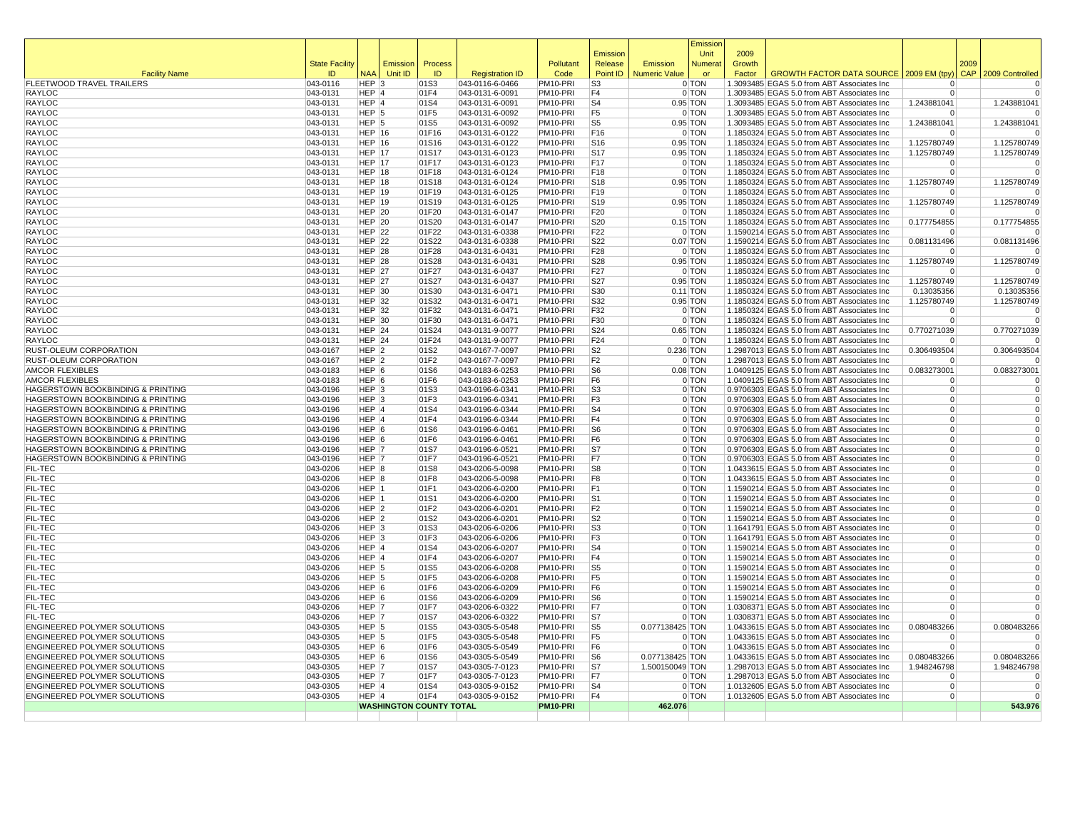| Facility Name | State Facility ID | NAA | Emission Unit ID | Process ID | Registration ID | Pollutant Code | Emission Release Point ID | Emission Numeric Value | Emission Unit Numerator | 2009 Growth Factor | GROWTH FACTOR DATA SOURCE | 2009 EM (tpy) | 2009 CAP | 2009 Controlled |
|---|---|---|---|---|---|---|---|---|---|---|---|---|---|---|
| FLEETWOOD TRAVEL TRAILERS | 043-0116 | HEP | 3 | 01S3 | 043-0116-6-0466 | PM10-PRI | S3 | 0 | TON | 1.3093485 | EGAS 5.0 from ABT Associates Inc | 0 | | 0 |
| RAYLOC | 043-0131 | HEP | 4 | 01F4 | 043-0131-6-0091 | PM10-PRI | F4 | 0 | TON | 1.3093485 | EGAS 5.0 from ABT Associates Inc | 0 | | 0 |
| RAYLOC | 043-0131 | HEP | 4 | 01S4 | 043-0131-6-0091 | PM10-PRI | S4 | 0.95 | TON | 1.3093485 | EGAS 5.0 from ABT Associates Inc | 1.243881041 | | 1.243881041 |
| RAYLOC | 043-0131 | HEP | 5 | 01F5 | 043-0131-6-0092 | PM10-PRI | F5 | 0 | TON | 1.3093485 | EGAS 5.0 from ABT Associates Inc | 0 | | 0 |
| RAYLOC | 043-0131 | HEP | 5 | 01S5 | 043-0131-6-0092 | PM10-PRI | S5 | 0.95 | TON | 1.3093485 | EGAS 5.0 from ABT Associates Inc | 1.243881041 | | 1.243881041 |
| RAYLOC | 043-0131 | HEP | 16 | 01F16 | 043-0131-6-0122 | PM10-PRI | F16 | 0 | TON | 1.1850324 | EGAS 5.0 from ABT Associates Inc | 0 | | 0 |
| RAYLOC | 043-0131 | HEP | 16 | 01S16 | 043-0131-6-0122 | PM10-PRI | S16 | 0.95 | TON | 1.1850324 | EGAS 5.0 from ABT Associates Inc | 1.125780749 | | 1.125780749 |
| RAYLOC | 043-0131 | HEP | 17 | 01S17 | 043-0131-6-0123 | PM10-PRI | S17 | 0.95 | TON | 1.1850324 | EGAS 5.0 from ABT Associates Inc | 1.125780749 | | 1.125780749 |
| RAYLOC | 043-0131 | HEP | 17 | 01F17 | 043-0131-6-0123 | PM10-PRI | F17 | 0 | TON | 1.1850324 | EGAS 5.0 from ABT Associates Inc | 0 | | 0 |
| RAYLOC | 043-0131 | HEP | 18 | 01F18 | 043-0131-6-0124 | PM10-PRI | F18 | 0 | TON | 1.1850324 | EGAS 5.0 from ABT Associates Inc | 0 | | 0 |
| RAYLOC | 043-0131 | HEP | 18 | 01S18 | 043-0131-6-0124 | PM10-PRI | S18 | 0.95 | TON | 1.1850324 | EGAS 5.0 from ABT Associates Inc | 1.125780749 | | 1.125780749 |
| RAYLOC | 043-0131 | HEP | 19 | 01F19 | 043-0131-6-0125 | PM10-PRI | F19 | 0 | TON | 1.1850324 | EGAS 5.0 from ABT Associates Inc | 0 | | 0 |
| RAYLOC | 043-0131 | HEP | 19 | 01S19 | 043-0131-6-0125 | PM10-PRI | S19 | 0.95 | TON | 1.1850324 | EGAS 5.0 from ABT Associates Inc | 1.125780749 | | 1.125780749 |
| RAYLOC | 043-0131 | HEP | 20 | 01F20 | 043-0131-6-0147 | PM10-PRI | F20 | 0 | TON | 1.1850324 | EGAS 5.0 from ABT Associates Inc | 0 | | 0 |
| RAYLOC | 043-0131 | HEP | 20 | 01S20 | 043-0131-6-0147 | PM10-PRI | S20 | 0.15 | TON | 1.1850324 | EGAS 5.0 from ABT Associates Inc | 0.177754855 | | 0.177754855 |
| RAYLOC | 043-0131 | HEP | 22 | 01F22 | 043-0131-6-0338 | PM10-PRI | F22 | 0 | TON | 1.1590214 | EGAS 5.0 from ABT Associates Inc | 0 | | 0 |
| RAYLOC | 043-0131 | HEP | 22 | 01S22 | 043-0131-6-0338 | PM10-PRI | S22 | 0.07 | TON | 1.1590214 | EGAS 5.0 from ABT Associates Inc | 0.081131496 | | 0.081131496 |
| RAYLOC | 043-0131 | HEP | 28 | 01F28 | 043-0131-6-0431 | PM10-PRI | F28 | 0 | TON | 1.1850324 | EGAS 5.0 from ABT Associates Inc | 0 | | 0 |
| RAYLOC | 043-0131 | HEP | 28 | 01S28 | 043-0131-6-0431 | PM10-PRI | S28 | 0.95 | TON | 1.1850324 | EGAS 5.0 from ABT Associates Inc | 1.125780749 | | 1.125780749 |
| RAYLOC | 043-0131 | HEP | 27 | 01F27 | 043-0131-6-0437 | PM10-PRI | F27 | 0 | TON | 1.1850324 | EGAS 5.0 from ABT Associates Inc | 0 | | 0 |
| RAYLOC | 043-0131 | HEP | 27 | 01S27 | 043-0131-6-0437 | PM10-PRI | S27 | 0.95 | TON | 1.1850324 | EGAS 5.0 from ABT Associates Inc | 1.125780749 | | 1.125780749 |
| RAYLOC | 043-0131 | HEP | 30 | 01S30 | 043-0131-6-0471 | PM10-PRI | S30 | 0.11 | TON | 1.1850324 | EGAS 5.0 from ABT Associates Inc | 0.13035356 | | 0.13035356 |
| RAYLOC | 043-0131 | HEP | 32 | 01S32 | 043-0131-6-0471 | PM10-PRI | S32 | 0.95 | TON | 1.1850324 | EGAS 5.0 from ABT Associates Inc | 1.125780749 | | 1.125780749 |
| RAYLOC | 043-0131 | HEP | 32 | 01F32 | 043-0131-6-0471 | PM10-PRI | F32 | 0 | TON | 1.1850324 | EGAS 5.0 from ABT Associates Inc | 0 | | 0 |
| RAYLOC | 043-0131 | HEP | 30 | 01F30 | 043-0131-6-0471 | PM10-PRI | F30 | 0 | TON | 1.1850324 | EGAS 5.0 from ABT Associates Inc | 0 | | 0 |
| RAYLOC | 043-0131 | HEP | 24 | 01S24 | 043-0131-9-0077 | PM10-PRI | S24 | 0.65 | TON | 1.1850324 | EGAS 5.0 from ABT Associates Inc | 0.770271039 | | 0.770271039 |
| RAYLOC | 043-0131 | HEP | 24 | 01F24 | 043-0131-9-0077 | PM10-PRI | F24 | 0 | TON | 1.1850324 | EGAS 5.0 from ABT Associates Inc | 0 | | 0 |
| RUST-OLEUM CORPORATION | 043-0167 | HEP | 2 | 01S2 | 043-0167-7-0097 | PM10-PRI | S2 | 0.236 | TON | 1.2987013 | EGAS 5.0 from ABT Associates Inc | 0.306493504 | | 0.306493504 |
| RUST-OLEUM CORPORATION | 043-0167 | HEP | 2 | 01F2 | 043-0167-7-0097 | PM10-PRI | F2 | 0 | TON | 1.2987013 | EGAS 5.0 from ABT Associates Inc | 0 | | 0 |
| AMCOR FLEXIBLES | 043-0183 | HEP | 6 | 01S6 | 043-0183-6-0253 | PM10-PRI | S6 | 0.08 | TON | 1.0409125 | EGAS 5.0 from ABT Associates Inc | 0.083273001 | | 0.083273001 |
| AMCOR FLEXIBLES | 043-0183 | HEP | 6 | 01F6 | 043-0183-6-0253 | PM10-PRI | F6 | 0 | TON | 1.0409125 | EGAS 5.0 from ABT Associates Inc | 0 | | 0 |
| HAGERSTOWN BOOKBINDING & PRINTING | 043-0196 | HEP | 3 | 01S3 | 043-0196-6-0341 | PM10-PRI | S3 | 0 | TON | 0.9706303 | EGAS 5.0 from ABT Associates Inc | 0 | | 0 |
| HAGERSTOWN BOOKBINDING & PRINTING | 043-0196 | HEP | 3 | 01F3 | 043-0196-6-0341 | PM10-PRI | F3 | 0 | TON | 0.9706303 | EGAS 5.0 from ABT Associates Inc | 0 | | 0 |
| HAGERSTOWN BOOKBINDING & PRINTING | 043-0196 | HEP | 4 | 01S4 | 043-0196-6-0344 | PM10-PRI | S4 | 0 | TON | 0.9706303 | EGAS 5.0 from ABT Associates Inc | 0 | | 0 |
| HAGERSTOWN BOOKBINDING & PRINTING | 043-0196 | HEP | 4 | 01F4 | 043-0196-6-0344 | PM10-PRI | F4 | 0 | TON | 0.9706303 | EGAS 5.0 from ABT Associates Inc | 0 | | 0 |
| HAGERSTOWN BOOKBINDING & PRINTING | 043-0196 | HEP | 6 | 01S6 | 043-0196-6-0461 | PM10-PRI | S6 | 0 | TON | 0.9706303 | EGAS 5.0 from ABT Associates Inc | 0 | | 0 |
| HAGERSTOWN BOOKBINDING & PRINTING | 043-0196 | HEP | 6 | 01F6 | 043-0196-6-0461 | PM10-PRI | F6 | 0 | TON | 0.9706303 | EGAS 5.0 from ABT Associates Inc | 0 | | 0 |
| HAGERSTOWN BOOKBINDING & PRINTING | 043-0196 | HEP | 7 | 01S7 | 043-0196-6-0521 | PM10-PRI | S7 | 0 | TON | 0.9706303 | EGAS 5.0 from ABT Associates Inc | 0 | | 0 |
| HAGERSTOWN BOOKBINDING & PRINTING | 043-0196 | HEP | 7 | 01F7 | 043-0196-6-0521 | PM10-PRI | F7 | 0 | TON | 0.9706303 | EGAS 5.0 from ABT Associates Inc | 0 | | 0 |
| FIL-TEC | 043-0206 | HEP | 8 | 01S8 | 043-0206-5-0098 | PM10-PRI | S8 | 0 | TON | 1.0433615 | EGAS 5.0 from ABT Associates Inc | 0 | | 0 |
| FIL-TEC | 043-0206 | HEP | 8 | 01F8 | 043-0206-5-0098 | PM10-PRI | F8 | 0 | TON | 1.0433615 | EGAS 5.0 from ABT Associates Inc | 0 | | 0 |
| FIL-TEC | 043-0206 | HEP | 1 | 01F1 | 043-0206-6-0200 | PM10-PRI | F1 | 0 | TON | 1.1590214 | EGAS 5.0 from ABT Associates Inc | 0 | | 0 |
| FIL-TEC | 043-0206 | HEP | 1 | 01S1 | 043-0206-6-0200 | PM10-PRI | S1 | 0 | TON | 1.1590214 | EGAS 5.0 from ABT Associates Inc | 0 | | 0 |
| FIL-TEC | 043-0206 | HEP | 2 | 01F2 | 043-0206-6-0201 | PM10-PRI | F2 | 0 | TON | 1.1590214 | EGAS 5.0 from ABT Associates Inc | 0 | | 0 |
| FIL-TEC | 043-0206 | HEP | 2 | 01S2 | 043-0206-6-0201 | PM10-PRI | S2 | 0 | TON | 1.1590214 | EGAS 5.0 from ABT Associates Inc | 0 | | 0 |
| FIL-TEC | 043-0206 | HEP | 3 | 01S3 | 043-0206-6-0206 | PM10-PRI | S3 | 0 | TON | 1.1641791 | EGAS 5.0 from ABT Associates Inc | 0 | | 0 |
| FIL-TEC | 043-0206 | HEP | 3 | 01F3 | 043-0206-6-0206 | PM10-PRI | F3 | 0 | TON | 1.1641791 | EGAS 5.0 from ABT Associates Inc | 0 | | 0 |
| FIL-TEC | 043-0206 | HEP | 4 | 01S4 | 043-0206-6-0207 | PM10-PRI | S4 | 0 | TON | 1.1590214 | EGAS 5.0 from ABT Associates Inc | 0 | | 0 |
| FIL-TEC | 043-0206 | HEP | 4 | 01F4 | 043-0206-6-0207 | PM10-PRI | F4 | 0 | TON | 1.1590214 | EGAS 5.0 from ABT Associates Inc | 0 | | 0 |
| FIL-TEC | 043-0206 | HEP | 5 | 01S5 | 043-0206-6-0208 | PM10-PRI | S5 | 0 | TON | 1.1590214 | EGAS 5.0 from ABT Associates Inc | 0 | | 0 |
| FIL-TEC | 043-0206 | HEP | 5 | 01F5 | 043-0206-6-0208 | PM10-PRI | F5 | 0 | TON | 1.1590214 | EGAS 5.0 from ABT Associates Inc | 0 | | 0 |
| FIL-TEC | 043-0206 | HEP | 6 | 01F6 | 043-0206-6-0209 | PM10-PRI | F6 | 0 | TON | 1.1590214 | EGAS 5.0 from ABT Associates Inc | 0 | | 0 |
| FIL-TEC | 043-0206 | HEP | 6 | 01S6 | 043-0206-6-0209 | PM10-PRI | S6 | 0 | TON | 1.1590214 | EGAS 5.0 from ABT Associates Inc | 0 | | 0 |
| FIL-TEC | 043-0206 | HEP | 7 | 01F7 | 043-0206-6-0322 | PM10-PRI | F7 | 0 | TON | 1.0308371 | EGAS 5.0 from ABT Associates Inc | 0 | | 0 |
| FIL-TEC | 043-0206 | HEP | 7 | 01S7 | 043-0206-6-0322 | PM10-PRI | S7 | 0 | TON | 1.0308371 | EGAS 5.0 from ABT Associates Inc | 0 | | 0 |
| ENGINEERED POLYMER SOLUTIONS | 043-0305 | HEP | 5 | 01S5 | 043-0305-5-0548 | PM10-PRI | S5 | 0.077138425 | TON | 1.0433615 | EGAS 5.0 from ABT Associates Inc | 0.080483266 | | 0.080483266 |
| ENGINEERED POLYMER SOLUTIONS | 043-0305 | HEP | 5 | 01F5 | 043-0305-5-0548 | PM10-PRI | F5 | 0 | TON | 1.0433615 | EGAS 5.0 from ABT Associates Inc | 0 | | 0 |
| ENGINEERED POLYMER SOLUTIONS | 043-0305 | HEP | 6 | 01F6 | 043-0305-5-0549 | PM10-PRI | F6 | 0 | TON | 1.0433615 | EGAS 5.0 from ABT Associates Inc | 0 | | 0 |
| ENGINEERED POLYMER SOLUTIONS | 043-0305 | HEP | 6 | 01S6 | 043-0305-5-0549 | PM10-PRI | S6 | 0.077138425 | TON | 1.0433615 | EGAS 5.0 from ABT Associates Inc | 0.080483266 | | 0.080483266 |
| ENGINEERED POLYMER SOLUTIONS | 043-0305 | HEP | 7 | 01S7 | 043-0305-7-0123 | PM10-PRI | S7 | 1.500150049 | TON | 1.2987013 | EGAS 5.0 from ABT Associates Inc | 1.948246798 | | 1.948246798 |
| ENGINEERED POLYMER SOLUTIONS | 043-0305 | HEP | 7 | 01F7 | 043-0305-7-0123 | PM10-PRI | F7 | 0 | TON | 1.2987013 | EGAS 5.0 from ABT Associates Inc | 0 | | 0 |
| ENGINEERED POLYMER SOLUTIONS | 043-0305 | HEP | 4 | 01S4 | 043-0305-9-0152 | PM10-PRI | S4 | 0 | TON | 1.0132605 | EGAS 5.0 from ABT Associates Inc | 0 | | 0 |
| ENGINEERED POLYMER SOLUTIONS | 043-0305 | HEP | 4 | 01F4 | 043-0305-9-0152 | PM10-PRI | F4 | 0 | TON | 1.0132605 | EGAS 5.0 from ABT Associates Inc | 0 | | 0 |
| | | **WASHINGTON COUNTY TOTAL** | | | | **PM10-PRI** | | **462.076** | | | | | | **543.976** |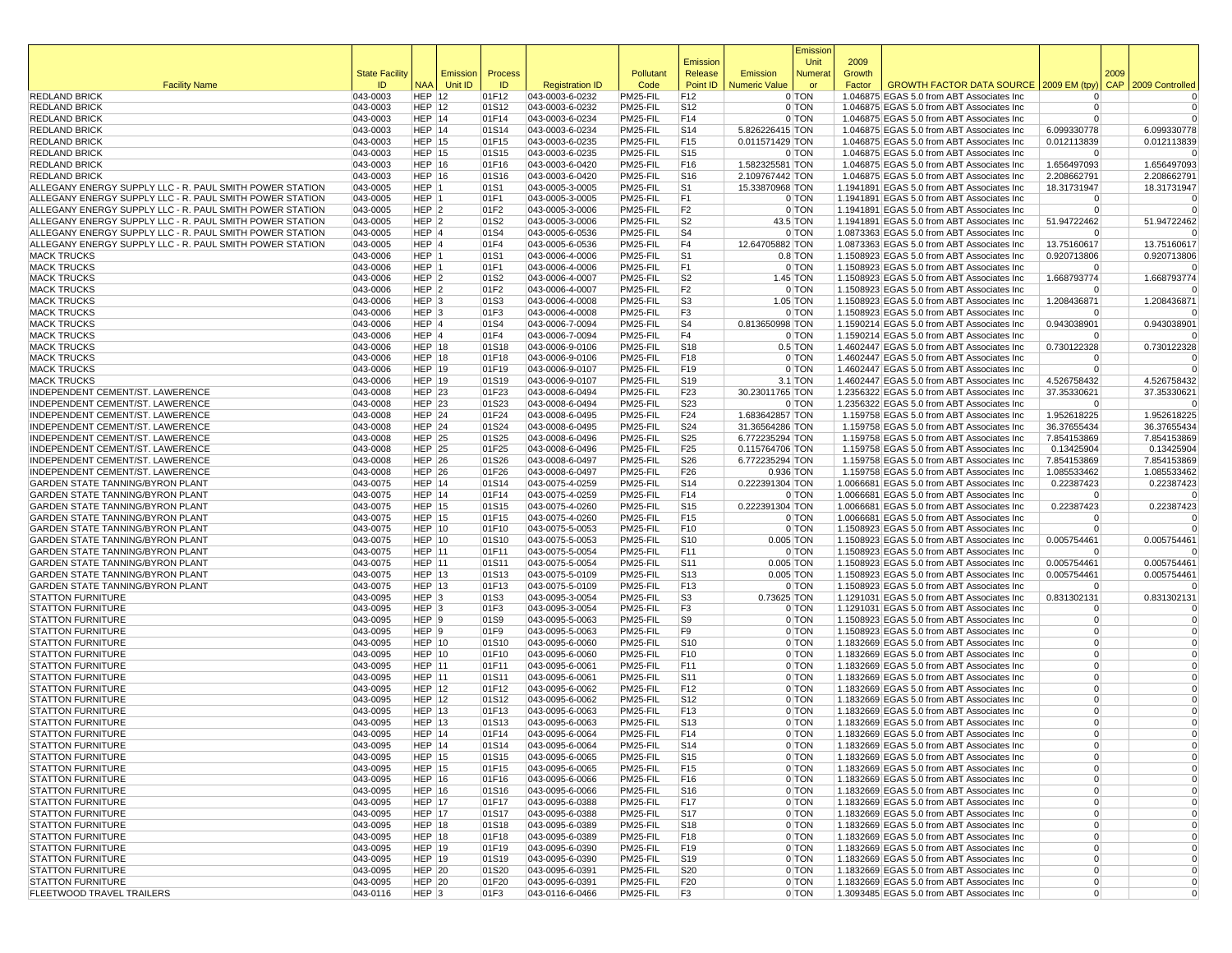| Facility Name | State Facility ID | NAA | Emission Unit ID | Process ID | Registration ID | Pollutant Code | Emission Release Point ID | Emission Numeric Value | Emission Unit Numerator | 2009 Growth Factor | GROWTH FACTOR DATA SOURCE | 2009 EM (tpy) | 2009 CAP | 2009 Controlled |
|---|---|---|---|---|---|---|---|---|---|---|---|---|---|---|
| REDLAND BRICK | 043-0003 | HEP | 12 | 01F12 | 043-0003-6-0232 | PM25-FIL | F12 | 0 | TON | 1.046875 | EGAS 5.0 from ABT Associates Inc | 0 | | 0 |
| REDLAND BRICK | 043-0003 | HEP | 12 | 01S12 | 043-0003-6-0232 | PM25-FIL | S12 | 0 | TON | 1.046875 | EGAS 5.0 from ABT Associates Inc | 0 | | 0 |
| REDLAND BRICK | 043-0003 | HEP | 14 | 01F14 | 043-0003-6-0234 | PM25-FIL | F14 | 0 | TON | 1.046875 | EGAS 5.0 from ABT Associates Inc | 0 | | 0 |
| REDLAND BRICK | 043-0003 | HEP | 14 | 01S14 | 043-0003-6-0234 | PM25-FIL | S14 | 5.826226415 | TON | 1.046875 | EGAS 5.0 from ABT Associates Inc | 6.099330778 | | 6.099330778 |
| REDLAND BRICK | 043-0003 | HEP | 15 | 01F15 | 043-0003-6-0235 | PM25-FIL | F15 | 0.011571429 | TON | 1.046875 | EGAS 5.0 from ABT Associates Inc | 0.012113839 | | 0.012113839 |
| REDLAND BRICK | 043-0003 | HEP | 15 | 01S15 | 043-0003-6-0235 | PM25-FIL | S15 | 0 | TON | 1.046875 | EGAS 5.0 from ABT Associates Inc | 0 | | 0 |
| REDLAND BRICK | 043-0003 | HEP | 16 | 01F16 | 043-0003-6-0420 | PM25-FIL | F16 | 1.582325581 | TON | 1.046875 | EGAS 5.0 from ABT Associates Inc | 1.656497093 | | 1.656497093 |
| REDLAND BRICK | 043-0003 | HEP | 16 | 01S16 | 043-0003-6-0420 | PM25-FIL | S16 | 2.109767442 | TON | 1.046875 | EGAS 5.0 from ABT Associates Inc | 2.208662791 | | 2.208662791 |
| ALLEGANY ENERGY SUPPLY LLC - R. PAUL SMITH POWER STATION | 043-0005 | HEP | 1 | 01S1 | 043-0005-3-0005 | PM25-FIL | S1 | 15.33870968 | TON | 1.1941891 | EGAS 5.0 from ABT Associates Inc | 18.31731947 | | 18.31731947 |
| ALLEGANY ENERGY SUPPLY LLC - R. PAUL SMITH POWER STATION | 043-0005 | HEP | 1 | 01F1 | 043-0005-3-0005 | PM25-FIL | F1 | 0 | TON | 1.1941891 | EGAS 5.0 from ABT Associates Inc | 0 | | 0 |
| ALLEGANY ENERGY SUPPLY LLC - R. PAUL SMITH POWER STATION | 043-0005 | HEP | 2 | 01F2 | 043-0005-3-0006 | PM25-FIL | F2 | 0 | TON | 1.1941891 | EGAS 5.0 from ABT Associates Inc | 0 | | 0 |
| ALLEGANY ENERGY SUPPLY LLC - R. PAUL SMITH POWER STATION | 043-0005 | HEP | 2 | 01S2 | 043-0005-3-0006 | PM25-FIL | S2 | 43.5 | TON | 1.1941891 | EGAS 5.0 from ABT Associates Inc | 51.94722462 | | 51.94722462 |
| ALLEGANY ENERGY SUPPLY LLC - R. PAUL SMITH POWER STATION | 043-0005 | HEP | 4 | 01S4 | 043-0005-6-0536 | PM25-FIL | S4 | 0 | TON | 1.0873363 | EGAS 5.0 from ABT Associates Inc | 0 | | 0 |
| ALLEGANY ENERGY SUPPLY LLC - R. PAUL SMITH POWER STATION | 043-0005 | HEP | 4 | 01F4 | 043-0005-6-0536 | PM25-FIL | F4 | 12.64705882 | TON | 1.0873363 | EGAS 5.0 from ABT Associates Inc | 13.75160617 | | 13.75160617 |
| MACK TRUCKS | 043-0006 | HEP | 1 | 01S1 | 043-0006-4-0006 | PM25-FIL | S1 | 0.8 | TON | 1.1508923 | EGAS 5.0 from ABT Associates Inc | 0.920713806 | | 0.920713806 |
| MACK TRUCKS | 043-0006 | HEP | 1 | 01F1 | 043-0006-4-0006 | PM25-FIL | F1 | 0 | TON | 1.1508923 | EGAS 5.0 from ABT Associates Inc | 0 | | 0 |
| MACK TRUCKS | 043-0006 | HEP | 2 | 01S2 | 043-0006-4-0007 | PM25-FIL | S2 | 1.45 | TON | 1.1508923 | EGAS 5.0 from ABT Associates Inc | 1.668793774 | | 1.668793774 |
| MACK TRUCKS | 043-0006 | HEP | 2 | 01F2 | 043-0006-4-0007 | PM25-FIL | F2 | 0 | TON | 1.1508923 | EGAS 5.0 from ABT Associates Inc | 0 | | 0 |
| MACK TRUCKS | 043-0006 | HEP | 3 | 01S3 | 043-0006-4-0008 | PM25-FIL | S3 | 1.05 | TON | 1.1508923 | EGAS 5.0 from ABT Associates Inc | 1.208436871 | | 1.208436871 |
| MACK TRUCKS | 043-0006 | HEP | 3 | 01F3 | 043-0006-4-0008 | PM25-FIL | F3 | 0 | TON | 1.1508923 | EGAS 5.0 from ABT Associates Inc | 0 | | 0 |
| MACK TRUCKS | 043-0006 | HEP | 4 | 01S4 | 043-0006-7-0094 | PM25-FIL | S4 | 0.813650998 | TON | 1.1590214 | EGAS 5.0 from ABT Associates Inc | 0.943038901 | | 0.943038901 |
| MACK TRUCKS | 043-0006 | HEP | 4 | 01F4 | 043-0006-7-0094 | PM25-FIL | F4 | 0 | TON | 1.1590214 | EGAS 5.0 from ABT Associates Inc | 0 | | 0 |
| MACK TRUCKS | 043-0006 | HEP | 18 | 01S18 | 043-0006-9-0106 | PM25-FIL | S18 | 0.5 | TON | 1.4602447 | EGAS 5.0 from ABT Associates Inc | 0.730122328 | | 0.730122328 |
| MACK TRUCKS | 043-0006 | HEP | 18 | 01F18 | 043-0006-9-0106 | PM25-FIL | F18 | 0 | TON | 1.4602447 | EGAS 5.0 from ABT Associates Inc | 0 | | 0 |
| MACK TRUCKS | 043-0006 | HEP | 19 | 01F19 | 043-0006-9-0107 | PM25-FIL | F19 | 0 | TON | 1.4602447 | EGAS 5.0 from ABT Associates Inc | 0 | | 0 |
| MACK TRUCKS | 043-0006 | HEP | 19 | 01S19 | 043-0006-9-0107 | PM25-FIL | S19 | 3.1 | TON | 1.4602447 | EGAS 5.0 from ABT Associates Inc | 4.526758432 | | 4.526758432 |
| INDEPENDENT CEMENT/ST. LAWERENCE | 043-0008 | HEP | 23 | 01F23 | 043-0008-6-0494 | PM25-FIL | F23 | 30.23011765 | TON | 1.2356322 | EGAS 5.0 from ABT Associates Inc | 37.35330621 | | 37.35330621 |
| INDEPENDENT CEMENT/ST. LAWERENCE | 043-0008 | HEP | 23 | 01S23 | 043-0008-6-0494 | PM25-FIL | S23 | 0 | TON | 1.2356322 | EGAS 5.0 from ABT Associates Inc | 0 | | 0 |
| INDEPENDENT CEMENT/ST. LAWERENCE | 043-0008 | HEP | 24 | 01F24 | 043-0008-6-0495 | PM25-FIL | F24 | 1.683642857 | TON | 1.159758 | EGAS 5.0 from ABT Associates Inc | 1.952618225 | | 1.952618225 |
| INDEPENDENT CEMENT/ST. LAWERENCE | 043-0008 | HEP | 24 | 01S24 | 043-0008-6-0495 | PM25-FIL | S24 | 31.36564286 | TON | 1.159758 | EGAS 5.0 from ABT Associates Inc | 36.37655434 | | 36.37655434 |
| INDEPENDENT CEMENT/ST. LAWERENCE | 043-0008 | HEP | 25 | 01S25 | 043-0008-6-0496 | PM25-FIL | S25 | 6.772235294 | TON | 1.159758 | EGAS 5.0 from ABT Associates Inc | 7.854153869 | | 7.854153869 |
| INDEPENDENT CEMENT/ST. LAWERENCE | 043-0008 | HEP | 25 | 01F25 | 043-0008-6-0496 | PM25-FIL | F25 | 0.115764706 | TON | 1.159758 | EGAS 5.0 from ABT Associates Inc | 0.13425904 | | 0.13425904 |
| INDEPENDENT CEMENT/ST. LAWERENCE | 043-0008 | HEP | 26 | 01S26 | 043-0008-6-0497 | PM25-FIL | S26 | 6.772235294 | TON | 1.159758 | EGAS 5.0 from ABT Associates Inc | 7.854153869 | | 7.854153869 |
| INDEPENDENT CEMENT/ST. LAWERENCE | 043-0008 | HEP | 26 | 01F26 | 043-0008-6-0497 | PM25-FIL | F26 | 0.936 | TON | 1.159758 | EGAS 5.0 from ABT Associates Inc | 1.085533462 | | 1.085533462 |
| GARDEN STATE TANNING/BYRON PLANT | 043-0075 | HEP | 14 | 01S14 | 043-0075-4-0259 | PM25-FIL | S14 | 0.222391304 | TON | 1.0066681 | EGAS 5.0 from ABT Associates Inc | 0.22387423 | | 0.22387423 |
| GARDEN STATE TANNING/BYRON PLANT | 043-0075 | HEP | 14 | 01F14 | 043-0075-4-0259 | PM25-FIL | F14 | 0 | TON | 1.0066681 | EGAS 5.0 from ABT Associates Inc | 0 | | 0 |
| GARDEN STATE TANNING/BYRON PLANT | 043-0075 | HEP | 15 | 01S15 | 043-0075-4-0260 | PM25-FIL | S15 | 0.222391304 | TON | 1.0066681 | EGAS 5.0 from ABT Associates Inc | 0.22387423 | | 0.22387423 |
| GARDEN STATE TANNING/BYRON PLANT | 043-0075 | HEP | 15 | 01F15 | 043-0075-4-0260 | PM25-FIL | F15 | 0 | TON | 1.0066681 | EGAS 5.0 from ABT Associates Inc | 0 | | 0 |
| GARDEN STATE TANNING/BYRON PLANT | 043-0075 | HEP | 10 | 01F10 | 043-0075-5-0053 | PM25-FIL | F10 | 0 | TON | 1.1508923 | EGAS 5.0 from ABT Associates Inc | 0 | | 0 |
| GARDEN STATE TANNING/BYRON PLANT | 043-0075 | HEP | 10 | 01S10 | 043-0075-5-0053 | PM25-FIL | S10 | 0.005 | TON | 1.1508923 | EGAS 5.0 from ABT Associates Inc | 0.005754461 | | 0.005754461 |
| GARDEN STATE TANNING/BYRON PLANT | 043-0075 | HEP | 11 | 01F11 | 043-0075-5-0054 | PM25-FIL | F11 | 0 | TON | 1.1508923 | EGAS 5.0 from ABT Associates Inc | 0 | | 0 |
| GARDEN STATE TANNING/BYRON PLANT | 043-0075 | HEP | 11 | 01S11 | 043-0075-5-0054 | PM25-FIL | S11 | 0.005 | TON | 1.1508923 | EGAS 5.0 from ABT Associates Inc | 0.005754461 | | 0.005754461 |
| GARDEN STATE TANNING/BYRON PLANT | 043-0075 | HEP | 13 | 01S13 | 043-0075-5-0109 | PM25-FIL | S13 | 0.005 | TON | 1.1508923 | EGAS 5.0 from ABT Associates Inc | 0.005754461 | | 0.005754461 |
| GARDEN STATE TANNING/BYRON PLANT | 043-0075 | HEP | 13 | 01F13 | 043-0075-5-0109 | PM25-FIL | F13 | 0 | TON | 1.1508923 | EGAS 5.0 from ABT Associates Inc | 0 | | 0 |
| STATTON FURNITURE | 043-0095 | HEP | 3 | 01S3 | 043-0095-3-0054 | PM25-FIL | S3 | 0.73625 | TON | 1.1291031 | EGAS 5.0 from ABT Associates Inc | 0.831302131 | | 0.831302131 |
| STATTON FURNITURE | 043-0095 | HEP | 3 | 01F3 | 043-0095-3-0054 | PM25-FIL | F3 | 0 | TON | 1.1291031 | EGAS 5.0 from ABT Associates Inc | 0 | | 0 |
| STATTON FURNITURE | 043-0095 | HEP | 9 | 01S9 | 043-0095-5-0063 | PM25-FIL | S9 | 0 | TON | 1.1508923 | EGAS 5.0 from ABT Associates Inc | 0 | | 0 |
| STATTON FURNITURE | 043-0095 | HEP | 9 | 01F9 | 043-0095-5-0063 | PM25-FIL | F9 | 0 | TON | 1.1508923 | EGAS 5.0 from ABT Associates Inc | 0 | | 0 |
| STATTON FURNITURE | 043-0095 | HEP | 10 | 01S10 | 043-0095-6-0060 | PM25-FIL | S10 | 0 | TON | 1.1832669 | EGAS 5.0 from ABT Associates Inc | 0 | | 0 |
| STATTON FURNITURE | 043-0095 | HEP | 10 | 01F10 | 043-0095-6-0060 | PM25-FIL | F10 | 0 | TON | 1.1832669 | EGAS 5.0 from ABT Associates Inc | 0 | | 0 |
| STATTON FURNITURE | 043-0095 | HEP | 11 | 01F11 | 043-0095-6-0061 | PM25-FIL | F11 | 0 | TON | 1.1832669 | EGAS 5.0 from ABT Associates Inc | 0 | | 0 |
| STATTON FURNITURE | 043-0095 | HEP | 11 | 01S11 | 043-0095-6-0061 | PM25-FIL | S11 | 0 | TON | 1.1832669 | EGAS 5.0 from ABT Associates Inc | 0 | | 0 |
| STATTON FURNITURE | 043-0095 | HEP | 12 | 01F12 | 043-0095-6-0062 | PM25-FIL | F12 | 0 | TON | 1.1832669 | EGAS 5.0 from ABT Associates Inc | 0 | | 0 |
| STATTON FURNITURE | 043-0095 | HEP | 12 | 01S12 | 043-0095-6-0062 | PM25-FIL | S12 | 0 | TON | 1.1832669 | EGAS 5.0 from ABT Associates Inc | 0 | | 0 |
| STATTON FURNITURE | 043-0095 | HEP | 13 | 01F13 | 043-0095-6-0063 | PM25-FIL | F13 | 0 | TON | 1.1832669 | EGAS 5.0 from ABT Associates Inc | 0 | | 0 |
| STATTON FURNITURE | 043-0095 | HEP | 13 | 01S13 | 043-0095-6-0063 | PM25-FIL | S13 | 0 | TON | 1.1832669 | EGAS 5.0 from ABT Associates Inc | 0 | | 0 |
| STATTON FURNITURE | 043-0095 | HEP | 14 | 01F14 | 043-0095-6-0064 | PM25-FIL | F14 | 0 | TON | 1.1832669 | EGAS 5.0 from ABT Associates Inc | 0 | | 0 |
| STATTON FURNITURE | 043-0095 | HEP | 14 | 01S14 | 043-0095-6-0064 | PM25-FIL | S14 | 0 | TON | 1.1832669 | EGAS 5.0 from ABT Associates Inc | 0 | | 0 |
| STATTON FURNITURE | 043-0095 | HEP | 15 | 01S15 | 043-0095-6-0065 | PM25-FIL | S15 | 0 | TON | 1.1832669 | EGAS 5.0 from ABT Associates Inc | 0 | | 0 |
| STATTON FURNITURE | 043-0095 | HEP | 15 | 01F15 | 043-0095-6-0065 | PM25-FIL | F15 | 0 | TON | 1.1832669 | EGAS 5.0 from ABT Associates Inc | 0 | | 0 |
| STATTON FURNITURE | 043-0095 | HEP | 16 | 01F16 | 043-0095-6-0066 | PM25-FIL | F16 | 0 | TON | 1.1832669 | EGAS 5.0 from ABT Associates Inc | 0 | | 0 |
| STATTON FURNITURE | 043-0095 | HEP | 16 | 01S16 | 043-0095-6-0066 | PM25-FIL | S16 | 0 | TON | 1.1832669 | EGAS 5.0 from ABT Associates Inc | 0 | | 0 |
| STATTON FURNITURE | 043-0095 | HEP | 17 | 01F17 | 043-0095-6-0388 | PM25-FIL | F17 | 0 | TON | 1.1832669 | EGAS 5.0 from ABT Associates Inc | 0 | | 0 |
| STATTON FURNITURE | 043-0095 | HEP | 17 | 01S17 | 043-0095-6-0388 | PM25-FIL | S17 | 0 | TON | 1.1832669 | EGAS 5.0 from ABT Associates Inc | 0 | | 0 |
| STATTON FURNITURE | 043-0095 | HEP | 18 | 01S18 | 043-0095-6-0389 | PM25-FIL | S18 | 0 | TON | 1.1832669 | EGAS 5.0 from ABT Associates Inc | 0 | | 0 |
| STATTON FURNITURE | 043-0095 | HEP | 18 | 01F18 | 043-0095-6-0389 | PM25-FIL | F18 | 0 | TON | 1.1832669 | EGAS 5.0 from ABT Associates Inc | 0 | | 0 |
| STATTON FURNITURE | 043-0095 | HEP | 19 | 01F19 | 043-0095-6-0390 | PM25-FIL | F19 | 0 | TON | 1.1832669 | EGAS 5.0 from ABT Associates Inc | 0 | | 0 |
| STATTON FURNITURE | 043-0095 | HEP | 19 | 01S19 | 043-0095-6-0390 | PM25-FIL | S19 | 0 | TON | 1.1832669 | EGAS 5.0 from ABT Associates Inc | 0 | | 0 |
| STATTON FURNITURE | 043-0095 | HEP | 20 | 01S20 | 043-0095-6-0391 | PM25-FIL | S20 | 0 | TON | 1.1832669 | EGAS 5.0 from ABT Associates Inc | 0 | | 0 |
| STATTON FURNITURE | 043-0095 | HEP | 20 | 01F20 | 043-0095-6-0391 | PM25-FIL | F20 | 0 | TON | 1.1832669 | EGAS 5.0 from ABT Associates Inc | 0 | | 0 |
| FLEETWOOD TRAVEL TRAILERS | 043-0116 | HEP | 3 | 01F3 | 043-0116-6-0466 | PM25-FIL | F3 | 0 | TON | 1.3093485 | EGAS 5.0 from ABT Associates Inc | 0 | | 0 |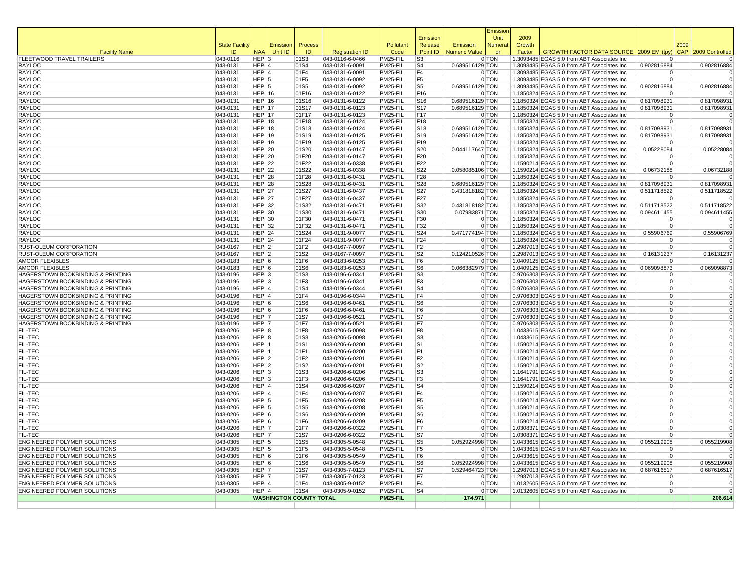| Facility Name | State Facility ID | NAA | Emission Unit ID | Process ID | Registration ID | Pollutant Code | Emission Release Point ID | Emission Numeric Value | Emission Unit Numerator | 2009 Growth Factor | GROWTH FACTOR DATA SOURCE | 2009 EM (tpy) | 2009 CAP | 2009 Controlled |
|---|---|---|---|---|---|---|---|---|---|---|---|---|---|---|
| FLEETWOOD TRAVEL TRAILERS | 043-0116 | HEP | 3 | 01S3 | 043-0116-6-0466 | PM25-FIL | S3 | 0 | TON | 1.3093485 | EGAS 5.0 from ABT Associates Inc | 0 | | 0 |
| RAYLOC | 043-0131 | HEP | 4 | 01S4 | 043-0131-6-0091 | PM25-FIL | S4 | 0.689516129 | TON | 1.3093485 | EGAS 5.0 from ABT Associates Inc | 0.902816884 | | 0.902816884 |
| RAYLOC | 043-0131 | HEP | 4 | 01F4 | 043-0131-6-0091 | PM25-FIL | F4 | 0 | TON | 1.3093485 | EGAS 5.0 from ABT Associates Inc | 0 | | 0 |
| RAYLOC | 043-0131 | HEP | 5 | 01F5 | 043-0131-6-0092 | PM25-FIL | F5 | 0 | TON | 1.3093485 | EGAS 5.0 from ABT Associates Inc | 0 | | 0 |
| RAYLOC | 043-0131 | HEP | 5 | 01S5 | 043-0131-6-0092 | PM25-FIL | S5 | 0.689516129 | TON | 1.3093485 | EGAS 5.0 from ABT Associates Inc | 0.902816884 | | 0.902816884 |
| RAYLOC | 043-0131 | HEP | 16 | 01F16 | 043-0131-6-0122 | PM25-FIL | F16 | 0 | TON | 1.1850324 | EGAS 5.0 from ABT Associates Inc | 0 | | 0 |
| RAYLOC | 043-0131 | HEP | 16 | 01S16 | 043-0131-6-0122 | PM25-FIL | S16 | 0.689516129 | TON | 1.1850324 | EGAS 5.0 from ABT Associates Inc | 0.817098931 | | 0.817098931 |
| RAYLOC | 043-0131 | HEP | 17 | 01S17 | 043-0131-6-0123 | PM25-FIL | S17 | 0.689516129 | TON | 1.1850324 | EGAS 5.0 from ABT Associates Inc | 0.817098931 | | 0.817098931 |
| RAYLOC | 043-0131 | HEP | 17 | 01F17 | 043-0131-6-0123 | PM25-FIL | F17 | 0 | TON | 1.1850324 | EGAS 5.0 from ABT Associates Inc | 0 | | 0 |
| RAYLOC | 043-0131 | HEP | 18 | 01F18 | 043-0131-6-0124 | PM25-FIL | F18 | 0 | TON | 1.1850324 | EGAS 5.0 from ABT Associates Inc | 0 | | 0 |
| RAYLOC | 043-0131 | HEP | 18 | 01S18 | 043-0131-6-0124 | PM25-FIL | S18 | 0.689516129 | TON | 1.1850324 | EGAS 5.0 from ABT Associates Inc | 0.817098931 | | 0.817098931 |
| RAYLOC | 043-0131 | HEP | 19 | 01S19 | 043-0131-6-0125 | PM25-FIL | S19 | 0.689516129 | TON | 1.1850324 | EGAS 5.0 from ABT Associates Inc | 0.817098931 | | 0.817098931 |
| RAYLOC | 043-0131 | HEP | 19 | 01F19 | 043-0131-6-0125 | PM25-FIL | F19 | 0 | TON | 1.1850324 | EGAS 5.0 from ABT Associates Inc | 0 | | 0 |
| RAYLOC | 043-0131 | HEP | 20 | 01S20 | 043-0131-6-0147 | PM25-FIL | S20 | 0.044117647 | TON | 1.1850324 | EGAS 5.0 from ABT Associates Inc | 0.05228084 | | 0.05228084 |
| RAYLOC | 043-0131 | HEP | 20 | 01F20 | 043-0131-6-0147 | PM25-FIL | F20 | 0 | TON | 1.1850324 | EGAS 5.0 from ABT Associates Inc | 0 | | 0 |
| RAYLOC | 043-0131 | HEP | 22 | 01F22 | 043-0131-6-0338 | PM25-FIL | F22 | 0 | TON | 1.1590214 | EGAS 5.0 from ABT Associates Inc | 0 | | 0 |
| RAYLOC | 043-0131 | HEP | 22 | 01S22 | 043-0131-6-0338 | PM25-FIL | S22 | 0.058085106 | TON | 1.1590214 | EGAS 5.0 from ABT Associates Inc | 0.06732188 | | 0.06732188 |
| RAYLOC | 043-0131 | HEP | 28 | 01F28 | 043-0131-6-0431 | PM25-FIL | F28 | 0 | TON | 1.1850324 | EGAS 5.0 from ABT Associates Inc | 0 | | 0 |
| RAYLOC | 043-0131 | HEP | 28 | 01S28 | 043-0131-6-0431 | PM25-FIL | S28 | 0.689516129 | TON | 1.1850324 | EGAS 5.0 from ABT Associates Inc | 0.817098931 | | 0.817098931 |
| RAYLOC | 043-0131 | HEP | 27 | 01S27 | 043-0131-6-0437 | PM25-FIL | S27 | 0.431818182 | TON | 1.1850324 | EGAS 5.0 from ABT Associates Inc | 0.511718522 | | 0.511718522 |
| RAYLOC | 043-0131 | HEP | 27 | 01F27 | 043-0131-6-0437 | PM25-FIL | F27 | 0 | TON | 1.1850324 | EGAS 5.0 from ABT Associates Inc | 0 | | 0 |
| RAYLOC | 043-0131 | HEP | 32 | 01S32 | 043-0131-6-0471 | PM25-FIL | S32 | 0.431818182 | TON | 1.1850324 | EGAS 5.0 from ABT Associates Inc | 0.511718522 | | 0.511718522 |
| RAYLOC | 043-0131 | HEP | 30 | 01S30 | 043-0131-6-0471 | PM25-FIL | S30 | 0.07983871 | TON | 1.1850324 | EGAS 5.0 from ABT Associates Inc | 0.094611455 | | 0.094611455 |
| RAYLOC | 043-0131 | HEP | 30 | 01F30 | 043-0131-6-0471 | PM25-FIL | F30 | 0 | TON | 1.1850324 | EGAS 5.0 from ABT Associates Inc | 0 | | 0 |
| RAYLOC | 043-0131 | HEP | 32 | 01F32 | 043-0131-6-0471 | PM25-FIL | F32 | 0 | TON | 1.1850324 | EGAS 5.0 from ABT Associates Inc | 0 | | 0 |
| RAYLOC | 043-0131 | HEP | 24 | 01S24 | 043-0131-9-0077 | PM25-FIL | S24 | 0.471774194 | TON | 1.1850324 | EGAS 5.0 from ABT Associates Inc | 0.55906769 | | 0.55906769 |
| RAYLOC | 043-0131 | HEP | 24 | 01F24 | 043-0131-9-0077 | PM25-FIL | F24 | 0 | TON | 1.1850324 | EGAS 5.0 from ABT Associates Inc | 0 | | 0 |
| RUST-OLEUM CORPORATION | 043-0167 | HEP | 2 | 01F2 | 043-0167-7-0097 | PM25-FIL | F2 | 0 | TON | 1.2987013 | EGAS 5.0 from ABT Associates Inc | 0 | | 0 |
| RUST-OLEUM CORPORATION | 043-0167 | HEP | 2 | 01S2 | 043-0167-7-0097 | PM25-FIL | S2 | 0.124210526 | TON | 1.2987013 | EGAS 5.0 from ABT Associates Inc | 0.16131237 | | 0.16131237 |
| AMCOR FLEXIBLES | 043-0183 | HEP | 6 | 01F6 | 043-0183-6-0253 | PM25-FIL | F6 | 0 | TON | 1.0409125 | EGAS 5.0 from ABT Associates Inc | 0 | | 0 |
| AMCOR FLEXIBLES | 043-0183 | HEP | 6 | 01S6 | 043-0183-6-0253 | PM25-FIL | S6 | 0.066382979 | TON | 1.0409125 | EGAS 5.0 from ABT Associates Inc | 0.069098873 | | 0.069098873 |
| HAGERSTOWN BOOKBINDING & PRINTING | 043-0196 | HEP | 3 | 01S3 | 043-0196-6-0341 | PM25-FIL | S3 | 0 | TON | 0.9706303 | EGAS 5.0 from ABT Associates Inc | 0 | | 0 |
| HAGERSTOWN BOOKBINDING & PRINTING | 043-0196 | HEP | 3 | 01F3 | 043-0196-6-0341 | PM25-FIL | F3 | 0 | TON | 0.9706303 | EGAS 5.0 from ABT Associates Inc | 0 | | 0 |
| HAGERSTOWN BOOKBINDING & PRINTING | 043-0196 | HEP | 4 | 01S4 | 043-0196-6-0344 | PM25-FIL | S4 | 0 | TON | 0.9706303 | EGAS 5.0 from ABT Associates Inc | 0 | | 0 |
| HAGERSTOWN BOOKBINDING & PRINTING | 043-0196 | HEP | 4 | 01F4 | 043-0196-6-0344 | PM25-FIL | F4 | 0 | TON | 0.9706303 | EGAS 5.0 from ABT Associates Inc | 0 | | 0 |
| HAGERSTOWN BOOKBINDING & PRINTING | 043-0196 | HEP | 6 | 01S6 | 043-0196-6-0461 | PM25-FIL | S6 | 0 | TON | 0.9706303 | EGAS 5.0 from ABT Associates Inc | 0 | | 0 |
| HAGERSTOWN BOOKBINDING & PRINTING | 043-0196 | HEP | 6 | 01F6 | 043-0196-6-0461 | PM25-FIL | F6 | 0 | TON | 0.9706303 | EGAS 5.0 from ABT Associates Inc | 0 | | 0 |
| HAGERSTOWN BOOKBINDING & PRINTING | 043-0196 | HEP | 7 | 01S7 | 043-0196-6-0521 | PM25-FIL | S7 | 0 | TON | 0.9706303 | EGAS 5.0 from ABT Associates Inc | 0 | | 0 |
| HAGERSTOWN BOOKBINDING & PRINTING | 043-0196 | HEP | 7 | 01F7 | 043-0196-6-0521 | PM25-FIL | F7 | 0 | TON | 0.9706303 | EGAS 5.0 from ABT Associates Inc | 0 | | 0 |
| FIL-TEC | 043-0206 | HEP | 8 | 01F8 | 043-0206-5-0098 | PM25-FIL | F8 | 0 | TON | 1.0433615 | EGAS 5.0 from ABT Associates Inc | 0 | | 0 |
| FIL-TEC | 043-0206 | HEP | 8 | 01S8 | 043-0206-5-0098 | PM25-FIL | S8 | 0 | TON | 1.0433615 | EGAS 5.0 from ABT Associates Inc | 0 | | 0 |
| FIL-TEC | 043-0206 | HEP | 1 | 01S1 | 043-0206-6-0200 | PM25-FIL | S1 | 0 | TON | 1.1590214 | EGAS 5.0 from ABT Associates Inc | 0 | | 0 |
| FIL-TEC | 043-0206 | HEP | 1 | 01F1 | 043-0206-6-0200 | PM25-FIL | F1 | 0 | TON | 1.1590214 | EGAS 5.0 from ABT Associates Inc | 0 | | 0 |
| FIL-TEC | 043-0206 | HEP | 2 | 01F2 | 043-0206-6-0201 | PM25-FIL | F2 | 0 | TON | 1.1590214 | EGAS 5.0 from ABT Associates Inc | 0 | | 0 |
| FIL-TEC | 043-0206 | HEP | 2 | 01S2 | 043-0206-6-0201 | PM25-FIL | S2 | 0 | TON | 1.1590214 | EGAS 5.0 from ABT Associates Inc | 0 | | 0 |
| FIL-TEC | 043-0206 | HEP | 3 | 01S3 | 043-0206-6-0206 | PM25-FIL | S3 | 0 | TON | 1.1641791 | EGAS 5.0 from ABT Associates Inc | 0 | | 0 |
| FIL-TEC | 043-0206 | HEP | 3 | 01F3 | 043-0206-6-0206 | PM25-FIL | F3 | 0 | TON | 1.1641791 | EGAS 5.0 from ABT Associates Inc | 0 | | 0 |
| FIL-TEC | 043-0206 | HEP | 4 | 01S4 | 043-0206-6-0207 | PM25-FIL | S4 | 0 | TON | 1.1590214 | EGAS 5.0 from ABT Associates Inc | 0 | | 0 |
| FIL-TEC | 043-0206 | HEP | 4 | 01F4 | 043-0206-6-0207 | PM25-FIL | F4 | 0 | TON | 1.1590214 | EGAS 5.0 from ABT Associates Inc | 0 | | 0 |
| FIL-TEC | 043-0206 | HEP | 5 | 01F5 | 043-0206-6-0208 | PM25-FIL | F5 | 0 | TON | 1.1590214 | EGAS 5.0 from ABT Associates Inc | 0 | | 0 |
| FIL-TEC | 043-0206 | HEP | 5 | 01S5 | 043-0206-6-0208 | PM25-FIL | S5 | 0 | TON | 1.1590214 | EGAS 5.0 from ABT Associates Inc | 0 | | 0 |
| FIL-TEC | 043-0206 | HEP | 6 | 01S6 | 043-0206-6-0209 | PM25-FIL | S6 | 0 | TON | 1.1590214 | EGAS 5.0 from ABT Associates Inc | 0 | | 0 |
| FIL-TEC | 043-0206 | HEP | 6 | 01F6 | 043-0206-6-0209 | PM25-FIL | F6 | 0 | TON | 1.1590214 | EGAS 5.0 from ABT Associates Inc | 0 | | 0 |
| FIL-TEC | 043-0206 | HEP | 7 | 01F7 | 043-0206-6-0322 | PM25-FIL | F7 | 0 | TON | 1.0308371 | EGAS 5.0 from ABT Associates Inc | 0 | | 0 |
| FIL-TEC | 043-0206 | HEP | 7 | 01S7 | 043-0206-6-0322 | PM25-FIL | S7 | 0 | TON | 1.0308371 | EGAS 5.0 from ABT Associates Inc | 0 | | 0 |
| ENGINEERED POLYMER SOLUTIONS | 043-0305 | HEP | 5 | 01S5 | 043-0305-5-0548 | PM25-FIL | S5 | 0.052924998 | TON | 1.0433615 | EGAS 5.0 from ABT Associates Inc | 0.055219908 | | 0.055219908 |
| ENGINEERED POLYMER SOLUTIONS | 043-0305 | HEP | 5 | 01F5 | 043-0305-5-0548 | PM25-FIL | F5 | 0 | TON | 1.0433615 | EGAS 5.0 from ABT Associates Inc | 0 | | 0 |
| ENGINEERED POLYMER SOLUTIONS | 043-0305 | HEP | 6 | 01F6 | 043-0305-5-0549 | PM25-FIL | F6 | 0 | TON | 1.0433615 | EGAS 5.0 from ABT Associates Inc | 0 | | 0 |
| ENGINEERED POLYMER SOLUTIONS | 043-0305 | HEP | 6 | 01S6 | 043-0305-5-0549 | PM25-FIL | S6 | 0.052924998 | TON | 1.0433615 | EGAS 5.0 from ABT Associates Inc | 0.055219908 | | 0.055219908 |
| ENGINEERED POLYMER SOLUTIONS | 043-0305 | HEP | 7 | 01S7 | 043-0305-7-0123 | PM25-FIL | S7 | 0.529464723 | TON | 1.2987013 | EGAS 5.0 from ABT Associates Inc | 0.687616517 | | 0.687616517 |
| ENGINEERED POLYMER SOLUTIONS | 043-0305 | HEP | 7 | 01F7 | 043-0305-7-0123 | PM25-FIL | F7 | 0 | TON | 1.2987013 | EGAS 5.0 from ABT Associates Inc | 0 | | 0 |
| ENGINEERED POLYMER SOLUTIONS | 043-0305 | HEP | 4 | 01F4 | 043-0305-9-0152 | PM25-FIL | F4 | 0 | TON | 1.0132605 | EGAS 5.0 from ABT Associates Inc | 0 | | 0 |
| ENGINEERED POLYMER SOLUTIONS | 043-0305 | HEP | 4 | 01S4 | 043-0305-9-0152 | PM25-FIL | S4 | 0 | TON | 1.0132605 | EGAS 5.0 from ABT Associates Inc | 0 | | 0 |
| | | **WASHINGTON COUNTY TOTAL** | | | | **PM25-FIL** | | **174.971** | | | | | | **206.614** |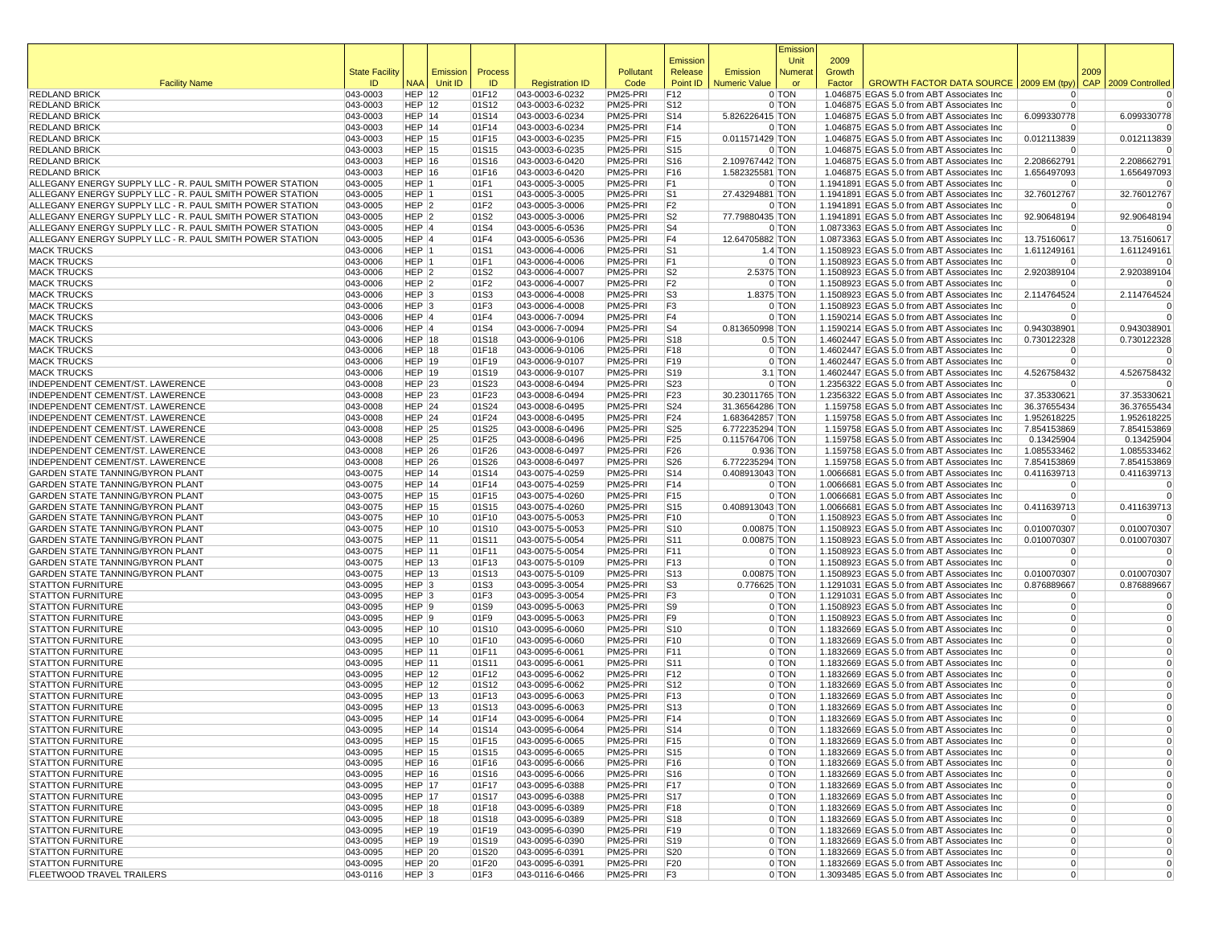| Facility Name | State Facility ID | NAA | Emission Unit ID | Process ID | Registration ID | Pollutant Code | Emission Release Point ID | Emission Numeric Value | Emission Unit Numerator | 2009 Growth Factor | GROWTH FACTOR DATA SOURCE | 2009 EM (tpy) | 2009 CAP | 2009 Controlled |
|---|---|---|---|---|---|---|---|---|---|---|---|---|---|---|
| REDLAND BRICK | 043-0003 | HEP | 12 | 01F12 | 043-0003-6-0232 | PM25-PRI | F12 | 0 | TON | 1.046875 | EGAS 5.0 from ABT Associates Inc | 0 | | 0 |
| REDLAND BRICK | 043-0003 | HEP | 12 | 01S12 | 043-0003-6-0232 | PM25-PRI | S12 | 0 | TON | 1.046875 | EGAS 5.0 from ABT Associates Inc | 0 | | 0 |
| REDLAND BRICK | 043-0003 | HEP | 14 | 01S14 | 043-0003-6-0234 | PM25-PRI | S14 | 5.826226415 | TON | 1.046875 | EGAS 5.0 from ABT Associates Inc | 6.099330778 | | 6.099330778 |
| REDLAND BRICK | 043-0003 | HEP | 14 | 01F14 | 043-0003-6-0234 | PM25-PRI | F14 | 0 | TON | 1.046875 | EGAS 5.0 from ABT Associates Inc | 0 | | 0 |
| REDLAND BRICK | 043-0003 | HEP | 15 | 01F15 | 043-0003-6-0235 | PM25-PRI | F15 | 0.011571429 | TON | 1.046875 | EGAS 5.0 from ABT Associates Inc | 0.012113839 | | 0.012113839 |
| REDLAND BRICK | 043-0003 | HEP | 15 | 01S15 | 043-0003-6-0235 | PM25-PRI | S15 | 0 | TON | 1.046875 | EGAS 5.0 from ABT Associates Inc | 0 | | 0 |
| REDLAND BRICK | 043-0003 | HEP | 16 | 01S16 | 043-0003-6-0420 | PM25-PRI | S16 | 2.109767442 | TON | 1.046875 | EGAS 5.0 from ABT Associates Inc | 2.208662791 | | 2.208662791 |
| REDLAND BRICK | 043-0003 | HEP | 16 | 01F16 | 043-0003-6-0420 | PM25-PRI | F16 | 1.582325581 | TON | 1.046875 | EGAS 5.0 from ABT Associates Inc | 1.656497093 | | 1.656497093 |
| ALLEGANY ENERGY SUPPLY LLC - R. PAUL SMITH POWER STATION | 043-0005 | HEP | 1 | 01F1 | 043-0005-3-0005 | PM25-PRI | F1 | 0 | TON | 1.1941891 | EGAS 5.0 from ABT Associates Inc | 0 | | 0 |
| ALLEGANY ENERGY SUPPLY LLC - R. PAUL SMITH POWER STATION | 043-0005 | HEP | 1 | 01S1 | 043-0005-3-0005 | PM25-PRI | S1 | 27.43294881 | TON | 1.1941891 | EGAS 5.0 from ABT Associates Inc | 32.76012767 | | 32.76012767 |
| ALLEGANY ENERGY SUPPLY LLC - R. PAUL SMITH POWER STATION | 043-0005 | HEP | 2 | 01F2 | 043-0005-3-0006 | PM25-PRI | F2 | 0 | TON | 1.1941891 | EGAS 5.0 from ABT Associates Inc | 0 | | 0 |
| ALLEGANY ENERGY SUPPLY LLC - R. PAUL SMITH POWER STATION | 043-0005 | HEP | 2 | 01S2 | 043-0005-3-0006 | PM25-PRI | S2 | 77.79880435 | TON | 1.1941891 | EGAS 5.0 from ABT Associates Inc | 92.90648194 | | 92.90648194 |
| ALLEGANY ENERGY SUPPLY LLC - R. PAUL SMITH POWER STATION | 043-0005 | HEP | 4 | 01S4 | 043-0005-6-0536 | PM25-PRI | S4 | 0 | TON | 1.0873363 | EGAS 5.0 from ABT Associates Inc | 0 | | 0 |
| ALLEGANY ENERGY SUPPLY LLC - R. PAUL SMITH POWER STATION | 043-0005 | HEP | 4 | 01F4 | 043-0005-6-0536 | PM25-PRI | F4 | 12.64705882 | TON | 1.0873363 | EGAS 5.0 from ABT Associates Inc | 13.75160617 | | 13.75160617 |
| MACK TRUCKS | 043-0006 | HEP | 1 | 01S1 | 043-0006-4-0006 | PM25-PRI | S1 | 1.4 | TON | 1.1508923 | EGAS 5.0 from ABT Associates Inc | 1.611249161 | | 1.611249161 |
| MACK TRUCKS | 043-0006 | HEP | 1 | 01F1 | 043-0006-4-0006 | PM25-PRI | F1 | 0 | TON | 1.1508923 | EGAS 5.0 from ABT Associates Inc | 0 | | 0 |
| MACK TRUCKS | 043-0006 | HEP | 2 | 01S2 | 043-0006-4-0007 | PM25-PRI | S2 | 2.5375 | TON | 1.1508923 | EGAS 5.0 from ABT Associates Inc | 2.920389104 | | 2.920389104 |
| MACK TRUCKS | 043-0006 | HEP | 2 | 01F2 | 043-0006-4-0007 | PM25-PRI | F2 | 0 | TON | 1.1508923 | EGAS 5.0 from ABT Associates Inc | 0 | | 0 |
| MACK TRUCKS | 043-0006 | HEP | 3 | 01S3 | 043-0006-4-0008 | PM25-PRI | S3 | 1.8375 | TON | 1.1508923 | EGAS 5.0 from ABT Associates Inc | 2.114764524 | | 2.114764524 |
| MACK TRUCKS | 043-0006 | HEP | 3 | 01F3 | 043-0006-4-0008 | PM25-PRI | F3 | 0 | TON | 1.1508923 | EGAS 5.0 from ABT Associates Inc | 0 | | 0 |
| MACK TRUCKS | 043-0006 | HEP | 4 | 01F4 | 043-0006-7-0094 | PM25-PRI | F4 | 0 | TON | 1.1590214 | EGAS 5.0 from ABT Associates Inc | 0 | | 0 |
| MACK TRUCKS | 043-0006 | HEP | 4 | 01S4 | 043-0006-7-0094 | PM25-PRI | S4 | 0.813650998 | TON | 1.1590214 | EGAS 5.0 from ABT Associates Inc | 0.943038901 | | 0.943038901 |
| MACK TRUCKS | 043-0006 | HEP | 18 | 01S18 | 043-0006-9-0106 | PM25-PRI | S18 | 0.5 | TON | 1.4602447 | EGAS 5.0 from ABT Associates Inc | 0.730122328 | | 0.730122328 |
| MACK TRUCKS | 043-0006 | HEP | 18 | 01F18 | 043-0006-9-0106 | PM25-PRI | F18 | 0 | TON | 1.4602447 | EGAS 5.0 from ABT Associates Inc | 0 | | 0 |
| MACK TRUCKS | 043-0006 | HEP | 19 | 01F19 | 043-0006-9-0107 | PM25-PRI | F19 | 0 | TON | 1.4602447 | EGAS 5.0 from ABT Associates Inc | 0 | | 0 |
| MACK TRUCKS | 043-0006 | HEP | 19 | 01S19 | 043-0006-9-0107 | PM25-PRI | S19 | 3.1 | TON | 1.4602447 | EGAS 5.0 from ABT Associates Inc | 4.526758432 | | 4.526758432 |
| INDEPENDENT CEMENT/ST. LAWERENCE | 043-0008 | HEP | 23 | 01S23 | 043-0008-6-0494 | PM25-PRI | S23 | 0 | TON | 1.2356322 | EGAS 5.0 from ABT Associates Inc | 0 | | 0 |
| INDEPENDENT CEMENT/ST. LAWERENCE | 043-0008 | HEP | 23 | 01F23 | 043-0008-6-0494 | PM25-PRI | F23 | 30.23011765 | TON | 1.2356322 | EGAS 5.0 from ABT Associates Inc | 37.35330621 | | 37.35330621 |
| INDEPENDENT CEMENT/ST. LAWERENCE | 043-0008 | HEP | 24 | 01S24 | 043-0008-6-0495 | PM25-PRI | S24 | 31.36564286 | TON | 1.159758 | EGAS 5.0 from ABT Associates Inc | 36.37655434 | | 36.37655434 |
| INDEPENDENT CEMENT/ST. LAWERENCE | 043-0008 | HEP | 24 | 01F24 | 043-0008-6-0495 | PM25-PRI | F24 | 1.683642857 | TON | 1.159758 | EGAS 5.0 from ABT Associates Inc | 1.952618225 | | 1.952618225 |
| INDEPENDENT CEMENT/ST. LAWERENCE | 043-0008 | HEP | 25 | 01S25 | 043-0008-6-0496 | PM25-PRI | S25 | 6.772235294 | TON | 1.159758 | EGAS 5.0 from ABT Associates Inc | 7.854153869 | | 7.854153869 |
| INDEPENDENT CEMENT/ST. LAWERENCE | 043-0008 | HEP | 25 | 01F25 | 043-0008-6-0496 | PM25-PRI | F25 | 0.115764706 | TON | 1.159758 | EGAS 5.0 from ABT Associates Inc | 0.13425904 | | 0.13425904 |
| INDEPENDENT CEMENT/ST. LAWERENCE | 043-0008 | HEP | 26 | 01F26 | 043-0008-6-0497 | PM25-PRI | F26 | 0.936 | TON | 1.159758 | EGAS 5.0 from ABT Associates Inc | 1.085533462 | | 1.085533462 |
| INDEPENDENT CEMENT/ST. LAWERENCE | 043-0008 | HEP | 26 | 01S26 | 043-0008-6-0497 | PM25-PRI | S26 | 6.772235294 | TON | 1.159758 | EGAS 5.0 from ABT Associates Inc | 7.854153869 | | 7.854153869 |
| GARDEN STATE TANNING/BYRON PLANT | 043-0075 | HEP | 14 | 01S14 | 043-0075-4-0259 | PM25-PRI | S14 | 0.408913043 | TON | 1.0066681 | EGAS 5.0 from ABT Associates Inc | 0.411639713 | | 0.411639713 |
| GARDEN STATE TANNING/BYRON PLANT | 043-0075 | HEP | 14 | 01F14 | 043-0075-4-0259 | PM25-PRI | F14 | 0 | TON | 1.0066681 | EGAS 5.0 from ABT Associates Inc | 0 | | 0 |
| GARDEN STATE TANNING/BYRON PLANT | 043-0075 | HEP | 15 | 01F15 | 043-0075-4-0260 | PM25-PRI | F15 | 0 | TON | 1.0066681 | EGAS 5.0 from ABT Associates Inc | 0 | | 0 |
| GARDEN STATE TANNING/BYRON PLANT | 043-0075 | HEP | 15 | 01S15 | 043-0075-4-0260 | PM25-PRI | S15 | 0.408913043 | TON | 1.0066681 | EGAS 5.0 from ABT Associates Inc | 0.411639713 | | 0.411639713 |
| GARDEN STATE TANNING/BYRON PLANT | 043-0075 | HEP | 10 | 01F10 | 043-0075-5-0053 | PM25-PRI | F10 | 0 | TON | 1.1508923 | EGAS 5.0 from ABT Associates Inc | 0 | | 0 |
| GARDEN STATE TANNING/BYRON PLANT | 043-0075 | HEP | 10 | 01S10 | 043-0075-5-0053 | PM25-PRI | S10 | 0.00875 | TON | 1.1508923 | EGAS 5.0 from ABT Associates Inc | 0.010070307 | | 0.010070307 |
| GARDEN STATE TANNING/BYRON PLANT | 043-0075 | HEP | 11 | 01S11 | 043-0075-5-0054 | PM25-PRI | S11 | 0.00875 | TON | 1.1508923 | EGAS 5.0 from ABT Associates Inc | 0.010070307 | | 0.010070307 |
| GARDEN STATE TANNING/BYRON PLANT | 043-0075 | HEP | 11 | 01F11 | 043-0075-5-0054 | PM25-PRI | F11 | 0 | TON | 1.1508923 | EGAS 5.0 from ABT Associates Inc | 0 | | 0 |
| GARDEN STATE TANNING/BYRON PLANT | 043-0075 | HEP | 13 | 01F13 | 043-0075-5-0109 | PM25-PRI | F13 | 0 | TON | 1.1508923 | EGAS 5.0 from ABT Associates Inc | 0 | | 0 |
| GARDEN STATE TANNING/BYRON PLANT | 043-0075 | HEP | 13 | 01S13 | 043-0075-5-0109 | PM25-PRI | S13 | 0.00875 | TON | 1.1508923 | EGAS 5.0 from ABT Associates Inc | 0.010070307 | | 0.010070307 |
| STATTON FURNITURE | 043-0095 | HEP | 3 | 01S3 | 043-0095-3-0054 | PM25-PRI | S3 | 0.776625 | TON | 1.1291031 | EGAS 5.0 from ABT Associates Inc | 0.876889667 | | 0.876889667 |
| STATTON FURNITURE | 043-0095 | HEP | 3 | 01F3 | 043-0095-3-0054 | PM25-PRI | F3 | 0 | TON | 1.1291031 | EGAS 5.0 from ABT Associates Inc | 0 | | 0 |
| STATTON FURNITURE | 043-0095 | HEP | 9 | 01S9 | 043-0095-5-0063 | PM25-PRI | S9 | 0 | TON | 1.1508923 | EGAS 5.0 from ABT Associates Inc | 0 | | 0 |
| STATTON FURNITURE | 043-0095 | HEP | 9 | 01F9 | 043-0095-5-0063 | PM25-PRI | F9 | 0 | TON | 1.1508923 | EGAS 5.0 from ABT Associates Inc | 0 | | 0 |
| STATTON FURNITURE | 043-0095 | HEP | 10 | 01S10 | 043-0095-6-0060 | PM25-PRI | S10 | 0 | TON | 1.1832669 | EGAS 5.0 from ABT Associates Inc | 0 | | 0 |
| STATTON FURNITURE | 043-0095 | HEP | 10 | 01F10 | 043-0095-6-0060 | PM25-PRI | F10 | 0 | TON | 1.1832669 | EGAS 5.0 from ABT Associates Inc | 0 | | 0 |
| STATTON FURNITURE | 043-0095 | HEP | 11 | 01F11 | 043-0095-6-0061 | PM25-PRI | F11 | 0 | TON | 1.1832669 | EGAS 5.0 from ABT Associates Inc | 0 | | 0 |
| STATTON FURNITURE | 043-0095 | HEP | 11 | 01S11 | 043-0095-6-0061 | PM25-PRI | S11 | 0 | TON | 1.1832669 | EGAS 5.0 from ABT Associates Inc | 0 | | 0 |
| STATTON FURNITURE | 043-0095 | HEP | 12 | 01F12 | 043-0095-6-0062 | PM25-PRI | F12 | 0 | TON | 1.1832669 | EGAS 5.0 from ABT Associates Inc | 0 | | 0 |
| STATTON FURNITURE | 043-0095 | HEP | 12 | 01S12 | 043-0095-6-0062 | PM25-PRI | S12 | 0 | TON | 1.1832669 | EGAS 5.0 from ABT Associates Inc | 0 | | 0 |
| STATTON FURNITURE | 043-0095 | HEP | 13 | 01F13 | 043-0095-6-0063 | PM25-PRI | F13 | 0 | TON | 1.1832669 | EGAS 5.0 from ABT Associates Inc | 0 | | 0 |
| STATTON FURNITURE | 043-0095 | HEP | 13 | 01S13 | 043-0095-6-0063 | PM25-PRI | S13 | 0 | TON | 1.1832669 | EGAS 5.0 from ABT Associates Inc | 0 | | 0 |
| STATTON FURNITURE | 043-0095 | HEP | 14 | 01F14 | 043-0095-6-0064 | PM25-PRI | F14 | 0 | TON | 1.1832669 | EGAS 5.0 from ABT Associates Inc | 0 | | 0 |
| STATTON FURNITURE | 043-0095 | HEP | 14 | 01S14 | 043-0095-6-0064 | PM25-PRI | S14 | 0 | TON | 1.1832669 | EGAS 5.0 from ABT Associates Inc | 0 | | 0 |
| STATTON FURNITURE | 043-0095 | HEP | 15 | 01F15 | 043-0095-6-0065 | PM25-PRI | F15 | 0 | TON | 1.1832669 | EGAS 5.0 from ABT Associates Inc | 0 | | 0 |
| STATTON FURNITURE | 043-0095 | HEP | 15 | 01S15 | 043-0095-6-0065 | PM25-PRI | S15 | 0 | TON | 1.1832669 | EGAS 5.0 from ABT Associates Inc | 0 | | 0 |
| STATTON FURNITURE | 043-0095 | HEP | 16 | 01F16 | 043-0095-6-0066 | PM25-PRI | F16 | 0 | TON | 1.1832669 | EGAS 5.0 from ABT Associates Inc | 0 | | 0 |
| STATTON FURNITURE | 043-0095 | HEP | 16 | 01S16 | 043-0095-6-0066 | PM25-PRI | S16 | 0 | TON | 1.1832669 | EGAS 5.0 from ABT Associates Inc | 0 | | 0 |
| STATTON FURNITURE | 043-0095 | HEP | 17 | 01F17 | 043-0095-6-0388 | PM25-PRI | F17 | 0 | TON | 1.1832669 | EGAS 5.0 from ABT Associates Inc | 0 | | 0 |
| STATTON FURNITURE | 043-0095 | HEP | 17 | 01S17 | 043-0095-6-0388 | PM25-PRI | S17 | 0 | TON | 1.1832669 | EGAS 5.0 from ABT Associates Inc | 0 | | 0 |
| STATTON FURNITURE | 043-0095 | HEP | 18 | 01F18 | 043-0095-6-0389 | PM25-PRI | F18 | 0 | TON | 1.1832669 | EGAS 5.0 from ABT Associates Inc | 0 | | 0 |
| STATTON FURNITURE | 043-0095 | HEP | 18 | 01S18 | 043-0095-6-0389 | PM25-PRI | S18 | 0 | TON | 1.1832669 | EGAS 5.0 from ABT Associates Inc | 0 | | 0 |
| STATTON FURNITURE | 043-0095 | HEP | 19 | 01F19 | 043-0095-6-0390 | PM25-PRI | F19 | 0 | TON | 1.1832669 | EGAS 5.0 from ABT Associates Inc | 0 | | 0 |
| STATTON FURNITURE | 043-0095 | HEP | 19 | 01S19 | 043-0095-6-0390 | PM25-PRI | S19 | 0 | TON | 1.1832669 | EGAS 5.0 from ABT Associates Inc | 0 | | 0 |
| STATTON FURNITURE | 043-0095 | HEP | 20 | 01S20 | 043-0095-6-0391 | PM25-PRI | S20 | 0 | TON | 1.1832669 | EGAS 5.0 from ABT Associates Inc | 0 | | 0 |
| STATTON FURNITURE | 043-0095 | HEP | 20 | 01F20 | 043-0095-6-0391 | PM25-PRI | F20 | 0 | TON | 1.1832669 | EGAS 5.0 from ABT Associates Inc | 0 | | 0 |
| FLEETWOOD TRAVEL TRAILERS | 043-0116 | HEP | 3 | 01F3 | 043-0116-6-0466 | PM25-PRI | F3 | 0 | TON | 1.3093485 | EGAS 5.0 from ABT Associates Inc | 0 | | 0 |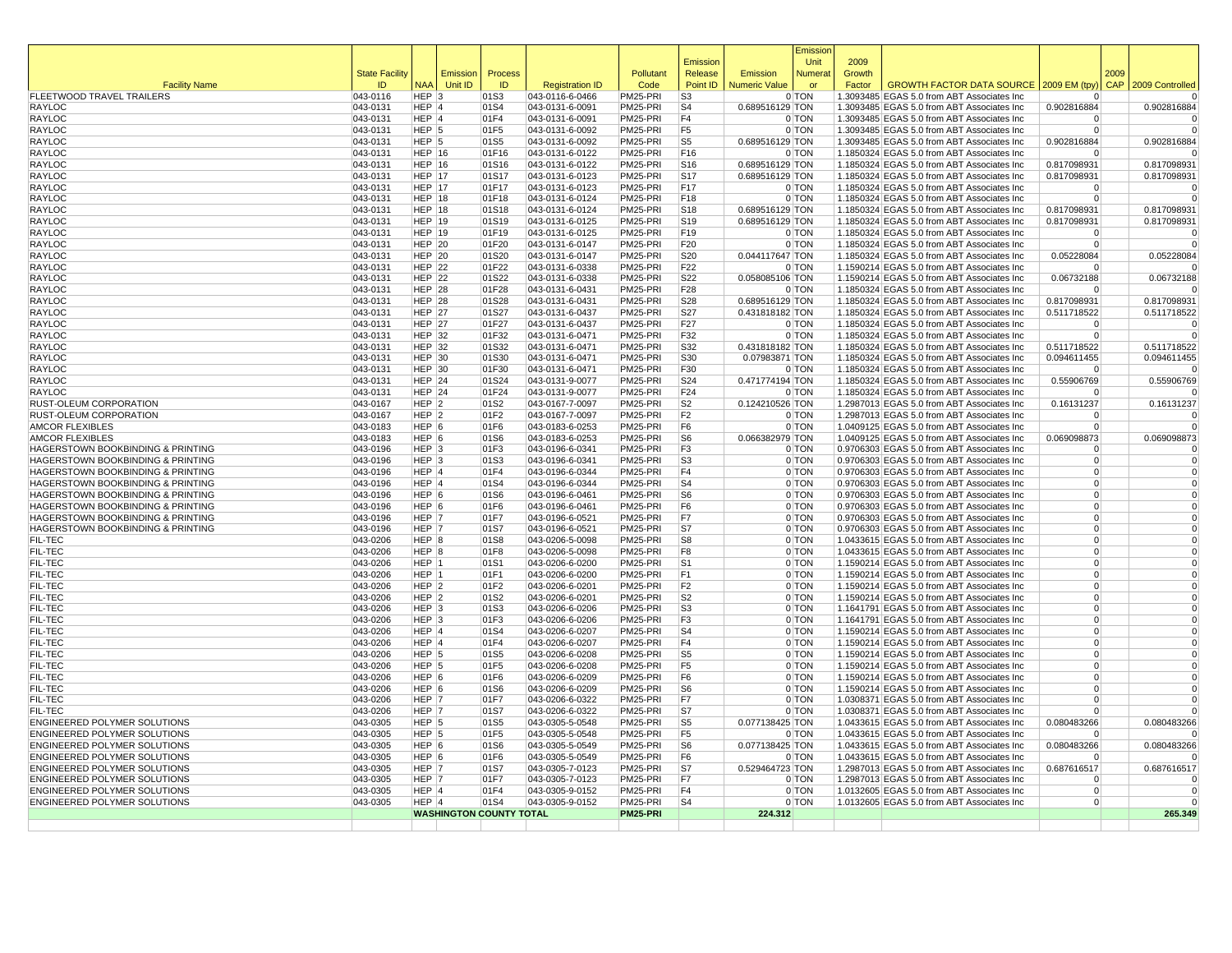| Facility Name | State Facility ID | NAA | Emission Unit ID | Process ID | Registration ID | Pollutant Code | Emission Release Point ID | Emission Numeric Value | Emission Unit Numerator | 2009 Growth Factor | GROWTH FACTOR DATA SOURCE | 2009 EM (tpy) | 2009 CAP | 2009 Controlled |
|---|---|---|---|---|---|---|---|---|---|---|---|---|---|---|
| FLEETWOOD TRAVEL TRAILERS | 043-0116 | HEP | 3 | 01S3 | 043-0116-6-0466 | PM25-PRI | S3 | 0 | TON | 1.3093485 | EGAS 5.0 from ABT Associates Inc | 0 | | 0 |
| RAYLOC | 043-0131 | HEP | 4 | 01S4 | 043-0131-6-0091 | PM25-PRI | S4 | 0.689516129 | TON | 1.3093485 | EGAS 5.0 from ABT Associates Inc | 0.902816884 | | 0.902816884 |
| RAYLOC | 043-0131 | HEP | 4 | 01F4 | 043-0131-6-0091 | PM25-PRI | F4 | 0 | TON | 1.3093485 | EGAS 5.0 from ABT Associates Inc | 0 | | 0 |
| RAYLOC | 043-0131 | HEP | 5 | 01F5 | 043-0131-6-0092 | PM25-PRI | F5 | 0 | TON | 1.3093485 | EGAS 5.0 from ABT Associates Inc | 0 | | 0 |
| RAYLOC | 043-0131 | HEP | 5 | 01S5 | 043-0131-6-0092 | PM25-PRI | S5 | 0.689516129 | TON | 1.3093485 | EGAS 5.0 from ABT Associates Inc | 0.902816884 | | 0.902816884 |
| RAYLOC | 043-0131 | HEP | 16 | 01F16 | 043-0131-6-0122 | PM25-PRI | F16 | 0 | TON | 1.1850324 | EGAS 5.0 from ABT Associates Inc | 0 | | 0 |
| RAYLOC | 043-0131 | HEP | 16 | 01S16 | 043-0131-6-0122 | PM25-PRI | S16 | 0.689516129 | TON | 1.1850324 | EGAS 5.0 from ABT Associates Inc | 0.817098931 | | 0.817098931 |
| RAYLOC | 043-0131 | HEP | 17 | 01S17 | 043-0131-6-0123 | PM25-PRI | S17 | 0.689516129 | TON | 1.1850324 | EGAS 5.0 from ABT Associates Inc | 0.817098931 | | 0.817098931 |
| RAYLOC | 043-0131 | HEP | 17 | 01F17 | 043-0131-6-0123 | PM25-PRI | F17 | 0 | TON | 1.1850324 | EGAS 5.0 from ABT Associates Inc | 0 | | 0 |
| RAYLOC | 043-0131 | HEP | 18 | 01F18 | 043-0131-6-0124 | PM25-PRI | F18 | 0 | TON | 1.1850324 | EGAS 5.0 from ABT Associates Inc | 0 | | 0 |
| RAYLOC | 043-0131 | HEP | 18 | 01S18 | 043-0131-6-0124 | PM25-PRI | S18 | 0.689516129 | TON | 1.1850324 | EGAS 5.0 from ABT Associates Inc | 0.817098931 | | 0.817098931 |
| RAYLOC | 043-0131 | HEP | 19 | 01S19 | 043-0131-6-0125 | PM25-PRI | S19 | 0.689516129 | TON | 1.1850324 | EGAS 5.0 from ABT Associates Inc | 0.817098931 | | 0.817098931 |
| RAYLOC | 043-0131 | HEP | 19 | 01F19 | 043-0131-6-0125 | PM25-PRI | F19 | 0 | TON | 1.1850324 | EGAS 5.0 from ABT Associates Inc | 0 | | 0 |
| RAYLOC | 043-0131 | HEP | 20 | 01F20 | 043-0131-6-0147 | PM25-PRI | F20 | 0 | TON | 1.1850324 | EGAS 5.0 from ABT Associates Inc | 0 | | 0 |
| RAYLOC | 043-0131 | HEP | 20 | 01S20 | 043-0131-6-0147 | PM25-PRI | S20 | 0.044117647 | TON | 1.1850324 | EGAS 5.0 from ABT Associates Inc | 0.05228084 | | 0.05228084 |
| RAYLOC | 043-0131 | HEP | 22 | 01F22 | 043-0131-6-0338 | PM25-PRI | F22 | 0 | TON | 1.1590214 | EGAS 5.0 from ABT Associates Inc | 0 | | 0 |
| RAYLOC | 043-0131 | HEP | 22 | 01S22 | 043-0131-6-0338 | PM25-PRI | S22 | 0.058085106 | TON | 1.1590214 | EGAS 5.0 from ABT Associates Inc | 0.06732188 | | 0.06732188 |
| RAYLOC | 043-0131 | HEP | 28 | 01F28 | 043-0131-6-0431 | PM25-PRI | F28 | 0 | TON | 1.1850324 | EGAS 5.0 from ABT Associates Inc | 0 | | 0 |
| RAYLOC | 043-0131 | HEP | 28 | 01S28 | 043-0131-6-0431 | PM25-PRI | S28 | 0.689516129 | TON | 1.1850324 | EGAS 5.0 from ABT Associates Inc | 0.817098931 | | 0.817098931 |
| RAYLOC | 043-0131 | HEP | 27 | 01S27 | 043-0131-6-0437 | PM25-PRI | S27 | 0.431818182 | TON | 1.1850324 | EGAS 5.0 from ABT Associates Inc | 0.511718522 | | 0.511718522 |
| RAYLOC | 043-0131 | HEP | 27 | 01F27 | 043-0131-6-0437 | PM25-PRI | F27 | 0 | TON | 1.1850324 | EGAS 5.0 from ABT Associates Inc | 0 | | 0 |
| RAYLOC | 043-0131 | HEP | 32 | 01F32 | 043-0131-6-0471 | PM25-PRI | F32 | 0 | TON | 1.1850324 | EGAS 5.0 from ABT Associates Inc | 0 | | 0 |
| RAYLOC | 043-0131 | HEP | 32 | 01S32 | 043-0131-6-0471 | PM25-PRI | S32 | 0.431818182 | TON | 1.1850324 | EGAS 5.0 from ABT Associates Inc | 0.511718522 | | 0.511718522 |
| RAYLOC | 043-0131 | HEP | 30 | 01S30 | 043-0131-6-0471 | PM25-PRI | S30 | 0.07983871 | TON | 1.1850324 | EGAS 5.0 from ABT Associates Inc | 0.094611455 | | 0.094611455 |
| RAYLOC | 043-0131 | HEP | 30 | 01F30 | 043-0131-6-0471 | PM25-PRI | F30 | 0 | TON | 1.1850324 | EGAS 5.0 from ABT Associates Inc | 0 | | 0 |
| RAYLOC | 043-0131 | HEP | 24 | 01S24 | 043-0131-9-0077 | PM25-PRI | S24 | 0.471774194 | TON | 1.1850324 | EGAS 5.0 from ABT Associates Inc | 0.55906769 | | 0.55906769 |
| RAYLOC | 043-0131 | HEP | 24 | 01F24 | 043-0131-9-0077 | PM25-PRI | F24 | 0 | TON | 1.1850324 | EGAS 5.0 from ABT Associates Inc | 0 | | 0 |
| RUST-OLEUM CORPORATION | 043-0167 | HEP | 2 | 01S2 | 043-0167-7-0097 | PM25-PRI | S2 | 0.124210526 | TON | 1.2987013 | EGAS 5.0 from ABT Associates Inc | 0.16131237 | | 0.16131237 |
| RUST-OLEUM CORPORATION | 043-0167 | HEP | 2 | 01F2 | 043-0167-7-0097 | PM25-PRI | F2 | 0 | TON | 1.2987013 | EGAS 5.0 from ABT Associates Inc | 0 | | 0 |
| AMCOR FLEXIBLES | 043-0183 | HEP | 6 | 01F6 | 043-0183-6-0253 | PM25-PRI | F6 | 0 | TON | 1.0409125 | EGAS 5.0 from ABT Associates Inc | 0 | | 0 |
| AMCOR FLEXIBLES | 043-0183 | HEP | 6 | 01S6 | 043-0183-6-0253 | PM25-PRI | S6 | 0.066382979 | TON | 1.0409125 | EGAS 5.0 from ABT Associates Inc | 0.069098873 | | 0.069098873 |
| HAGERSTOWN BOOKBINDING & PRINTING | 043-0196 | HEP | 3 | 01F3 | 043-0196-6-0341 | PM25-PRI | F3 | 0 | TON | 0.9706303 | EGAS 5.0 from ABT Associates Inc | 0 | | 0 |
| HAGERSTOWN BOOKBINDING & PRINTING | 043-0196 | HEP | 3 | 01S3 | 043-0196-6-0341 | PM25-PRI | S3 | 0 | TON | 0.9706303 | EGAS 5.0 from ABT Associates Inc | 0 | | 0 |
| HAGERSTOWN BOOKBINDING & PRINTING | 043-0196 | HEP | 4 | 01F4 | 043-0196-6-0344 | PM25-PRI | F4 | 0 | TON | 0.9706303 | EGAS 5.0 from ABT Associates Inc | 0 | | 0 |
| HAGERSTOWN BOOKBINDING & PRINTING | 043-0196 | HEP | 4 | 01S4 | 043-0196-6-0344 | PM25-PRI | S4 | 0 | TON | 0.9706303 | EGAS 5.0 from ABT Associates Inc | 0 | | 0 |
| HAGERSTOWN BOOKBINDING & PRINTING | 043-0196 | HEP | 6 | 01S6 | 043-0196-6-0461 | PM25-PRI | S6 | 0 | TON | 0.9706303 | EGAS 5.0 from ABT Associates Inc | 0 | | 0 |
| HAGERSTOWN BOOKBINDING & PRINTING | 043-0196 | HEP | 6 | 01F6 | 043-0196-6-0461 | PM25-PRI | F6 | 0 | TON | 0.9706303 | EGAS 5.0 from ABT Associates Inc | 0 | | 0 |
| HAGERSTOWN BOOKBINDING & PRINTING | 043-0196 | HEP | 7 | 01F7 | 043-0196-6-0521 | PM25-PRI | F7 | 0 | TON | 0.9706303 | EGAS 5.0 from ABT Associates Inc | 0 | | 0 |
| HAGERSTOWN BOOKBINDING & PRINTING | 043-0196 | HEP | 7 | 01S7 | 043-0196-6-0521 | PM25-PRI | S7 | 0 | TON | 0.9706303 | EGAS 5.0 from ABT Associates Inc | 0 | | 0 |
| FIL-TEC | 043-0206 | HEP | 8 | 01S8 | 043-0206-5-0098 | PM25-PRI | S8 | 0 | TON | 1.0433615 | EGAS 5.0 from ABT Associates Inc | 0 | | 0 |
| FIL-TEC | 043-0206 | HEP | 8 | 01F8 | 043-0206-5-0098 | PM25-PRI | F8 | 0 | TON | 1.0433615 | EGAS 5.0 from ABT Associates Inc | 0 | | 0 |
| FIL-TEC | 043-0206 | HEP | 1 | 01S1 | 043-0206-6-0200 | PM25-PRI | S1 | 0 | TON | 1.1590214 | EGAS 5.0 from ABT Associates Inc | 0 | | 0 |
| FIL-TEC | 043-0206 | HEP | 1 | 01F1 | 043-0206-6-0200 | PM25-PRI | F1 | 0 | TON | 1.1590214 | EGAS 5.0 from ABT Associates Inc | 0 | | 0 |
| FIL-TEC | 043-0206 | HEP | 2 | 01F2 | 043-0206-6-0201 | PM25-PRI | F2 | 0 | TON | 1.1590214 | EGAS 5.0 from ABT Associates Inc | 0 | | 0 |
| FIL-TEC | 043-0206 | HEP | 2 | 01S2 | 043-0206-6-0201 | PM25-PRI | S2 | 0 | TON | 1.1590214 | EGAS 5.0 from ABT Associates Inc | 0 | | 0 |
| FIL-TEC | 043-0206 | HEP | 3 | 01S3 | 043-0206-6-0206 | PM25-PRI | S3 | 0 | TON | 1.1641791 | EGAS 5.0 from ABT Associates Inc | 0 | | 0 |
| FIL-TEC | 043-0206 | HEP | 3 | 01F3 | 043-0206-6-0206 | PM25-PRI | F3 | 0 | TON | 1.1641791 | EGAS 5.0 from ABT Associates Inc | 0 | | 0 |
| FIL-TEC | 043-0206 | HEP | 4 | 01S4 | 043-0206-6-0207 | PM25-PRI | S4 | 0 | TON | 1.1590214 | EGAS 5.0 from ABT Associates Inc | 0 | | 0 |
| FIL-TEC | 043-0206 | HEP | 4 | 01F4 | 043-0206-6-0207 | PM25-PRI | F4 | 0 | TON | 1.1590214 | EGAS 5.0 from ABT Associates Inc | 0 | | 0 |
| FIL-TEC | 043-0206 | HEP | 5 | 01S5 | 043-0206-6-0208 | PM25-PRI | S5 | 0 | TON | 1.1590214 | EGAS 5.0 from ABT Associates Inc | 0 | | 0 |
| FIL-TEC | 043-0206 | HEP | 5 | 01F5 | 043-0206-6-0208 | PM25-PRI | F5 | 0 | TON | 1.1590214 | EGAS 5.0 from ABT Associates Inc | 0 | | 0 |
| FIL-TEC | 043-0206 | HEP | 6 | 01F6 | 043-0206-6-0209 | PM25-PRI | F6 | 0 | TON | 1.1590214 | EGAS 5.0 from ABT Associates Inc | 0 | | 0 |
| FIL-TEC | 043-0206 | HEP | 6 | 01S6 | 043-0206-6-0209 | PM25-PRI | S6 | 0 | TON | 1.1590214 | EGAS 5.0 from ABT Associates Inc | 0 | | 0 |
| FIL-TEC | 043-0206 | HEP | 7 | 01F7 | 043-0206-6-0322 | PM25-PRI | F7 | 0 | TON | 1.0308371 | EGAS 5.0 from ABT Associates Inc | 0 | | 0 |
| FIL-TEC | 043-0206 | HEP | 7 | 01S7 | 043-0206-6-0322 | PM25-PRI | S7 | 0 | TON | 1.0308371 | EGAS 5.0 from ABT Associates Inc | 0 | | 0 |
| ENGINEERED POLYMER SOLUTIONS | 043-0305 | HEP | 5 | 01S5 | 043-0305-5-0548 | PM25-PRI | S5 | 0.077138425 | TON | 1.0433615 | EGAS 5.0 from ABT Associates Inc | 0.080483266 | | 0.080483266 |
| ENGINEERED POLYMER SOLUTIONS | 043-0305 | HEP | 5 | 01F5 | 043-0305-5-0548 | PM25-PRI | F5 | 0 | TON | 1.0433615 | EGAS 5.0 from ABT Associates Inc | 0 | | 0 |
| ENGINEERED POLYMER SOLUTIONS | 043-0305 | HEP | 6 | 01S6 | 043-0305-5-0549 | PM25-PRI | S6 | 0.077138425 | TON | 1.0433615 | EGAS 5.0 from ABT Associates Inc | 0.080483266 | | 0.080483266 |
| ENGINEERED POLYMER SOLUTIONS | 043-0305 | HEP | 6 | 01F6 | 043-0305-5-0549 | PM25-PRI | F6 | 0 | TON | 1.0433615 | EGAS 5.0 from ABT Associates Inc | 0 | | 0 |
| ENGINEERED POLYMER SOLUTIONS | 043-0305 | HEP | 7 | 01S7 | 043-0305-7-0123 | PM25-PRI | S7 | 0.529464723 | TON | 1.2987013 | EGAS 5.0 from ABT Associates Inc | 0.687616517 | | 0.687616517 |
| ENGINEERED POLYMER SOLUTIONS | 043-0305 | HEP | 7 | 01F7 | 043-0305-7-0123 | PM25-PRI | F7 | 0 | TON | 1.2987013 | EGAS 5.0 from ABT Associates Inc | 0 | | 0 |
| ENGINEERED POLYMER SOLUTIONS | 043-0305 | HEP | 4 | 01F4 | 043-0305-9-0152 | PM25-PRI | F4 | 0 | TON | 1.0132605 | EGAS 5.0 from ABT Associates Inc | 0 | | 0 |
| ENGINEERED POLYMER SOLUTIONS | 043-0305 | HEP | 4 | 01S4 | 043-0305-9-0152 | PM25-PRI | S4 | 0 | TON | 1.0132605 | EGAS 5.0 from ABT Associates Inc | 0 | | 0 |
| | | **WASHINGTON COUNTY TOTAL** | | | | **PM25-PRI** | | **224.312** | | | | | | **265.349** |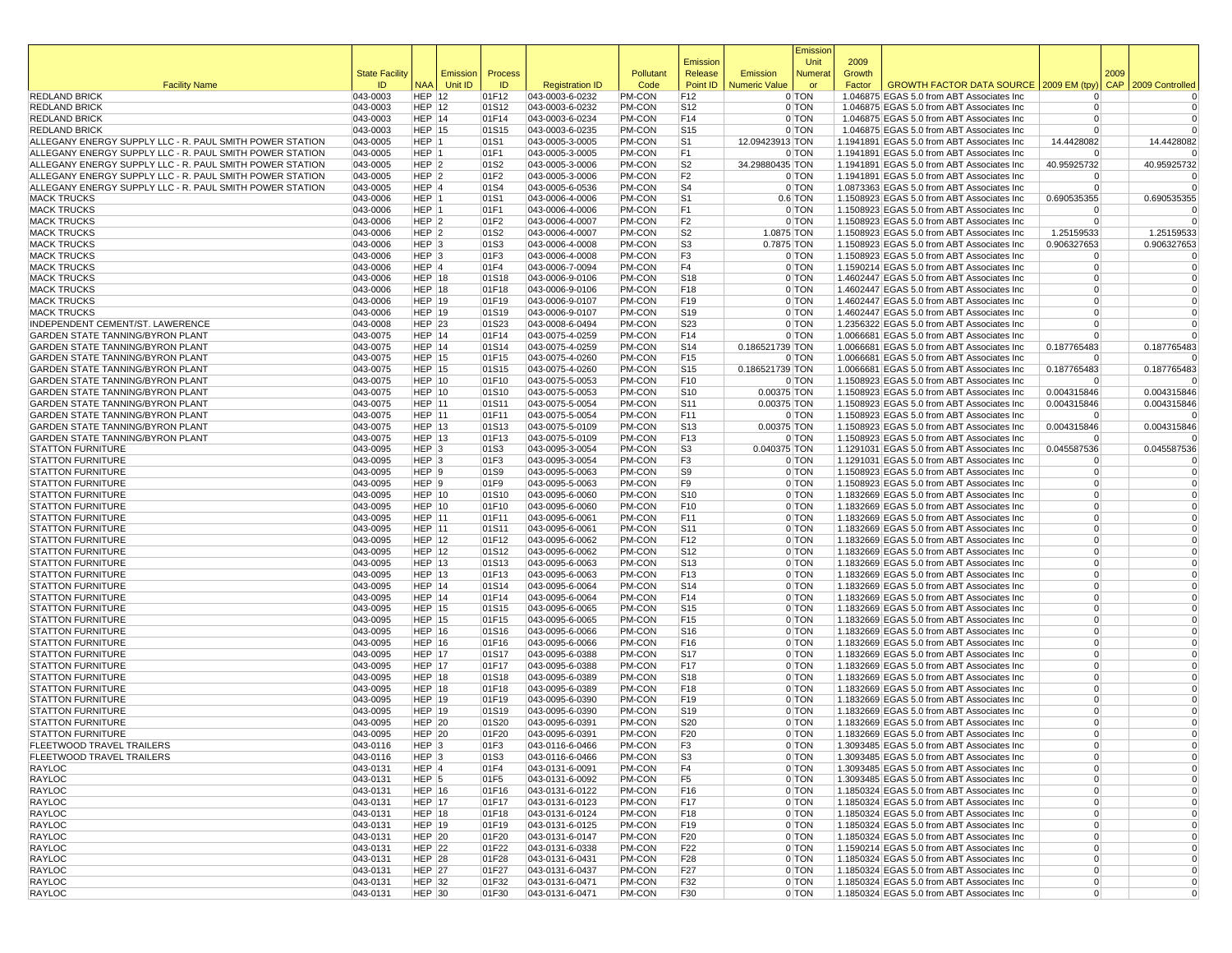| Facility Name | State Facility ID | NAA | Emission Unit ID | Process ID | Registration ID | Pollutant Code | Emission Release Point ID | Emission Numeric Value | Emission Unit Numerator | 2009 Growth Factor | GROWTH FACTOR DATA SOURCE | 2009 EM (tpy) | 2009 CAP | 2009 Controlled |
|---|---|---|---|---|---|---|---|---|---|---|---|---|---|---|
| REDLAND BRICK | 043-0003 | HEP | 12 | 01F12 | 043-0003-6-0232 | PM-CON | F12 | 0 | TON | 1.046875 | EGAS 5.0 from ABT Associates Inc | 0 | | 0 |
| REDLAND BRICK | 043-0003 | HEP | 12 | 01S12 | 043-0003-6-0232 | PM-CON | S12 | 0 | TON | 1.046875 | EGAS 5.0 from ABT Associates Inc | 0 | | 0 |
| REDLAND BRICK | 043-0003 | HEP | 14 | 01F14 | 043-0003-6-0234 | PM-CON | F14 | 0 | TON | 1.046875 | EGAS 5.0 from ABT Associates Inc | 0 | | 0 |
| REDLAND BRICK | 043-0003 | HEP | 15 | 01S15 | 043-0003-6-0235 | PM-CON | S15 | 0 | TON | 1.046875 | EGAS 5.0 from ABT Associates Inc | 0 | | 0 |
| ALLEGANY ENERGY SUPPLY LLC - R. PAUL SMITH POWER STATION | 043-0005 | HEP | 1 | 01S1 | 043-0005-3-0005 | PM-CON | S1 | 12.09423913 | TON | 1.1941891 | EGAS 5.0 from ABT Associates Inc | 14.4428082 | | 14.4428082 |
| ALLEGANY ENERGY SUPPLY LLC - R. PAUL SMITH POWER STATION | 043-0005 | HEP | 1 | 01F1 | 043-0005-3-0005 | PM-CON | F1 | 0 | TON | 1.1941891 | EGAS 5.0 from ABT Associates Inc | 0 | | 0 |
| ALLEGANY ENERGY SUPPLY LLC - R. PAUL SMITH POWER STATION | 043-0005 | HEP | 2 | 01S2 | 043-0005-3-0006 | PM-CON | S2 | 34.29880435 | TON | 1.1941891 | EGAS 5.0 from ABT Associates Inc | 40.95925732 | | 40.95925732 |
| ALLEGANY ENERGY SUPPLY LLC - R. PAUL SMITH POWER STATION | 043-0005 | HEP | 2 | 01F2 | 043-0005-3-0006 | PM-CON | F2 | 0 | TON | 1.1941891 | EGAS 5.0 from ABT Associates Inc | 0 | | 0 |
| ALLEGANY ENERGY SUPPLY LLC - R. PAUL SMITH POWER STATION | 043-0005 | HEP | 4 | 01S4 | 043-0005-6-0536 | PM-CON | S4 | 0 | TON | 1.0873363 | EGAS 5.0 from ABT Associates Inc | 0 | | 0 |
| MACK TRUCKS | 043-0006 | HEP | 1 | 01S1 | 043-0006-4-0006 | PM-CON | S1 | 0.6 | TON | 1.1508923 | EGAS 5.0 from ABT Associates Inc | 0.690535355 | | 0.690535355 |
| MACK TRUCKS | 043-0006 | HEP | 1 | 01F1 | 043-0006-4-0006 | PM-CON | F1 | 0 | TON | 1.1508923 | EGAS 5.0 from ABT Associates Inc | 0 | | 0 |
| MACK TRUCKS | 043-0006 | HEP | 2 | 01F2 | 043-0006-4-0007 | PM-CON | F2 | 0 | TON | 1.1508923 | EGAS 5.0 from ABT Associates Inc | 0 | | 0 |
| MACK TRUCKS | 043-0006 | HEP | 2 | 01S2 | 043-0006-4-0007 | PM-CON | S2 | 1.0875 | TON | 1.1508923 | EGAS 5.0 from ABT Associates Inc | 1.25159533 | | 1.25159533 |
| MACK TRUCKS | 043-0006 | HEP | 3 | 01S3 | 043-0006-4-0008 | PM-CON | S3 | 0.7875 | TON | 1.1508923 | EGAS 5.0 from ABT Associates Inc | 0.906327653 | | 0.906327653 |
| MACK TRUCKS | 043-0006 | HEP | 3 | 01F3 | 043-0006-4-0008 | PM-CON | F3 | 0 | TON | 1.1508923 | EGAS 5.0 from ABT Associates Inc | 0 | | 0 |
| MACK TRUCKS | 043-0006 | HEP | 4 | 01F4 | 043-0006-7-0094 | PM-CON | F4 | 0 | TON | 1.1590214 | EGAS 5.0 from ABT Associates Inc | 0 | | 0 |
| MACK TRUCKS | 043-0006 | HEP | 18 | 01S18 | 043-0006-9-0106 | PM-CON | S18 | 0 | TON | 1.4602447 | EGAS 5.0 from ABT Associates Inc | 0 | | 0 |
| MACK TRUCKS | 043-0006 | HEP | 18 | 01F18 | 043-0006-9-0106 | PM-CON | F18 | 0 | TON | 1.4602447 | EGAS 5.0 from ABT Associates Inc | 0 | | 0 |
| MACK TRUCKS | 043-0006 | HEP | 19 | 01F19 | 043-0006-9-0107 | PM-CON | F19 | 0 | TON | 1.4602447 | EGAS 5.0 from ABT Associates Inc | 0 | | 0 |
| MACK TRUCKS | 043-0006 | HEP | 19 | 01S19 | 043-0006-9-0107 | PM-CON | S19 | 0 | TON | 1.4602447 | EGAS 5.0 from ABT Associates Inc | 0 | | 0 |
| INDEPENDENT CEMENT/ST. LAWERENCE | 043-0008 | HEP | 23 | 01S23 | 043-0008-6-0494 | PM-CON | S23 | 0 | TON | 1.2356322 | EGAS 5.0 from ABT Associates Inc | 0 | | 0 |
| GARDEN STATE TANNING/BYRON PLANT | 043-0075 | HEP | 14 | 01F14 | 043-0075-4-0259 | PM-CON | F14 | 0 | TON | 1.0066681 | EGAS 5.0 from ABT Associates Inc | 0 | | 0 |
| GARDEN STATE TANNING/BYRON PLANT | 043-0075 | HEP | 14 | 01S14 | 043-0075-4-0259 | PM-CON | S14 | 0.186521739 | TON | 1.0066681 | EGAS 5.0 from ABT Associates Inc | 0.187765483 | | 0.187765483 |
| GARDEN STATE TANNING/BYRON PLANT | 043-0075 | HEP | 15 | 01F15 | 043-0075-4-0260 | PM-CON | F15 | 0 | TON | 1.0066681 | EGAS 5.0 from ABT Associates Inc | 0 | | 0 |
| GARDEN STATE TANNING/BYRON PLANT | 043-0075 | HEP | 15 | 01S15 | 043-0075-4-0260 | PM-CON | S15 | 0.186521739 | TON | 1.0066681 | EGAS 5.0 from ABT Associates Inc | 0.187765483 | | 0.187765483 |
| GARDEN STATE TANNING/BYRON PLANT | 043-0075 | HEP | 10 | 01F10 | 043-0075-5-0053 | PM-CON | F10 | 0 | TON | 1.1508923 | EGAS 5.0 from ABT Associates Inc | 0 | | 0 |
| GARDEN STATE TANNING/BYRON PLANT | 043-0075 | HEP | 10 | 01S10 | 043-0075-5-0053 | PM-CON | S10 | 0.00375 | TON | 1.1508923 | EGAS 5.0 from ABT Associates Inc | 0.004315846 | | 0.004315846 |
| GARDEN STATE TANNING/BYRON PLANT | 043-0075 | HEP | 11 | 01S11 | 043-0075-5-0054 | PM-CON | S11 | 0.00375 | TON | 1.1508923 | EGAS 5.0 from ABT Associates Inc | 0.004315846 | | 0.004315846 |
| GARDEN STATE TANNING/BYRON PLANT | 043-0075 | HEP | 11 | 01F11 | 043-0075-5-0054 | PM-CON | F11 | 0 | TON | 1.1508923 | EGAS 5.0 from ABT Associates Inc | 0 | | 0 |
| GARDEN STATE TANNING/BYRON PLANT | 043-0075 | HEP | 13 | 01S13 | 043-0075-5-0109 | PM-CON | S13 | 0.00375 | TON | 1.1508923 | EGAS 5.0 from ABT Associates Inc | 0.004315846 | | 0.004315846 |
| GARDEN STATE TANNING/BYRON PLANT | 043-0075 | HEP | 13 | 01F13 | 043-0075-5-0109 | PM-CON | F13 | 0 | TON | 1.1508923 | EGAS 5.0 from ABT Associates Inc | 0 | | 0 |
| STATTON FURNITURE | 043-0095 | HEP | 3 | 01S3 | 043-0095-3-0054 | PM-CON | S3 | 0.040375 | TON | 1.1291031 | EGAS 5.0 from ABT Associates Inc | 0.045587536 | | 0.045587536 |
| STATTON FURNITURE | 043-0095 | HEP | 3 | 01F3 | 043-0095-3-0054 | PM-CON | F3 | 0 | TON | 1.1291031 | EGAS 5.0 from ABT Associates Inc | 0 | | 0 |
| STATTON FURNITURE | 043-0095 | HEP | 9 | 01S9 | 043-0095-5-0063 | PM-CON | S9 | 0 | TON | 1.1508923 | EGAS 5.0 from ABT Associates Inc | 0 | | 0 |
| STATTON FURNITURE | 043-0095 | HEP | 9 | 01F9 | 043-0095-5-0063 | PM-CON | F9 | 0 | TON | 1.1508923 | EGAS 5.0 from ABT Associates Inc | 0 | | 0 |
| STATTON FURNITURE | 043-0095 | HEP | 10 | 01S10 | 043-0095-6-0060 | PM-CON | S10 | 0 | TON | 1.1832669 | EGAS 5.0 from ABT Associates Inc | 0 | | 0 |
| STATTON FURNITURE | 043-0095 | HEP | 10 | 01F10 | 043-0095-6-0060 | PM-CON | F10 | 0 | TON | 1.1832669 | EGAS 5.0 from ABT Associates Inc | 0 | | 0 |
| STATTON FURNITURE | 043-0095 | HEP | 11 | 01F11 | 043-0095-6-0061 | PM-CON | F11 | 0 | TON | 1.1832669 | EGAS 5.0 from ABT Associates Inc | 0 | | 0 |
| STATTON FURNITURE | 043-0095 | HEP | 11 | 01S11 | 043-0095-6-0061 | PM-CON | S11 | 0 | TON | 1.1832669 | EGAS 5.0 from ABT Associates Inc | 0 | | 0 |
| STATTON FURNITURE | 043-0095 | HEP | 12 | 01F12 | 043-0095-6-0062 | PM-CON | F12 | 0 | TON | 1.1832669 | EGAS 5.0 from ABT Associates Inc | 0 | | 0 |
| STATTON FURNITURE | 043-0095 | HEP | 12 | 01S12 | 043-0095-6-0062 | PM-CON | S12 | 0 | TON | 1.1832669 | EGAS 5.0 from ABT Associates Inc | 0 | | 0 |
| STATTON FURNITURE | 043-0095 | HEP | 13 | 01S13 | 043-0095-6-0063 | PM-CON | S13 | 0 | TON | 1.1832669 | EGAS 5.0 from ABT Associates Inc | 0 | | 0 |
| STATTON FURNITURE | 043-0095 | HEP | 13 | 01F13 | 043-0095-6-0063 | PM-CON | F13 | 0 | TON | 1.1832669 | EGAS 5.0 from ABT Associates Inc | 0 | | 0 |
| STATTON FURNITURE | 043-0095 | HEP | 14 | 01S14 | 043-0095-6-0064 | PM-CON | S14 | 0 | TON | 1.1832669 | EGAS 5.0 from ABT Associates Inc | 0 | | 0 |
| STATTON FURNITURE | 043-0095 | HEP | 14 | 01F14 | 043-0095-6-0064 | PM-CON | F14 | 0 | TON | 1.1832669 | EGAS 5.0 from ABT Associates Inc | 0 | | 0 |
| STATTON FURNITURE | 043-0095 | HEP | 15 | 01S15 | 043-0095-6-0065 | PM-CON | S15 | 0 | TON | 1.1832669 | EGAS 5.0 from ABT Associates Inc | 0 | | 0 |
| STATTON FURNITURE | 043-0095 | HEP | 15 | 01F15 | 043-0095-6-0065 | PM-CON | F15 | 0 | TON | 1.1832669 | EGAS 5.0 from ABT Associates Inc | 0 | | 0 |
| STATTON FURNITURE | 043-0095 | HEP | 16 | 01S16 | 043-0095-6-0066 | PM-CON | S16 | 0 | TON | 1.1832669 | EGAS 5.0 from ABT Associates Inc | 0 | | 0 |
| STATTON FURNITURE | 043-0095 | HEP | 16 | 01F16 | 043-0095-6-0066 | PM-CON | F16 | 0 | TON | 1.1832669 | EGAS 5.0 from ABT Associates Inc | 0 | | 0 |
| STATTON FURNITURE | 043-0095 | HEP | 17 | 01S17 | 043-0095-6-0388 | PM-CON | S17 | 0 | TON | 1.1832669 | EGAS 5.0 from ABT Associates Inc | 0 | | 0 |
| STATTON FURNITURE | 043-0095 | HEP | 17 | 01F17 | 043-0095-6-0388 | PM-CON | F17 | 0 | TON | 1.1832669 | EGAS 5.0 from ABT Associates Inc | 0 | | 0 |
| STATTON FURNITURE | 043-0095 | HEP | 18 | 01S18 | 043-0095-6-0389 | PM-CON | S18 | 0 | TON | 1.1832669 | EGAS 5.0 from ABT Associates Inc | 0 | | 0 |
| STATTON FURNITURE | 043-0095 | HEP | 18 | 01F18 | 043-0095-6-0389 | PM-CON | F18 | 0 | TON | 1.1832669 | EGAS 5.0 from ABT Associates Inc | 0 | | 0 |
| STATTON FURNITURE | 043-0095 | HEP | 19 | 01F19 | 043-0095-6-0390 | PM-CON | F19 | 0 | TON | 1.1832669 | EGAS 5.0 from ABT Associates Inc | 0 | | 0 |
| STATTON FURNITURE | 043-0095 | HEP | 19 | 01S19 | 043-0095-6-0390 | PM-CON | S19 | 0 | TON | 1.1832669 | EGAS 5.0 from ABT Associates Inc | 0 | | 0 |
| STATTON FURNITURE | 043-0095 | HEP | 20 | 01S20 | 043-0095-6-0391 | PM-CON | S20 | 0 | TON | 1.1832669 | EGAS 5.0 from ABT Associates Inc | 0 | | 0 |
| STATTON FURNITURE | 043-0095 | HEP | 20 | 01F20 | 043-0095-6-0391 | PM-CON | F20 | 0 | TON | 1.1832669 | EGAS 5.0 from ABT Associates Inc | 0 | | 0 |
| FLEETWOOD TRAVEL TRAILERS | 043-0116 | HEP | 3 | 01F3 | 043-0116-6-0466 | PM-CON | F3 | 0 | TON | 1.3093485 | EGAS 5.0 from ABT Associates Inc | 0 | | 0 |
| FLEETWOOD TRAVEL TRAILERS | 043-0116 | HEP | 3 | 01S3 | 043-0116-6-0466 | PM-CON | S3 | 0 | TON | 1.3093485 | EGAS 5.0 from ABT Associates Inc | 0 | | 0 |
| RAYLOC | 043-0131 | HEP | 4 | 01F4 | 043-0131-6-0091 | PM-CON | F4 | 0 | TON | 1.3093485 | EGAS 5.0 from ABT Associates Inc | 0 | | 0 |
| RAYLOC | 043-0131 | HEP | 5 | 01F5 | 043-0131-6-0092 | PM-CON | F5 | 0 | TON | 1.3093485 | EGAS 5.0 from ABT Associates Inc | 0 | | 0 |
| RAYLOC | 043-0131 | HEP | 16 | 01F16 | 043-0131-6-0122 | PM-CON | F16 | 0 | TON | 1.1850324 | EGAS 5.0 from ABT Associates Inc | 0 | | 0 |
| RAYLOC | 043-0131 | HEP | 17 | 01F17 | 043-0131-6-0123 | PM-CON | F17 | 0 | TON | 1.1850324 | EGAS 5.0 from ABT Associates Inc | 0 | | 0 |
| RAYLOC | 043-0131 | HEP | 18 | 01F18 | 043-0131-6-0124 | PM-CON | F18 | 0 | TON | 1.1850324 | EGAS 5.0 from ABT Associates Inc | 0 | | 0 |
| RAYLOC | 043-0131 | HEP | 19 | 01F19 | 043-0131-6-0125 | PM-CON | F19 | 0 | TON | 1.1850324 | EGAS 5.0 from ABT Associates Inc | 0 | | 0 |
| RAYLOC | 043-0131 | HEP | 20 | 01F20 | 043-0131-6-0147 | PM-CON | F20 | 0 | TON | 1.1850324 | EGAS 5.0 from ABT Associates Inc | 0 | | 0 |
| RAYLOC | 043-0131 | HEP | 22 | 01F22 | 043-0131-6-0338 | PM-CON | F22 | 0 | TON | 1.1590214 | EGAS 5.0 from ABT Associates Inc | 0 | | 0 |
| RAYLOC | 043-0131 | HEP | 28 | 01F28 | 043-0131-6-0431 | PM-CON | F28 | 0 | TON | 1.1850324 | EGAS 5.0 from ABT Associates Inc | 0 | | 0 |
| RAYLOC | 043-0131 | HEP | 27 | 01F27 | 043-0131-6-0437 | PM-CON | F27 | 0 | TON | 1.1850324 | EGAS 5.0 from ABT Associates Inc | 0 | | 0 |
| RAYLOC | 043-0131 | HEP | 32 | 01F32 | 043-0131-6-0471 | PM-CON | F32 | 0 | TON | 1.1850324 | EGAS 5.0 from ABT Associates Inc | 0 | | 0 |
| RAYLOC | 043-0131 | HEP | 30 | 01F30 | 043-0131-6-0471 | PM-CON | F30 | 0 | TON | 1.1850324 | EGAS 5.0 from ABT Associates Inc | 0 | | 0 |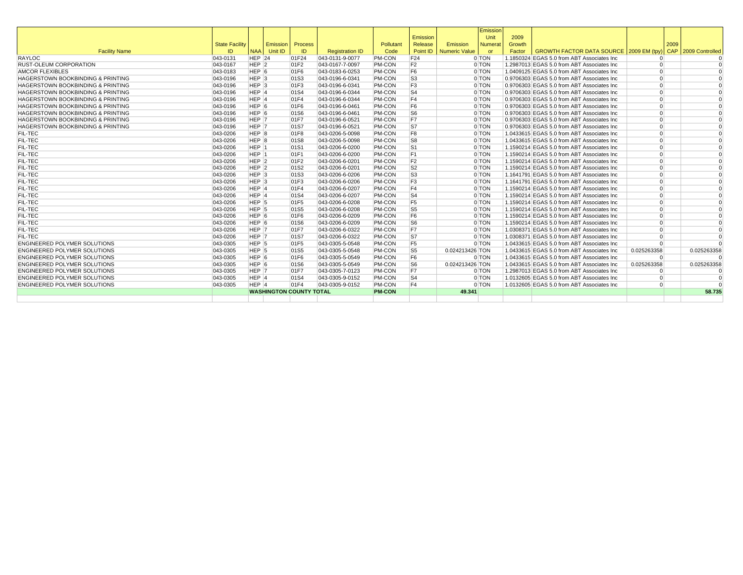| Facility Name | State Facility ID | NAA | Emission Unit ID | Process ID | Registration ID | Pollutant Code | Emission Release Point ID | Emission Numeric Value | Emission Unit Numerator | 2009 Growth Factor | GROWTH FACTOR DATA SOURCE | 2009 EM (tpy) | 2009 CAP | 2009 Controlled |
|---|---|---|---|---|---|---|---|---|---|---|---|---|---|---|
| RAYLOC | 043-0131 | HEP | 24 | 01F24 | 043-0131-9-0077 | PM-CON | F24 | 0 | TON | 1.1850324 | EGAS 5.0 from ABT Associates Inc | 0 | | 0 |
| RUST-OLEUM CORPORATION | 043-0167 | HEP | 2 | 01F2 | 043-0167-7-0097 | PM-CON | F2 | 0 | TON | 1.2987013 | EGAS 5.0 from ABT Associates Inc | 0 | | 0 |
| AMCOR FLEXIBLES | 043-0183 | HEP | 6 | 01F6 | 043-0183-6-0253 | PM-CON | F6 | 0 | TON | 1.0409125 | EGAS 5.0 from ABT Associates Inc | 0 | | 0 |
| HAGERSTOWN BOOKBINDING & PRINTING | 043-0196 | HEP | 3 | 01S3 | 043-0196-6-0341 | PM-CON | S3 | 0 | TON | 0.9706303 | EGAS 5.0 from ABT Associates Inc | 0 | | 0 |
| HAGERSTOWN BOOKBINDING & PRINTING | 043-0196 | HEP | 3 | 01F3 | 043-0196-6-0341 | PM-CON | F3 | 0 | TON | 0.9706303 | EGAS 5.0 from ABT Associates Inc | 0 | | 0 |
| HAGERSTOWN BOOKBINDING & PRINTING | 043-0196 | HEP | 4 | 01S4 | 043-0196-6-0344 | PM-CON | S4 | 0 | TON | 0.9706303 | EGAS 5.0 from ABT Associates Inc | 0 | | 0 |
| HAGERSTOWN BOOKBINDING & PRINTING | 043-0196 | HEP | 4 | 01F4 | 043-0196-6-0344 | PM-CON | F4 | 0 | TON | 0.9706303 | EGAS 5.0 from ABT Associates Inc | 0 | | 0 |
| HAGERSTOWN BOOKBINDING & PRINTING | 043-0196 | HEP | 6 | 01F6 | 043-0196-6-0461 | PM-CON | F6 | 0 | TON | 0.9706303 | EGAS 5.0 from ABT Associates Inc | 0 | | 0 |
| HAGERSTOWN BOOKBINDING & PRINTING | 043-0196 | HEP | 6 | 01S6 | 043-0196-6-0461 | PM-CON | S6 | 0 | TON | 0.9706303 | EGAS 5.0 from ABT Associates Inc | 0 | | 0 |
| HAGERSTOWN BOOKBINDING & PRINTING | 043-0196 | HEP | 7 | 01F7 | 043-0196-6-0521 | PM-CON | F7 | 0 | TON | 0.9706303 | EGAS 5.0 from ABT Associates Inc | 0 | | 0 |
| HAGERSTOWN BOOKBINDING & PRINTING | 043-0196 | HEP | 7 | 01S7 | 043-0196-6-0521 | PM-CON | S7 | 0 | TON | 0.9706303 | EGAS 5.0 from ABT Associates Inc | 0 | | 0 |
| FIL-TEC | 043-0206 | HEP | 8 | 01F8 | 043-0206-5-0098 | PM-CON | F8 | 0 | TON | 1.0433615 | EGAS 5.0 from ABT Associates Inc | 0 | | 0 |
| FIL-TEC | 043-0206 | HEP | 8 | 01S8 | 043-0206-5-0098 | PM-CON | S8 | 0 | TON | 1.0433615 | EGAS 5.0 from ABT Associates Inc | 0 | | 0 |
| FIL-TEC | 043-0206 | HEP | 1 | 01S1 | 043-0206-6-0200 | PM-CON | S1 | 0 | TON | 1.1590214 | EGAS 5.0 from ABT Associates Inc | 0 | | 0 |
| FIL-TEC | 043-0206 | HEP | 1 | 01F1 | 043-0206-6-0200 | PM-CON | F1 | 0 | TON | 1.1590214 | EGAS 5.0 from ABT Associates Inc | 0 | | 0 |
| FIL-TEC | 043-0206 | HEP | 2 | 01F2 | 043-0206-6-0201 | PM-CON | F2 | 0 | TON | 1.1590214 | EGAS 5.0 from ABT Associates Inc | 0 | | 0 |
| FIL-TEC | 043-0206 | HEP | 2 | 01S2 | 043-0206-6-0201 | PM-CON | S2 | 0 | TON | 1.1590214 | EGAS 5.0 from ABT Associates Inc | 0 | | 0 |
| FIL-TEC | 043-0206 | HEP | 3 | 01S3 | 043-0206-6-0206 | PM-CON | S3 | 0 | TON | 1.1641791 | EGAS 5.0 from ABT Associates Inc | 0 | | 0 |
| FIL-TEC | 043-0206 | HEP | 3 | 01F3 | 043-0206-6-0206 | PM-CON | F3 | 0 | TON | 1.1641791 | EGAS 5.0 from ABT Associates Inc | 0 | | 0 |
| FIL-TEC | 043-0206 | HEP | 4 | 01F4 | 043-0206-6-0207 | PM-CON | F4 | 0 | TON | 1.1590214 | EGAS 5.0 from ABT Associates Inc | 0 | | 0 |
| FIL-TEC | 043-0206 | HEP | 4 | 01S4 | 043-0206-6-0207 | PM-CON | S4 | 0 | TON | 1.1590214 | EGAS 5.0 from ABT Associates Inc | 0 | | 0 |
| FIL-TEC | 043-0206 | HEP | 5 | 01F5 | 043-0206-6-0208 | PM-CON | F5 | 0 | TON | 1.1590214 | EGAS 5.0 from ABT Associates Inc | 0 | | 0 |
| FIL-TEC | 043-0206 | HEP | 5 | 01S5 | 043-0206-6-0208 | PM-CON | S5 | 0 | TON | 1.1590214 | EGAS 5.0 from ABT Associates Inc | 0 | | 0 |
| FIL-TEC | 043-0206 | HEP | 6 | 01F6 | 043-0206-6-0209 | PM-CON | F6 | 0 | TON | 1.1590214 | EGAS 5.0 from ABT Associates Inc | 0 | | 0 |
| FIL-TEC | 043-0206 | HEP | 6 | 01S6 | 043-0206-6-0209 | PM-CON | S6 | 0 | TON | 1.1590214 | EGAS 5.0 from ABT Associates Inc | 0 | | 0 |
| FIL-TEC | 043-0206 | HEP | 7 | 01F7 | 043-0206-6-0322 | PM-CON | F7 | 0 | TON | 1.0308371 | EGAS 5.0 from ABT Associates Inc | 0 | | 0 |
| FIL-TEC | 043-0206 | HEP | 7 | 01S7 | 043-0206-6-0322 | PM-CON | S7 | 0 | TON | 1.0308371 | EGAS 5.0 from ABT Associates Inc | 0 | | 0 |
| ENGINEERED POLYMER SOLUTIONS | 043-0305 | HEP | 5 | 01F5 | 043-0305-5-0548 | PM-CON | F5 | 0 | TON | 1.0433615 | EGAS 5.0 from ABT Associates Inc | 0 | | 0 |
| ENGINEERED POLYMER SOLUTIONS | 043-0305 | HEP | 5 | 01S5 | 043-0305-5-0548 | PM-CON | S5 | 0.024213426 | TON | 1.0433615 | EGAS 5.0 from ABT Associates Inc | 0.025263358 | | 0.025263358 |
| ENGINEERED POLYMER SOLUTIONS | 043-0305 | HEP | 6 | 01F6 | 043-0305-5-0549 | PM-CON | F6 | 0 | TON | 1.0433615 | EGAS 5.0 from ABT Associates Inc | 0 | | 0 |
| ENGINEERED POLYMER SOLUTIONS | 043-0305 | HEP | 6 | 01S6 | 043-0305-5-0549 | PM-CON | S6 | 0.024213426 | TON | 1.0433615 | EGAS 5.0 from ABT Associates Inc | 0.025263358 | | 0.025263358 |
| ENGINEERED POLYMER SOLUTIONS | 043-0305 | HEP | 7 | 01F7 | 043-0305-7-0123 | PM-CON | F7 | 0 | TON | 1.2987013 | EGAS 5.0 from ABT Associates Inc | 0 | | 0 |
| ENGINEERED POLYMER SOLUTIONS | 043-0305 | HEP | 4 | 01S4 | 043-0305-9-0152 | PM-CON | S4 | 0 | TON | 1.0132605 | EGAS 5.0 from ABT Associates Inc | 0 | | 0 |
| ENGINEERED POLYMER SOLUTIONS | 043-0305 | HEP | 4 | 01F4 | 043-0305-9-0152 | PM-CON | F4 | 0 | TON | 1.0132605 | EGAS 5.0 from ABT Associates Inc | 0 | | 0 |
| | | **WASHINGTON COUNTY TOTAL** | | | | **PM-CON** | | **49.341** | | | | | | **58.735** |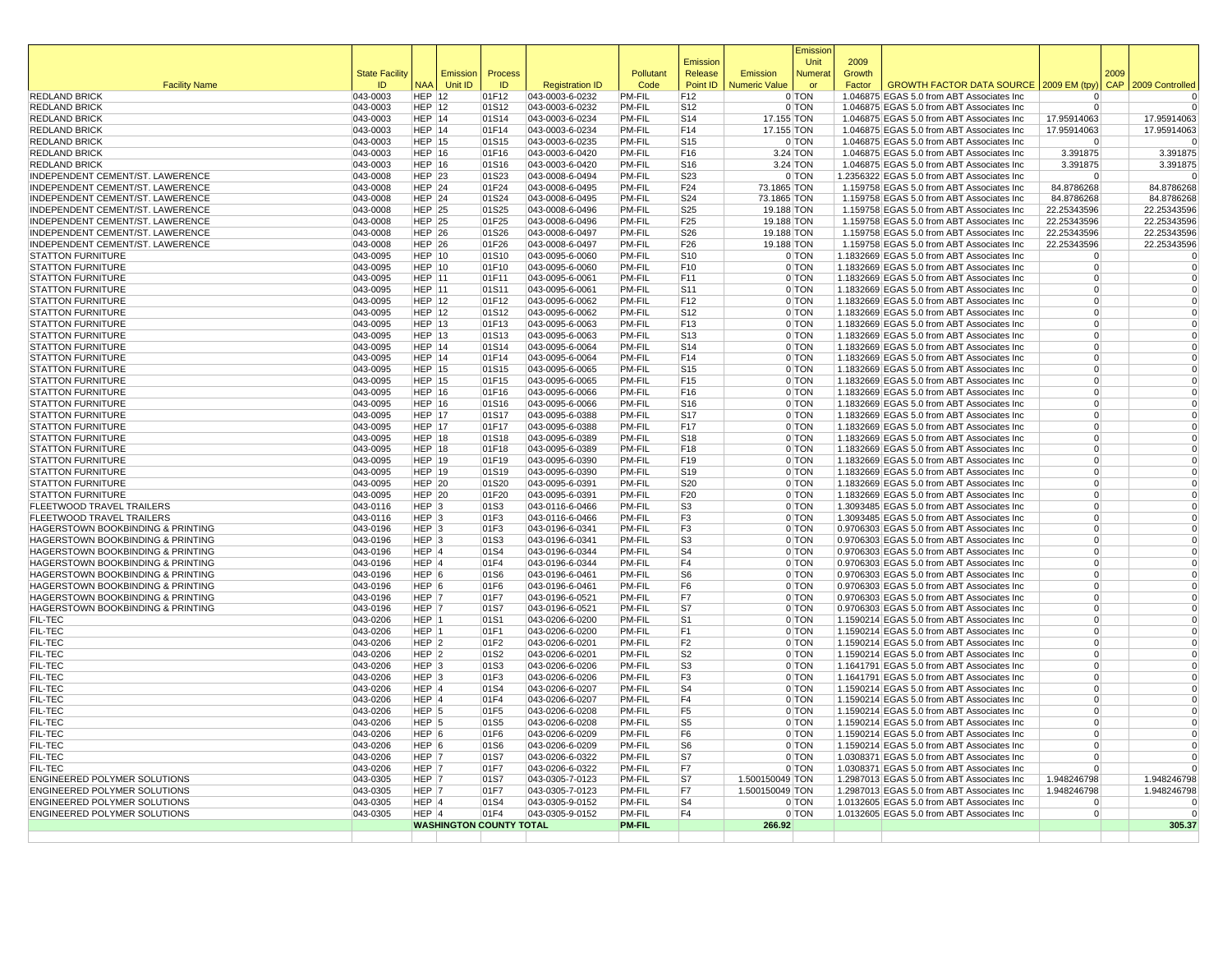| Facility Name | State Facility ID | NAA | Emission Unit ID | Process ID | Registration ID | Pollutant Code | Emission Release Point ID | Emission Numeric Value | Emission Unit Numerator | 2009 Growth Factor | GROWTH FACTOR DATA SOURCE | 2009 EM (tpy) | 2009 CAP | 2009 Controlled |
|---|---|---|---|---|---|---|---|---|---|---|---|---|---|---|
| REDLAND BRICK | 043-0003 | HEP | 12 | 01F12 | 043-0003-6-0232 | PM-FIL | F12 | 0 | TON | 1.046875 | EGAS 5.0 from ABT Associates Inc | 0 | | 0 |
| REDLAND BRICK | 043-0003 | HEP | 12 | 01S12 | 043-0003-6-0232 | PM-FIL | S12 | 0 | TON | 1.046875 | EGAS 5.0 from ABT Associates Inc | 0 | | 0 |
| REDLAND BRICK | 043-0003 | HEP | 14 | 01S14 | 043-0003-6-0234 | PM-FIL | S14 | 17.155 | TON | 1.046875 | EGAS 5.0 from ABT Associates Inc | 17.95914063 | | 17.95914063 |
| REDLAND BRICK | 043-0003 | HEP | 14 | 01F14 | 043-0003-6-0234 | PM-FIL | F14 | 17.155 | TON | 1.046875 | EGAS 5.0 from ABT Associates Inc | 17.95914063 | | 17.95914063 |
| REDLAND BRICK | 043-0003 | HEP | 15 | 01S15 | 043-0003-6-0235 | PM-FIL | S15 | 0 | TON | 1.046875 | EGAS 5.0 from ABT Associates Inc | 0 | | 0 |
| REDLAND BRICK | 043-0003 | HEP | 16 | 01F16 | 043-0003-6-0420 | PM-FIL | F16 | 3.24 | TON | 1.046875 | EGAS 5.0 from ABT Associates Inc | 3.391875 | | 3.391875 |
| REDLAND BRICK | 043-0003 | HEP | 16 | 01S16 | 043-0003-6-0420 | PM-FIL | S16 | 3.24 | TON | 1.046875 | EGAS 5.0 from ABT Associates Inc | 3.391875 | | 3.391875 |
| INDEPENDENT CEMENT/ST. LAWERENCE | 043-0008 | HEP | 23 | 01S23 | 043-0008-6-0494 | PM-FIL | S23 | 0 | TON | 1.2356322 | EGAS 5.0 from ABT Associates Inc | 0 | | 0 |
| INDEPENDENT CEMENT/ST. LAWERENCE | 043-0008 | HEP | 24 | 01F24 | 043-0008-6-0495 | PM-FIL | F24 | 73.1865 | TON | 1.159758 | EGAS 5.0 from ABT Associates Inc | 84.8786268 | | 84.8786268 |
| INDEPENDENT CEMENT/ST. LAWERENCE | 043-0008 | HEP | 24 | 01S24 | 043-0008-6-0495 | PM-FIL | S24 | 73.1865 | TON | 1.159758 | EGAS 5.0 from ABT Associates Inc | 84.8786268 | | 84.8786268 |
| INDEPENDENT CEMENT/ST. LAWERENCE | 043-0008 | HEP | 25 | 01S25 | 043-0008-6-0496 | PM-FIL | S25 | 19.188 | TON | 1.159758 | EGAS 5.0 from ABT Associates Inc | 22.25343596 | | 22.25343596 |
| INDEPENDENT CEMENT/ST. LAWERENCE | 043-0008 | HEP | 25 | 01F25 | 043-0008-6-0496 | PM-FIL | F25 | 19.188 | TON | 1.159758 | EGAS 5.0 from ABT Associates Inc | 22.25343596 | | 22.25343596 |
| INDEPENDENT CEMENT/ST. LAWERENCE | 043-0008 | HEP | 26 | 01S26 | 043-0008-6-0497 | PM-FIL | S26 | 19.188 | TON | 1.159758 | EGAS 5.0 from ABT Associates Inc | 22.25343596 | | 22.25343596 |
| INDEPENDENT CEMENT/ST. LAWERENCE | 043-0008 | HEP | 26 | 01F26 | 043-0008-6-0497 | PM-FIL | F26 | 19.188 | TON | 1.159758 | EGAS 5.0 from ABT Associates Inc | 22.25343596 | | 22.25343596 |
| STATTON FURNITURE | 043-0095 | HEP | 10 | 01S10 | 043-0095-6-0060 | PM-FIL | S10 | 0 | TON | 1.1832669 | EGAS 5.0 from ABT Associates Inc | 0 | | 0 |
| STATTON FURNITURE | 043-0095 | HEP | 10 | 01F10 | 043-0095-6-0060 | PM-FIL | F10 | 0 | TON | 1.1832669 | EGAS 5.0 from ABT Associates Inc | 0 | | 0 |
| STATTON FURNITURE | 043-0095 | HEP | 11 | 01F11 | 043-0095-6-0061 | PM-FIL | F11 | 0 | TON | 1.1832669 | EGAS 5.0 from ABT Associates Inc | 0 | | 0 |
| STATTON FURNITURE | 043-0095 | HEP | 11 | 01S11 | 043-0095-6-0061 | PM-FIL | S11 | 0 | TON | 1.1832669 | EGAS 5.0 from ABT Associates Inc | 0 | | 0 |
| STATTON FURNITURE | 043-0095 | HEP | 12 | 01F12 | 043-0095-6-0062 | PM-FIL | F12 | 0 | TON | 1.1832669 | EGAS 5.0 from ABT Associates Inc | 0 | | 0 |
| STATTON FURNITURE | 043-0095 | HEP | 12 | 01S12 | 043-0095-6-0062 | PM-FIL | S12 | 0 | TON | 1.1832669 | EGAS 5.0 from ABT Associates Inc | 0 | | 0 |
| STATTON FURNITURE | 043-0095 | HEP | 13 | 01F13 | 043-0095-6-0063 | PM-FIL | F13 | 0 | TON | 1.1832669 | EGAS 5.0 from ABT Associates Inc | 0 | | 0 |
| STATTON FURNITURE | 043-0095 | HEP | 13 | 01S13 | 043-0095-6-0063 | PM-FIL | S13 | 0 | TON | 1.1832669 | EGAS 5.0 from ABT Associates Inc | 0 | | 0 |
| STATTON FURNITURE | 043-0095 | HEP | 14 | 01S14 | 043-0095-6-0064 | PM-FIL | S14 | 0 | TON | 1.1832669 | EGAS 5.0 from ABT Associates Inc | 0 | | 0 |
| STATTON FURNITURE | 043-0095 | HEP | 14 | 01F14 | 043-0095-6-0064 | PM-FIL | F14 | 0 | TON | 1.1832669 | EGAS 5.0 from ABT Associates Inc | 0 | | 0 |
| STATTON FURNITURE | 043-0095 | HEP | 15 | 01S15 | 043-0095-6-0065 | PM-FIL | S15 | 0 | TON | 1.1832669 | EGAS 5.0 from ABT Associates Inc | 0 | | 0 |
| STATTON FURNITURE | 043-0095 | HEP | 15 | 01F15 | 043-0095-6-0065 | PM-FIL | F15 | 0 | TON | 1.1832669 | EGAS 5.0 from ABT Associates Inc | 0 | | 0 |
| STATTON FURNITURE | 043-0095 | HEP | 16 | 01F16 | 043-0095-6-0066 | PM-FIL | F16 | 0 | TON | 1.1832669 | EGAS 5.0 from ABT Associates Inc | 0 | | 0 |
| STATTON FURNITURE | 043-0095 | HEP | 16 | 01S16 | 043-0095-6-0066 | PM-FIL | S16 | 0 | TON | 1.1832669 | EGAS 5.0 from ABT Associates Inc | 0 | | 0 |
| STATTON FURNITURE | 043-0095 | HEP | 17 | 01S17 | 043-0095-6-0388 | PM-FIL | S17 | 0 | TON | 1.1832669 | EGAS 5.0 from ABT Associates Inc | 0 | | 0 |
| STATTON FURNITURE | 043-0095 | HEP | 17 | 01F17 | 043-0095-6-0388 | PM-FIL | F17 | 0 | TON | 1.1832669 | EGAS 5.0 from ABT Associates Inc | 0 | | 0 |
| STATTON FURNITURE | 043-0095 | HEP | 18 | 01S18 | 043-0095-6-0389 | PM-FIL | S18 | 0 | TON | 1.1832669 | EGAS 5.0 from ABT Associates Inc | 0 | | 0 |
| STATTON FURNITURE | 043-0095 | HEP | 18 | 01F18 | 043-0095-6-0389 | PM-FIL | F18 | 0 | TON | 1.1832669 | EGAS 5.0 from ABT Associates Inc | 0 | | 0 |
| STATTON FURNITURE | 043-0095 | HEP | 19 | 01F19 | 043-0095-6-0390 | PM-FIL | F19 | 0 | TON | 1.1832669 | EGAS 5.0 from ABT Associates Inc | 0 | | 0 |
| STATTON FURNITURE | 043-0095 | HEP | 19 | 01S19 | 043-0095-6-0390 | PM-FIL | S19 | 0 | TON | 1.1832669 | EGAS 5.0 from ABT Associates Inc | 0 | | 0 |
| STATTON FURNITURE | 043-0095 | HEP | 20 | 01S20 | 043-0095-6-0391 | PM-FIL | S20 | 0 | TON | 1.1832669 | EGAS 5.0 from ABT Associates Inc | 0 | | 0 |
| STATTON FURNITURE | 043-0095 | HEP | 20 | 01F20 | 043-0095-6-0391 | PM-FIL | F20 | 0 | TON | 1.1832669 | EGAS 5.0 from ABT Associates Inc | 0 | | 0 |
| FLEETWOOD TRAVEL TRAILERS | 043-0116 | HEP | 3 | 01S3 | 043-0116-6-0466 | PM-FIL | S3 | 0 | TON | 1.3093485 | EGAS 5.0 from ABT Associates Inc | 0 | | 0 |
| FLEETWOOD TRAVEL TRAILERS | 043-0116 | HEP | 3 | 01F3 | 043-0116-6-0466 | PM-FIL | F3 | 0 | TON | 1.3093485 | EGAS 5.0 from ABT Associates Inc | 0 | | 0 |
| HAGERSTOWN BOOKBINDING & PRINTING | 043-0196 | HEP | 3 | 01F3 | 043-0196-6-0341 | PM-FIL | F3 | 0 | TON | 0.9706303 | EGAS 5.0 from ABT Associates Inc | 0 | | 0 |
| HAGERSTOWN BOOKBINDING & PRINTING | 043-0196 | HEP | 3 | 01S3 | 043-0196-6-0341 | PM-FIL | S3 | 0 | TON | 0.9706303 | EGAS 5.0 from ABT Associates Inc | 0 | | 0 |
| HAGERSTOWN BOOKBINDING & PRINTING | 043-0196 | HEP | 4 | 01S4 | 043-0196-6-0344 | PM-FIL | S4 | 0 | TON | 0.9706303 | EGAS 5.0 from ABT Associates Inc | 0 | | 0 |
| HAGERSTOWN BOOKBINDING & PRINTING | 043-0196 | HEP | 4 | 01F4 | 043-0196-6-0344 | PM-FIL | F4 | 0 | TON | 0.9706303 | EGAS 5.0 from ABT Associates Inc | 0 | | 0 |
| HAGERSTOWN BOOKBINDING & PRINTING | 043-0196 | HEP | 6 | 01S6 | 043-0196-6-0461 | PM-FIL | S6 | 0 | TON | 0.9706303 | EGAS 5.0 from ABT Associates Inc | 0 | | 0 |
| HAGERSTOWN BOOKBINDING & PRINTING | 043-0196 | HEP | 6 | 01F6 | 043-0196-6-0461 | PM-FIL | F6 | 0 | TON | 0.9706303 | EGAS 5.0 from ABT Associates Inc | 0 | | 0 |
| HAGERSTOWN BOOKBINDING & PRINTING | 043-0196 | HEP | 7 | 01F7 | 043-0196-6-0521 | PM-FIL | F7 | 0 | TON | 0.9706303 | EGAS 5.0 from ABT Associates Inc | 0 | | 0 |
| HAGERSTOWN BOOKBINDING & PRINTING | 043-0196 | HEP | 7 | 01S7 | 043-0196-6-0521 | PM-FIL | S7 | 0 | TON | 0.9706303 | EGAS 5.0 from ABT Associates Inc | 0 | | 0 |
| FIL-TEC | 043-0206 | HEP | 1 | 01S1 | 043-0206-6-0200 | PM-FIL | S1 | 0 | TON | 1.1590214 | EGAS 5.0 from ABT Associates Inc | 0 | | 0 |
| FIL-TEC | 043-0206 | HEP | 1 | 01F1 | 043-0206-6-0200 | PM-FIL | F1 | 0 | TON | 1.1590214 | EGAS 5.0 from ABT Associates Inc | 0 | | 0 |
| FIL-TEC | 043-0206 | HEP | 2 | 01F2 | 043-0206-6-0201 | PM-FIL | F2 | 0 | TON | 1.1590214 | EGAS 5.0 from ABT Associates Inc | 0 | | 0 |
| FIL-TEC | 043-0206 | HEP | 2 | 01S2 | 043-0206-6-0201 | PM-FIL | S2 | 0 | TON | 1.1590214 | EGAS 5.0 from ABT Associates Inc | 0 | | 0 |
| FIL-TEC | 043-0206 | HEP | 3 | 01S3 | 043-0206-6-0206 | PM-FIL | S3 | 0 | TON | 1.1641791 | EGAS 5.0 from ABT Associates Inc | 0 | | 0 |
| FIL-TEC | 043-0206 | HEP | 3 | 01F3 | 043-0206-6-0206 | PM-FIL | F3 | 0 | TON | 1.1641791 | EGAS 5.0 from ABT Associates Inc | 0 | | 0 |
| FIL-TEC | 043-0206 | HEP | 4 | 01S4 | 043-0206-6-0207 | PM-FIL | S4 | 0 | TON | 1.1590214 | EGAS 5.0 from ABT Associates Inc | 0 | | 0 |
| FIL-TEC | 043-0206 | HEP | 4 | 01F4 | 043-0206-6-0207 | PM-FIL | F4 | 0 | TON | 1.1590214 | EGAS 5.0 from ABT Associates Inc | 0 | | 0 |
| FIL-TEC | 043-0206 | HEP | 5 | 01F5 | 043-0206-6-0208 | PM-FIL | F5 | 0 | TON | 1.1590214 | EGAS 5.0 from ABT Associates Inc | 0 | | 0 |
| FIL-TEC | 043-0206 | HEP | 5 | 01S5 | 043-0206-6-0208 | PM-FIL | S5 | 0 | TON | 1.1590214 | EGAS 5.0 from ABT Associates Inc | 0 | | 0 |
| FIL-TEC | 043-0206 | HEP | 6 | 01F6 | 043-0206-6-0209 | PM-FIL | F6 | 0 | TON | 1.1590214 | EGAS 5.0 from ABT Associates Inc | 0 | | 0 |
| FIL-TEC | 043-0206 | HEP | 6 | 01S6 | 043-0206-6-0209 | PM-FIL | S6 | 0 | TON | 1.1590214 | EGAS 5.0 from ABT Associates Inc | 0 | | 0 |
| FIL-TEC | 043-0206 | HEP | 7 | 01S7 | 043-0206-6-0322 | PM-FIL | S7 | 0 | TON | 1.0308371 | EGAS 5.0 from ABT Associates Inc | 0 | | 0 |
| FIL-TEC | 043-0206 | HEP | 7 | 01F7 | 043-0206-6-0322 | PM-FIL | F7 | 0 | TON | 1.0308371 | EGAS 5.0 from ABT Associates Inc | 0 | | 0 |
| ENGINEERED POLYMER SOLUTIONS | 043-0305 | HEP | 7 | 01S7 | 043-0305-7-0123 | PM-FIL | S7 | 1.500150049 | TON | 1.2987013 | EGAS 5.0 from ABT Associates Inc | 1.948246798 | | 1.948246798 |
| ENGINEERED POLYMER SOLUTIONS | 043-0305 | HEP | 7 | 01F7 | 043-0305-7-0123 | PM-FIL | F7 | 1.500150049 | TON | 1.2987013 | EGAS 5.0 from ABT Associates Inc | 1.948246798 | | 1.948246798 |
| ENGINEERED POLYMER SOLUTIONS | 043-0305 | HEP | 4 | 01S4 | 043-0305-9-0152 | PM-FIL | S4 | 0 | TON | 1.0132605 | EGAS 5.0 from ABT Associates Inc | 0 | | 0 |
| ENGINEERED POLYMER SOLUTIONS | 043-0305 | HEP | 4 | 01F4 | 043-0305-9-0152 | PM-FIL | F4 | 0 | TON | 1.0132605 | EGAS 5.0 from ABT Associates Inc | 0 | | 0 |
| | | **WASHINGTON COUNTY TOTAL** | | | | **PM-FIL** | | **266.92** | | | | | | **305.37** |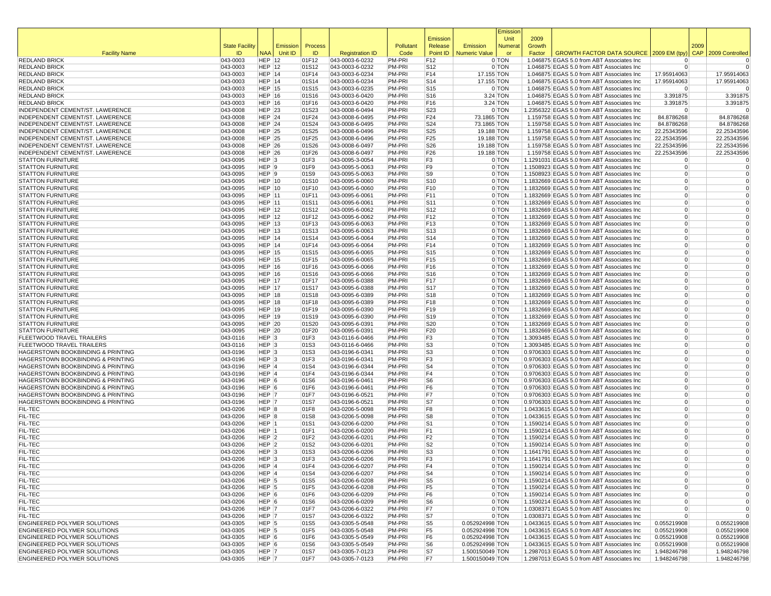| Facility Name | State Facility ID | NAA | Emission Unit ID | Process ID | Registration ID | Pollutant Code | Emission Release Point ID | Emission Numeric Value | Emission Unit Numerator | 2009 Growth Factor | GROWTH FACTOR DATA SOURCE | 2009 EM (tpy) | 2009 CAP | 2009 Controlled |
|---|---|---|---|---|---|---|---|---|---|---|---|---|---|---|
| REDLAND BRICK | 043-0003 | HEP | 12 | 01F12 | 043-0003-6-0232 | PM-PRI | F12 | 0 | TON | 1.046875 | EGAS 5.0 from ABT Associates Inc | 0 | | 0 |
| REDLAND BRICK | 043-0003 | HEP | 12 | 01S12 | 043-0003-6-0232 | PM-PRI | S12 | 0 | TON | 1.046875 | EGAS 5.0 from ABT Associates Inc | 0 | | 0 |
| REDLAND BRICK | 043-0003 | HEP | 14 | 01F14 | 043-0003-6-0234 | PM-PRI | F14 | 17.155 | TON | 1.046875 | EGAS 5.0 from ABT Associates Inc | 17.95914063 | | 17.95914063 |
| REDLAND BRICK | 043-0003 | HEP | 14 | 01S14 | 043-0003-6-0234 | PM-PRI | S14 | 17.155 | TON | 1.046875 | EGAS 5.0 from ABT Associates Inc | 17.95914063 | | 17.95914063 |
| REDLAND BRICK | 043-0003 | HEP | 15 | 01S15 | 043-0003-6-0235 | PM-PRI | S15 | 0 | TON | 1.046875 | EGAS 5.0 from ABT Associates Inc | 0 | | 0 |
| REDLAND BRICK | 043-0003 | HEP | 16 | 01S16 | 043-0003-6-0420 | PM-PRI | S16 | 3.24 | TON | 1.046875 | EGAS 5.0 from ABT Associates Inc | 3.391875 | | 3.391875 |
| REDLAND BRICK | 043-0003 | HEP | 16 | 01F16 | 043-0003-6-0420 | PM-PRI | F16 | 3.24 | TON | 1.046875 | EGAS 5.0 from ABT Associates Inc | 3.391875 | | 3.391875 |
| INDEPENDENT CEMENT/ST. LAWERENCE | 043-0008 | HEP | 23 | 01S23 | 043-0008-6-0494 | PM-PRI | S23 | 0 | TON | 1.2356322 | EGAS 5.0 from ABT Associates Inc | 0 | | 0 |
| INDEPENDENT CEMENT/ST. LAWERENCE | 043-0008 | HEP | 24 | 01F24 | 043-0008-6-0495 | PM-PRI | F24 | 73.1865 | TON | 1.159758 | EGAS 5.0 from ABT Associates Inc | 84.8786268 | | 84.8786268 |
| INDEPENDENT CEMENT/ST. LAWERENCE | 043-0008 | HEP | 24 | 01S24 | 043-0008-6-0495 | PM-PRI | S24 | 73.1865 | TON | 1.159758 | EGAS 5.0 from ABT Associates Inc | 84.8786268 | | 84.8786268 |
| INDEPENDENT CEMENT/ST. LAWERENCE | 043-0008 | HEP | 25 | 01S25 | 043-0008-6-0496 | PM-PRI | S25 | 19.188 | TON | 1.159758 | EGAS 5.0 from ABT Associates Inc | 22.25343596 | | 22.25343596 |
| INDEPENDENT CEMENT/ST. LAWERENCE | 043-0008 | HEP | 25 | 01F25 | 043-0008-6-0496 | PM-PRI | F25 | 19.188 | TON | 1.159758 | EGAS 5.0 from ABT Associates Inc | 22.25343596 | | 22.25343596 |
| INDEPENDENT CEMENT/ST. LAWERENCE | 043-0008 | HEP | 26 | 01S26 | 043-0008-6-0497 | PM-PRI | S26 | 19.188 | TON | 1.159758 | EGAS 5.0 from ABT Associates Inc | 22.25343596 | | 22.25343596 |
| INDEPENDENT CEMENT/ST. LAWERENCE | 043-0008 | HEP | 26 | 01F26 | 043-0008-6-0497 | PM-PRI | F26 | 19.188 | TON | 1.159758 | EGAS 5.0 from ABT Associates Inc | 22.25343596 | | 22.25343596 |
| STATTON FURNITURE | 043-0095 | HEP | 3 | 01F3 | 043-0095-3-0054 | PM-PRI | F3 | 0 | TON | 1.1291031 | EGAS 5.0 from ABT Associates Inc | 0 | | 0 |
| STATTON FURNITURE | 043-0095 | HEP | 9 | 01F9 | 043-0095-5-0063 | PM-PRI | F9 | 0 | TON | 1.1508923 | EGAS 5.0 from ABT Associates Inc | 0 | | 0 |
| STATTON FURNITURE | 043-0095 | HEP | 9 | 01S9 | 043-0095-5-0063 | PM-PRI | S9 | 0 | TON | 1.1508923 | EGAS 5.0 from ABT Associates Inc | 0 | | 0 |
| STATTON FURNITURE | 043-0095 | HEP | 10 | 01S10 | 043-0095-6-0060 | PM-PRI | S10 | 0 | TON | 1.1832669 | EGAS 5.0 from ABT Associates Inc | 0 | | 0 |
| STATTON FURNITURE | 043-0095 | HEP | 10 | 01F10 | 043-0095-6-0060 | PM-PRI | F10 | 0 | TON | 1.1832669 | EGAS 5.0 from ABT Associates Inc | 0 | | 0 |
| STATTON FURNITURE | 043-0095 | HEP | 11 | 01F11 | 043-0095-6-0061 | PM-PRI | F11 | 0 | TON | 1.1832669 | EGAS 5.0 from ABT Associates Inc | 0 | | 0 |
| STATTON FURNITURE | 043-0095 | HEP | 11 | 01S11 | 043-0095-6-0061 | PM-PRI | S11 | 0 | TON | 1.1832669 | EGAS 5.0 from ABT Associates Inc | 0 | | 0 |
| STATTON FURNITURE | 043-0095 | HEP | 12 | 01S12 | 043-0095-6-0062 | PM-PRI | S12 | 0 | TON | 1.1832669 | EGAS 5.0 from ABT Associates Inc | 0 | | 0 |
| STATTON FURNITURE | 043-0095 | HEP | 12 | 01F12 | 043-0095-6-0062 | PM-PRI | F12 | 0 | TON | 1.1832669 | EGAS 5.0 from ABT Associates Inc | 0 | | 0 |
| STATTON FURNITURE | 043-0095 | HEP | 13 | 01F13 | 043-0095-6-0063 | PM-PRI | F13 | 0 | TON | 1.1832669 | EGAS 5.0 from ABT Associates Inc | 0 | | 0 |
| STATTON FURNITURE | 043-0095 | HEP | 13 | 01S13 | 043-0095-6-0063 | PM-PRI | S13 | 0 | TON | 1.1832669 | EGAS 5.0 from ABT Associates Inc | 0 | | 0 |
| STATTON FURNITURE | 043-0095 | HEP | 14 | 01S14 | 043-0095-6-0064 | PM-PRI | S14 | 0 | TON | 1.1832669 | EGAS 5.0 from ABT Associates Inc | 0 | | 0 |
| STATTON FURNITURE | 043-0095 | HEP | 14 | 01F14 | 043-0095-6-0064 | PM-PRI | F14 | 0 | TON | 1.1832669 | EGAS 5.0 from ABT Associates Inc | 0 | | 0 |
| STATTON FURNITURE | 043-0095 | HEP | 15 | 01S15 | 043-0095-6-0065 | PM-PRI | S15 | 0 | TON | 1.1832669 | EGAS 5.0 from ABT Associates Inc | 0 | | 0 |
| STATTON FURNITURE | 043-0095 | HEP | 15 | 01F15 | 043-0095-6-0065 | PM-PRI | F15 | 0 | TON | 1.1832669 | EGAS 5.0 from ABT Associates Inc | 0 | | 0 |
| STATTON FURNITURE | 043-0095 | HEP | 16 | 01F16 | 043-0095-6-0066 | PM-PRI | F16 | 0 | TON | 1.1832669 | EGAS 5.0 from ABT Associates Inc | 0 | | 0 |
| STATTON FURNITURE | 043-0095 | HEP | 16 | 01S16 | 043-0095-6-0066 | PM-PRI | S16 | 0 | TON | 1.1832669 | EGAS 5.0 from ABT Associates Inc | 0 | | 0 |
| STATTON FURNITURE | 043-0095 | HEP | 17 | 01F17 | 043-0095-6-0388 | PM-PRI | F17 | 0 | TON | 1.1832669 | EGAS 5.0 from ABT Associates Inc | 0 | | 0 |
| STATTON FURNITURE | 043-0095 | HEP | 17 | 01S17 | 043-0095-6-0388 | PM-PRI | S17 | 0 | TON | 1.1832669 | EGAS 5.0 from ABT Associates Inc | 0 | | 0 |
| STATTON FURNITURE | 043-0095 | HEP | 18 | 01S18 | 043-0095-6-0389 | PM-PRI | S18 | 0 | TON | 1.1832669 | EGAS 5.0 from ABT Associates Inc | 0 | | 0 |
| STATTON FURNITURE | 043-0095 | HEP | 18 | 01F18 | 043-0095-6-0389 | PM-PRI | F18 | 0 | TON | 1.1832669 | EGAS 5.0 from ABT Associates Inc | 0 | | 0 |
| STATTON FURNITURE | 043-0095 | HEP | 19 | 01F19 | 043-0095-6-0390 | PM-PRI | F19 | 0 | TON | 1.1832669 | EGAS 5.0 from ABT Associates Inc | 0 | | 0 |
| STATTON FURNITURE | 043-0095 | HEP | 19 | 01S19 | 043-0095-6-0390 | PM-PRI | S19 | 0 | TON | 1.1832669 | EGAS 5.0 from ABT Associates Inc | 0 | | 0 |
| STATTON FURNITURE | 043-0095 | HEP | 20 | 01S20 | 043-0095-6-0391 | PM-PRI | S20 | 0 | TON | 1.1832669 | EGAS 5.0 from ABT Associates Inc | 0 | | 0 |
| STATTON FURNITURE | 043-0095 | HEP | 20 | 01F20 | 043-0095-6-0391 | PM-PRI | F20 | 0 | TON | 1.1832669 | EGAS 5.0 from ABT Associates Inc | 0 | | 0 |
| FLEETWOOD TRAVEL TRAILERS | 043-0116 | HEP | 3 | 01F3 | 043-0116-6-0466 | PM-PRI | F3 | 0 | TON | 1.3093485 | EGAS 5.0 from ABT Associates Inc | 0 | | 0 |
| FLEETWOOD TRAVEL TRAILERS | 043-0116 | HEP | 3 | 01S3 | 043-0116-6-0466 | PM-PRI | S3 | 0 | TON | 1.3093485 | EGAS 5.0 from ABT Associates Inc | 0 | | 0 |
| HAGERSTOWN BOOKBINDING & PRINTING | 043-0196 | HEP | 3 | 01S3 | 043-0196-6-0341 | PM-PRI | S3 | 0 | TON | 0.9706303 | EGAS 5.0 from ABT Associates Inc | 0 | | 0 |
| HAGERSTOWN BOOKBINDING & PRINTING | 043-0196 | HEP | 3 | 01F3 | 043-0196-6-0341 | PM-PRI | F3 | 0 | TON | 0.9706303 | EGAS 5.0 from ABT Associates Inc | 0 | | 0 |
| HAGERSTOWN BOOKBINDING & PRINTING | 043-0196 | HEP | 4 | 01S4 | 043-0196-6-0344 | PM-PRI | S4 | 0 | TON | 0.9706303 | EGAS 5.0 from ABT Associates Inc | 0 | | 0 |
| HAGERSTOWN BOOKBINDING & PRINTING | 043-0196 | HEP | 4 | 01F4 | 043-0196-6-0344 | PM-PRI | F4 | 0 | TON | 0.9706303 | EGAS 5.0 from ABT Associates Inc | 0 | | 0 |
| HAGERSTOWN BOOKBINDING & PRINTING | 043-0196 | HEP | 6 | 01S6 | 043-0196-6-0461 | PM-PRI | S6 | 0 | TON | 0.9706303 | EGAS 5.0 from ABT Associates Inc | 0 | | 0 |
| HAGERSTOWN BOOKBINDING & PRINTING | 043-0196 | HEP | 6 | 01F6 | 043-0196-6-0461 | PM-PRI | F6 | 0 | TON | 0.9706303 | EGAS 5.0 from ABT Associates Inc | 0 | | 0 |
| HAGERSTOWN BOOKBINDING & PRINTING | 043-0196 | HEP | 7 | 01F7 | 043-0196-6-0521 | PM-PRI | F7 | 0 | TON | 0.9706303 | EGAS 5.0 from ABT Associates Inc | 0 | | 0 |
| HAGERSTOWN BOOKBINDING & PRINTING | 043-0196 | HEP | 7 | 01S7 | 043-0196-6-0521 | PM-PRI | S7 | 0 | TON | 0.9706303 | EGAS 5.0 from ABT Associates Inc | 0 | | 0 |
| FIL-TEC | 043-0206 | HEP | 8 | 01F8 | 043-0206-5-0098 | PM-PRI | F8 | 0 | TON | 1.0433615 | EGAS 5.0 from ABT Associates Inc | 0 | | 0 |
| FIL-TEC | 043-0206 | HEP | 8 | 01S8 | 043-0206-5-0098 | PM-PRI | S8 | 0 | TON | 1.0433615 | EGAS 5.0 from ABT Associates Inc | 0 | | 0 |
| FIL-TEC | 043-0206 | HEP | 1 | 01S1 | 043-0206-6-0200 | PM-PRI | S1 | 0 | TON | 1.1590214 | EGAS 5.0 from ABT Associates Inc | 0 | | 0 |
| FIL-TEC | 043-0206 | HEP | 1 | 01F1 | 043-0206-6-0200 | PM-PRI | F1 | 0 | TON | 1.1590214 | EGAS 5.0 from ABT Associates Inc | 0 | | 0 |
| FIL-TEC | 043-0206 | HEP | 2 | 01F2 | 043-0206-6-0201 | PM-PRI | F2 | 0 | TON | 1.1590214 | EGAS 5.0 from ABT Associates Inc | 0 | | 0 |
| FIL-TEC | 043-0206 | HEP | 2 | 01S2 | 043-0206-6-0201 | PM-PRI | S2 | 0 | TON | 1.1590214 | EGAS 5.0 from ABT Associates Inc | 0 | | 0 |
| FIL-TEC | 043-0206 | HEP | 3 | 01S3 | 043-0206-6-0206 | PM-PRI | S3 | 0 | TON | 1.1641791 | EGAS 5.0 from ABT Associates Inc | 0 | | 0 |
| FIL-TEC | 043-0206 | HEP | 3 | 01F3 | 043-0206-6-0206 | PM-PRI | F3 | 0 | TON | 1.1641791 | EGAS 5.0 from ABT Associates Inc | 0 | | 0 |
| FIL-TEC | 043-0206 | HEP | 4 | 01F4 | 043-0206-6-0207 | PM-PRI | F4 | 0 | TON | 1.1590214 | EGAS 5.0 from ABT Associates Inc | 0 | | 0 |
| FIL-TEC | 043-0206 | HEP | 4 | 01S4 | 043-0206-6-0207 | PM-PRI | S4 | 0 | TON | 1.1590214 | EGAS 5.0 from ABT Associates Inc | 0 | | 0 |
| FIL-TEC | 043-0206 | HEP | 5 | 01S5 | 043-0206-6-0208 | PM-PRI | S5 | 0 | TON | 1.1590214 | EGAS 5.0 from ABT Associates Inc | 0 | | 0 |
| FIL-TEC | 043-0206 | HEP | 5 | 01F5 | 043-0206-6-0208 | PM-PRI | F5 | 0 | TON | 1.1590214 | EGAS 5.0 from ABT Associates Inc | 0 | | 0 |
| FIL-TEC | 043-0206 | HEP | 6 | 01F6 | 043-0206-6-0209 | PM-PRI | F6 | 0 | TON | 1.1590214 | EGAS 5.0 from ABT Associates Inc | 0 | | 0 |
| FIL-TEC | 043-0206 | HEP | 6 | 01S6 | 043-0206-6-0209 | PM-PRI | S6 | 0 | TON | 1.1590214 | EGAS 5.0 from ABT Associates Inc | 0 | | 0 |
| FIL-TEC | 043-0206 | HEP | 7 | 01F7 | 043-0206-6-0322 | PM-PRI | F7 | 0 | TON | 1.0308371 | EGAS 5.0 from ABT Associates Inc | 0 | | 0 |
| FIL-TEC | 043-0206 | HEP | 7 | 01S7 | 043-0206-6-0322 | PM-PRI | S7 | 0 | TON | 1.0308371 | EGAS 5.0 from ABT Associates Inc | 0 | | 0 |
| ENGINEERED POLYMER SOLUTIONS | 043-0305 | HEP | 5 | 01S5 | 043-0305-5-0548 | PM-PRI | S5 | 0.052924998 | TON | 1.0433615 | EGAS 5.0 from ABT Associates Inc | 0.055219908 | | 0.055219908 |
| ENGINEERED POLYMER SOLUTIONS | 043-0305 | HEP | 5 | 01F5 | 043-0305-5-0548 | PM-PRI | F5 | 0.052924998 | TON | 1.0433615 | EGAS 5.0 from ABT Associates Inc | 0.055219908 | | 0.055219908 |
| ENGINEERED POLYMER SOLUTIONS | 043-0305 | HEP | 6 | 01F6 | 043-0305-5-0549 | PM-PRI | F6 | 0.052924998 | TON | 1.0433615 | EGAS 5.0 from ABT Associates Inc | 0.055219908 | | 0.055219908 |
| ENGINEERED POLYMER SOLUTIONS | 043-0305 | HEP | 6 | 01S6 | 043-0305-5-0549 | PM-PRI | S6 | 0.052924998 | TON | 1.0433615 | EGAS 5.0 from ABT Associates Inc | 0.055219908 | | 0.055219908 |
| ENGINEERED POLYMER SOLUTIONS | 043-0305 | HEP | 7 | 01S7 | 043-0305-7-0123 | PM-PRI | S7 | 1.500150049 | TON | 1.2987013 | EGAS 5.0 from ABT Associates Inc | 1.948246798 | | 1.948246798 |
| ENGINEERED POLYMER SOLUTIONS | 043-0305 | HEP | 7 | 01F7 | 043-0305-7-0123 | PM-PRI | F7 | 1.500150049 | TON | 1.2987013 | EGAS 5.0 from ABT Associates Inc | 1.948246798 | | 1.948246798 |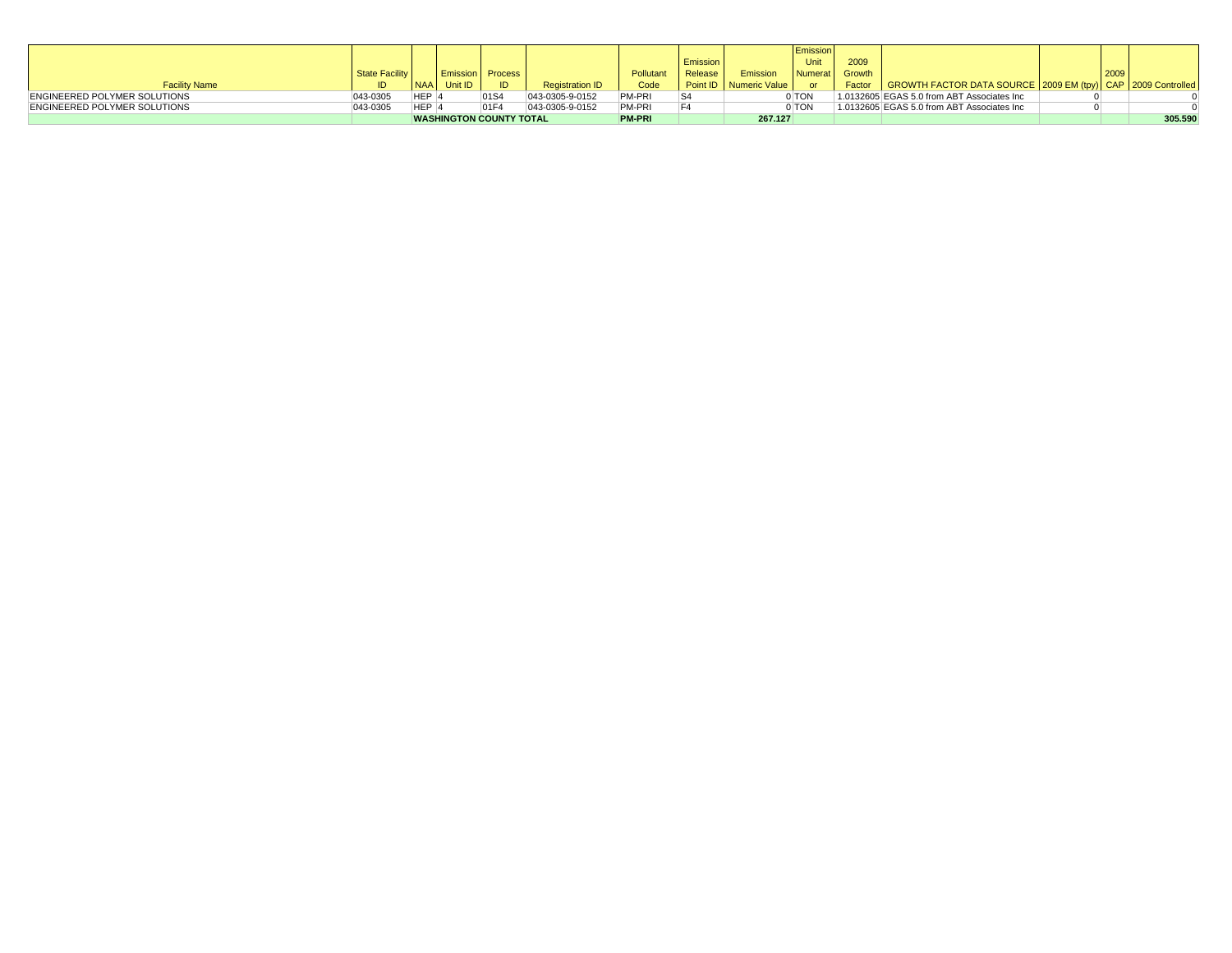| Facility Name | State Facility ID | NAA | Emission Unit ID | Process ID | Registration ID | Pollutant Code | Emission Release Point ID | Emission Numeric Value | Emission Unit Numerator | 2009 Growth Factor | GROWTH FACTOR DATA SOURCE | 2009 EM (tpy) | 2009 CAP | 2009 Controlled |
|---|---|---|---|---|---|---|---|---|---|---|---|---|---|---|
| ENGINEERED POLYMER SOLUTIONS | 043-0305 | HEP | 4 | 01S4 | 043-0305-9-0152 | PM-PRI | S4 | 0 | TON | 1.0132605 | EGAS 5.0 from ABT Associates Inc | 0 | | 0 |
| ENGINEERED POLYMER SOLUTIONS | 043-0305 | HEP | 4 | 01F4 | 043-0305-9-0152 | PM-PRI | F4 | 0 | TON | 1.0132605 | EGAS 5.0 from ABT Associates Inc | 0 | | 0 |
| | | **WASHINGTON COUNTY TOTAL** | | | | **PM-PRI** | | **267.127** | | | | | | **305.590** |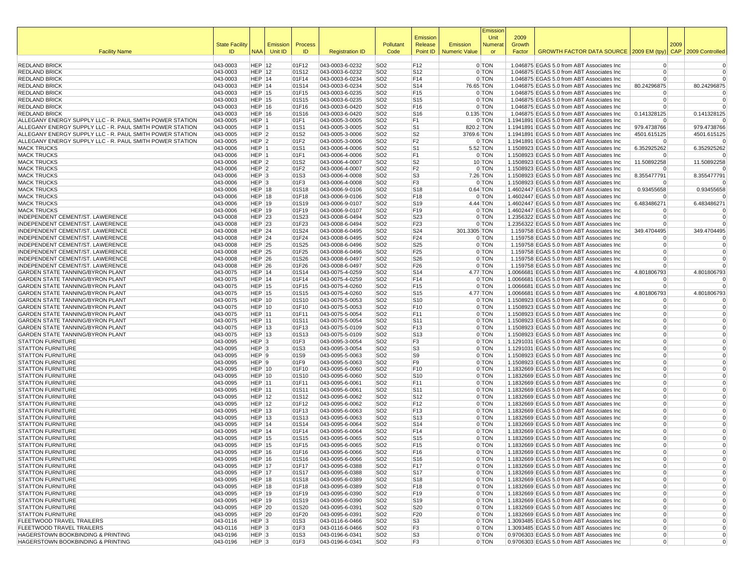| Facility Name | State Facility ID | NAA | Emission Unit ID | Process ID | Registration ID | Pollutant Code | Emission Release Point ID | Emission Numeric Value | Emission Unit Numerator | 2009 Growth Factor | GROWTH FACTOR DATA SOURCE | 2009 EM (tpy) | 2009 CAP | 2009 Controlled |
|---|---|---|---|---|---|---|---|---|---|---|---|---|---|---|
| REDLAND BRICK | 043-0003 | HEP | 12 | 01F12 | 043-0003-6-0232 | SO2 | F12 | 0 | TON | 1.046875 | EGAS 5.0 from ABT Associates Inc | 0 | | 0 |
| REDLAND BRICK | 043-0003 | HEP | 12 | 01S12 | 043-0003-6-0232 | SO2 | S12 | 0 | TON | 1.046875 | EGAS 5.0 from ABT Associates Inc | 0 | | 0 |
| REDLAND BRICK | 043-0003 | HEP | 14 | 01F14 | 043-0003-6-0234 | SO2 | F14 | 0 | TON | 1.046875 | EGAS 5.0 from ABT Associates Inc | 0 | | 0 |
| REDLAND BRICK | 043-0003 | HEP | 14 | 01S14 | 043-0003-6-0234 | SO2 | S14 | 76.65 | TON | 1.046875 | EGAS 5.0 from ABT Associates Inc | 80.24296875 | | 80.24296875 |
| REDLAND BRICK | 043-0003 | HEP | 15 | 01F15 | 043-0003-6-0235 | SO2 | F15 | 0 | TON | 1.046875 | EGAS 5.0 from ABT Associates Inc | 0 | | 0 |
| REDLAND BRICK | 043-0003 | HEP | 15 | 01S15 | 043-0003-6-0235 | SO2 | S15 | 0 | TON | 1.046875 | EGAS 5.0 from ABT Associates Inc | 0 | | 0 |
| REDLAND BRICK | 043-0003 | HEP | 16 | 01F16 | 043-0003-6-0420 | SO2 | F16 | 0 | TON | 1.046875 | EGAS 5.0 from ABT Associates Inc | 0 | | 0 |
| REDLAND BRICK | 043-0003 | HEP | 16 | 01S16 | 043-0003-6-0420 | SO2 | S16 | 0.135 | TON | 1.046875 | EGAS 5.0 from ABT Associates Inc | 0.141328125 | | 0.141328125 |
| ALLEGANY ENERGY SUPPLY LLC - R. PAUL SMITH POWER STATION | 043-0005 | HEP | 1 | 01F1 | 043-0005-3-0005 | SO2 | F1 | 0 | TON | 1.1941891 | EGAS 5.0 from ABT Associates Inc | 0 | | 0 |
| ALLEGANY ENERGY SUPPLY LLC - R. PAUL SMITH POWER STATION | 043-0005 | HEP | 1 | 01S1 | 043-0005-3-0005 | SO2 | S1 | 820.2 | TON | 1.1941891 | EGAS 5.0 from ABT Associates Inc | 979.4738766 | | 979.4738766 |
| ALLEGANY ENERGY SUPPLY LLC - R. PAUL SMITH POWER STATION | 043-0005 | HEP | 2 | 01S2 | 043-0005-3-0006 | SO2 | S2 | 3769.6 | TON | 1.1941891 | EGAS 5.0 from ABT Associates Inc | 4501.615125 | | 4501.615125 |
| ALLEGANY ENERGY SUPPLY LLC - R. PAUL SMITH POWER STATION | 043-0005 | HEP | 2 | 01F2 | 043-0005-3-0006 | SO2 | F2 | 0 | TON | 1.1941891 | EGAS 5.0 from ABT Associates Inc | 0 | | 0 |
| MACK TRUCKS | 043-0006 | HEP | 1 | 01S1 | 043-0006-4-0006 | SO2 | S1 | 5.52 | TON | 1.1508923 | EGAS 5.0 from ABT Associates Inc | 6.352925262 | | 6.352925262 |
| MACK TRUCKS | 043-0006 | HEP | 1 | 01F1 | 043-0006-4-0006 | SO2 | F1 | 0 | TON | 1.1508923 | EGAS 5.0 from ABT Associates Inc | 0 | | 0 |
| MACK TRUCKS | 043-0006 | HEP | 2 | 01S2 | 043-0006-4-0007 | SO2 | S2 | 10 | TON | 1.1508923 | EGAS 5.0 from ABT Associates Inc | 11.50892258 | | 11.50892258 |
| MACK TRUCKS | 043-0006 | HEP | 2 | 01F2 | 043-0006-4-0007 | SO2 | F2 | 0 | TON | 1.1508923 | EGAS 5.0 from ABT Associates Inc | 0 | | 0 |
| MACK TRUCKS | 043-0006 | HEP | 3 | 01S3 | 043-0006-4-0008 | SO2 | S3 | 7.26 | TON | 1.1508923 | EGAS 5.0 from ABT Associates Inc | 8.355477791 | | 8.355477791 |
| MACK TRUCKS | 043-0006 | HEP | 3 | 01F3 | 043-0006-4-0008 | SO2 | F3 | 0 | TON | 1.1508923 | EGAS 5.0 from ABT Associates Inc | 0 | | 0 |
| MACK TRUCKS | 043-0006 | HEP | 18 | 01S18 | 043-0006-9-0106 | SO2 | S18 | 0.64 | TON | 1.4602447 | EGAS 5.0 from ABT Associates Inc | 0.93455658 | | 0.93455658 |
| MACK TRUCKS | 043-0006 | HEP | 18 | 01F18 | 043-0006-9-0106 | SO2 | F18 | 0 | TON | 1.4602447 | EGAS 5.0 from ABT Associates Inc | 0 | | 0 |
| MACK TRUCKS | 043-0006 | HEP | 19 | 01S19 | 043-0006-9-0107 | SO2 | S19 | 4.44 | TON | 1.4602447 | EGAS 5.0 from ABT Associates Inc | 6.483486271 | | 6.483486271 |
| MACK TRUCKS | 043-0006 | HEP | 19 | 01F19 | 043-0006-9-0107 | SO2 | F19 | 0 | TON | 1.4602447 | EGAS 5.0 from ABT Associates Inc | 0 | | 0 |
| INDEPENDENT CEMENT/ST. LAWERENCE | 043-0008 | HEP | 23 | 01S23 | 043-0008-6-0494 | SO2 | S23 | 0 | TON | 1.2356322 | EGAS 5.0 from ABT Associates Inc | 0 | | 0 |
| INDEPENDENT CEMENT/ST. LAWERENCE | 043-0008 | HEP | 23 | 01F23 | 043-0008-6-0494 | SO2 | F23 | 0 | TON | 1.2356322 | EGAS 5.0 from ABT Associates Inc | 0 | | 0 |
| INDEPENDENT CEMENT/ST. LAWERENCE | 043-0008 | HEP | 24 | 01S24 | 043-0008-6-0495 | SO2 | S24 | 301.3305 | TON | 1.159758 | EGAS 5.0 from ABT Associates Inc | 349.4704495 | | 349.4704495 |
| INDEPENDENT CEMENT/ST. LAWERENCE | 043-0008 | HEP | 24 | 01F24 | 043-0008-6-0495 | SO2 | F24 | 0 | TON | 1.159758 | EGAS 5.0 from ABT Associates Inc | 0 | | 0 |
| INDEPENDENT CEMENT/ST. LAWERENCE | 043-0008 | HEP | 25 | 01S25 | 043-0008-6-0496 | SO2 | S25 | 0 | TON | 1.159758 | EGAS 5.0 from ABT Associates Inc | 0 | | 0 |
| INDEPENDENT CEMENT/ST. LAWERENCE | 043-0008 | HEP | 25 | 01F25 | 043-0008-6-0496 | SO2 | F25 | 0 | TON | 1.159758 | EGAS 5.0 from ABT Associates Inc | 0 | | 0 |
| INDEPENDENT CEMENT/ST. LAWERENCE | 043-0008 | HEP | 26 | 01S26 | 043-0008-6-0497 | SO2 | S26 | 0 | TON | 1.159758 | EGAS 5.0 from ABT Associates Inc | 0 | | 0 |
| INDEPENDENT CEMENT/ST. LAWERENCE | 043-0008 | HEP | 26 | 01F26 | 043-0008-6-0497 | SO2 | F26 | 0 | TON | 1.159758 | EGAS 5.0 from ABT Associates Inc | 0 | | 0 |
| GARDEN STATE TANNING/BYRON PLANT | 043-0075 | HEP | 14 | 01S14 | 043-0075-4-0259 | SO2 | S14 | 4.77 | TON | 1.0066681 | EGAS 5.0 from ABT Associates Inc | 4.801806793 | | 4.801806793 |
| GARDEN STATE TANNING/BYRON PLANT | 043-0075 | HEP | 14 | 01F14 | 043-0075-4-0259 | SO2 | F14 | 0 | TON | 1.0066681 | EGAS 5.0 from ABT Associates Inc | 0 | | 0 |
| GARDEN STATE TANNING/BYRON PLANT | 043-0075 | HEP | 15 | 01F15 | 043-0075-4-0260 | SO2 | F15 | 0 | TON | 1.0066681 | EGAS 5.0 from ABT Associates Inc | 0 | | 0 |
| GARDEN STATE TANNING/BYRON PLANT | 043-0075 | HEP | 15 | 01S15 | 043-0075-4-0260 | SO2 | S15 | 4.77 | TON | 1.0066681 | EGAS 5.0 from ABT Associates Inc | 4.801806793 | | 4.801806793 |
| GARDEN STATE TANNING/BYRON PLANT | 043-0075 | HEP | 10 | 01S10 | 043-0075-5-0053 | SO2 | S10 | 0 | TON | 1.1508923 | EGAS 5.0 from ABT Associates Inc | 0 | | 0 |
| GARDEN STATE TANNING/BYRON PLANT | 043-0075 | HEP | 10 | 01F10 | 043-0075-5-0053 | SO2 | F10 | 0 | TON | 1.1508923 | EGAS 5.0 from ABT Associates Inc | 0 | | 0 |
| GARDEN STATE TANNING/BYRON PLANT | 043-0075 | HEP | 11 | 01F11 | 043-0075-5-0054 | SO2 | F11 | 0 | TON | 1.1508923 | EGAS 5.0 from ABT Associates Inc | 0 | | 0 |
| GARDEN STATE TANNING/BYRON PLANT | 043-0075 | HEP | 11 | 01S11 | 043-0075-5-0054 | SO2 | S11 | 0 | TON | 1.1508923 | EGAS 5.0 from ABT Associates Inc | 0 | | 0 |
| GARDEN STATE TANNING/BYRON PLANT | 043-0075 | HEP | 13 | 01F13 | 043-0075-5-0109 | SO2 | F13 | 0 | TON | 1.1508923 | EGAS 5.0 from ABT Associates Inc | 0 | | 0 |
| GARDEN STATE TANNING/BYRON PLANT | 043-0075 | HEP | 13 | 01S13 | 043-0075-5-0109 | SO2 | S13 | 0 | TON | 1.1508923 | EGAS 5.0 from ABT Associates Inc | 0 | | 0 |
| STATTON FURNITURE | 043-0095 | HEP | 3 | 01F3 | 043-0095-3-0054 | SO2 | F3 | 0 | TON | 1.1291031 | EGAS 5.0 from ABT Associates Inc | 0 | | 0 |
| STATTON FURNITURE | 043-0095 | HEP | 3 | 01S3 | 043-0095-3-0054 | SO2 | S3 | 0 | TON | 1.1291031 | EGAS 5.0 from ABT Associates Inc | 0 | | 0 |
| STATTON FURNITURE | 043-0095 | HEP | 9 | 01S9 | 043-0095-5-0063 | SO2 | S9 | 0 | TON | 1.1508923 | EGAS 5.0 from ABT Associates Inc | 0 | | 0 |
| STATTON FURNITURE | 043-0095 | HEP | 9 | 01F9 | 043-0095-5-0063 | SO2 | F9 | 0 | TON | 1.1508923 | EGAS 5.0 from ABT Associates Inc | 0 | | 0 |
| STATTON FURNITURE | 043-0095 | HEP | 10 | 01F10 | 043-0095-6-0060 | SO2 | F10 | 0 | TON | 1.1832669 | EGAS 5.0 from ABT Associates Inc | 0 | | 0 |
| STATTON FURNITURE | 043-0095 | HEP | 10 | 01S10 | 043-0095-6-0060 | SO2 | S10 | 0 | TON | 1.1832669 | EGAS 5.0 from ABT Associates Inc | 0 | | 0 |
| STATTON FURNITURE | 043-0095 | HEP | 11 | 01F11 | 043-0095-6-0061 | SO2 | F11 | 0 | TON | 1.1832669 | EGAS 5.0 from ABT Associates Inc | 0 | | 0 |
| STATTON FURNITURE | 043-0095 | HEP | 11 | 01S11 | 043-0095-6-0061 | SO2 | S11 | 0 | TON | 1.1832669 | EGAS 5.0 from ABT Associates Inc | 0 | | 0 |
| STATTON FURNITURE | 043-0095 | HEP | 12 | 01S12 | 043-0095-6-0062 | SO2 | S12 | 0 | TON | 1.1832669 | EGAS 5.0 from ABT Associates Inc | 0 | | 0 |
| STATTON FURNITURE | 043-0095 | HEP | 12 | 01F12 | 043-0095-6-0062 | SO2 | F12 | 0 | TON | 1.1832669 | EGAS 5.0 from ABT Associates Inc | 0 | | 0 |
| STATTON FURNITURE | 043-0095 | HEP | 13 | 01F13 | 043-0095-6-0063 | SO2 | F13 | 0 | TON | 1.1832669 | EGAS 5.0 from ABT Associates Inc | 0 | | 0 |
| STATTON FURNITURE | 043-0095 | HEP | 13 | 01S13 | 043-0095-6-0063 | SO2 | S13 | 0 | TON | 1.1832669 | EGAS 5.0 from ABT Associates Inc | 0 | | 0 |
| STATTON FURNITURE | 043-0095 | HEP | 14 | 01S14 | 043-0095-6-0064 | SO2 | S14 | 0 | TON | 1.1832669 | EGAS 5.0 from ABT Associates Inc | 0 | | 0 |
| STATTON FURNITURE | 043-0095 | HEP | 14 | 01F14 | 043-0095-6-0064 | SO2 | F14 | 0 | TON | 1.1832669 | EGAS 5.0 from ABT Associates Inc | 0 | | 0 |
| STATTON FURNITURE | 043-0095 | HEP | 15 | 01S15 | 043-0095-6-0065 | SO2 | S15 | 0 | TON | 1.1832669 | EGAS 5.0 from ABT Associates Inc | 0 | | 0 |
| STATTON FURNITURE | 043-0095 | HEP | 15 | 01F15 | 043-0095-6-0065 | SO2 | F15 | 0 | TON | 1.1832669 | EGAS 5.0 from ABT Associates Inc | 0 | | 0 |
| STATTON FURNITURE | 043-0095 | HEP | 16 | 01F16 | 043-0095-6-0066 | SO2 | F16 | 0 | TON | 1.1832669 | EGAS 5.0 from ABT Associates Inc | 0 | | 0 |
| STATTON FURNITURE | 043-0095 | HEP | 16 | 01S16 | 043-0095-6-0066 | SO2 | S16 | 0 | TON | 1.1832669 | EGAS 5.0 from ABT Associates Inc | 0 | | 0 |
| STATTON FURNITURE | 043-0095 | HEP | 17 | 01F17 | 043-0095-6-0388 | SO2 | F17 | 0 | TON | 1.1832669 | EGAS 5.0 from ABT Associates Inc | 0 | | 0 |
| STATTON FURNITURE | 043-0095 | HEP | 17 | 01S17 | 043-0095-6-0388 | SO2 | S17 | 0 | TON | 1.1832669 | EGAS 5.0 from ABT Associates Inc | 0 | | 0 |
| STATTON FURNITURE | 043-0095 | HEP | 18 | 01S18 | 043-0095-6-0389 | SO2 | S18 | 0 | TON | 1.1832669 | EGAS 5.0 from ABT Associates Inc | 0 | | 0 |
| STATTON FURNITURE | 043-0095 | HEP | 18 | 01F18 | 043-0095-6-0389 | SO2 | F18 | 0 | TON | 1.1832669 | EGAS 5.0 from ABT Associates Inc | 0 | | 0 |
| STATTON FURNITURE | 043-0095 | HEP | 19 | 01F19 | 043-0095-6-0390 | SO2 | F19 | 0 | TON | 1.1832669 | EGAS 5.0 from ABT Associates Inc | 0 | | 0 |
| STATTON FURNITURE | 043-0095 | HEP | 19 | 01S19 | 043-0095-6-0390 | SO2 | S19 | 0 | TON | 1.1832669 | EGAS 5.0 from ABT Associates Inc | 0 | | 0 |
| STATTON FURNITURE | 043-0095 | HEP | 20 | 01S20 | 043-0095-6-0391 | SO2 | S20 | 0 | TON | 1.1832669 | EGAS 5.0 from ABT Associates Inc | 0 | | 0 |
| STATTON FURNITURE | 043-0095 | HEP | 20 | 01F20 | 043-0095-6-0391 | SO2 | F20 | 0 | TON | 1.1832669 | EGAS 5.0 from ABT Associates Inc | 0 | | 0 |
| FLEETWOOD TRAVEL TRAILERS | 043-0116 | HEP | 3 | 01S3 | 043-0116-6-0466 | SO2 | S3 | 0 | TON | 1.3093485 | EGAS 5.0 from ABT Associates Inc | 0 | | 0 |
| FLEETWOOD TRAVEL TRAILERS | 043-0116 | HEP | 3 | 01F3 | 043-0116-6-0466 | SO2 | F3 | 0 | TON | 1.3093485 | EGAS 5.0 from ABT Associates Inc | 0 | | 0 |
| HAGERSTOWN BOOKBINDING & PRINTING | 043-0196 | HEP | 3 | 01S3 | 043-0196-6-0341 | SO2 | S3 | 0 | TON | 0.9706303 | EGAS 5.0 from ABT Associates Inc | 0 | | 0 |
| HAGERSTOWN BOOKBINDING & PRINTING | 043-0196 | HEP | 3 | 01F3 | 043-0196-6-0341 | SO2 | F3 | 0 | TON | 0.9706303 | EGAS 5.0 from ABT Associates Inc | 0 | | 0 |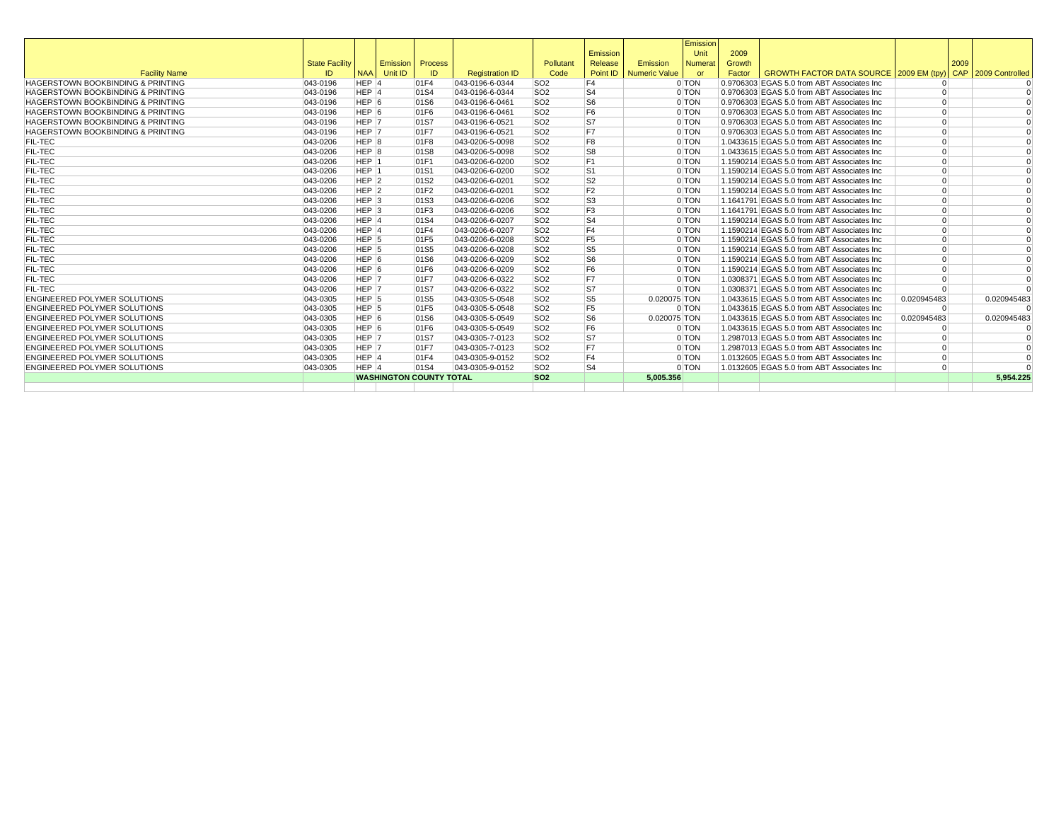| Facility Name | State Facility ID | NAA | Emission Unit ID | Process ID | Registration ID | Pollutant Code | Emission Release Point ID | Emission Numeric Value | Emission Unit Numerator | 2009 Growth Factor | GROWTH FACTOR DATA SOURCE | 2009 EM (tpy) | 2009 CAP | 2009 Controlled |
|---|---|---|---|---|---|---|---|---|---|---|---|---|---|---|
| HAGERSTOWN BOOKBINDING & PRINTING | 043-0196 | HEP | 4 | 01F4 | 043-0196-6-0344 | SO2 | F4 | 0 | TON | 0.9706303 | EGAS 5.0 from ABT Associates Inc | 0 | | 0 |
| HAGERSTOWN BOOKBINDING & PRINTING | 043-0196 | HEP | 4 | 01S4 | 043-0196-6-0344 | SO2 | S4 | 0 | TON | 0.9706303 | EGAS 5.0 from ABT Associates Inc | 0 | | 0 |
| HAGERSTOWN BOOKBINDING & PRINTING | 043-0196 | HEP | 6 | 01S6 | 043-0196-6-0461 | SO2 | S6 | 0 | TON | 0.9706303 | EGAS 5.0 from ABT Associates Inc | 0 | | 0 |
| HAGERSTOWN BOOKBINDING & PRINTING | 043-0196 | HEP | 6 | 01F6 | 043-0196-6-0461 | SO2 | F6 | 0 | TON | 0.9706303 | EGAS 5.0 from ABT Associates Inc | 0 | | 0 |
| HAGERSTOWN BOOKBINDING & PRINTING | 043-0196 | HEP | 7 | 01S7 | 043-0196-6-0521 | SO2 | S7 | 0 | TON | 0.9706303 | EGAS 5.0 from ABT Associates Inc | 0 | | 0 |
| HAGERSTOWN BOOKBINDING & PRINTING | 043-0196 | HEP | 7 | 01F7 | 043-0196-6-0521 | SO2 | F7 | 0 | TON | 0.9706303 | EGAS 5.0 from ABT Associates Inc | 0 | | 0 |
| FIL-TEC | 043-0206 | HEP | 8 | 01F8 | 043-0206-5-0098 | SO2 | F8 | 0 | TON | 1.0433615 | EGAS 5.0 from ABT Associates Inc | 0 | | 0 |
| FIL-TEC | 043-0206 | HEP | 8 | 01S8 | 043-0206-5-0098 | SO2 | S8 | 0 | TON | 1.0433615 | EGAS 5.0 from ABT Associates Inc | 0 | | 0 |
| FIL-TEC | 043-0206 | HEP | 1 | 01F1 | 043-0206-6-0200 | SO2 | F1 | 0 | TON | 1.1590214 | EGAS 5.0 from ABT Associates Inc | 0 | | 0 |
| FIL-TEC | 043-0206 | HEP | 1 | 01S1 | 043-0206-6-0200 | SO2 | S1 | 0 | TON | 1.1590214 | EGAS 5.0 from ABT Associates Inc | 0 | | 0 |
| FIL-TEC | 043-0206 | HEP | 2 | 01S2 | 043-0206-6-0201 | SO2 | S2 | 0 | TON | 1.1590214 | EGAS 5.0 from ABT Associates Inc | 0 | | 0 |
| FIL-TEC | 043-0206 | HEP | 2 | 01F2 | 043-0206-6-0201 | SO2 | F2 | 0 | TON | 1.1590214 | EGAS 5.0 from ABT Associates Inc | 0 | | 0 |
| FIL-TEC | 043-0206 | HEP | 3 | 01S3 | 043-0206-6-0206 | SO2 | S3 | 0 | TON | 1.1641791 | EGAS 5.0 from ABT Associates Inc | 0 | | 0 |
| FIL-TEC | 043-0206 | HEP | 3 | 01F3 | 043-0206-6-0206 | SO2 | F3 | 0 | TON | 1.1641791 | EGAS 5.0 from ABT Associates Inc | 0 | | 0 |
| FIL-TEC | 043-0206 | HEP | 4 | 01S4 | 043-0206-6-0207 | SO2 | S4 | 0 | TON | 1.1590214 | EGAS 5.0 from ABT Associates Inc | 0 | | 0 |
| FIL-TEC | 043-0206 | HEP | 4 | 01F4 | 043-0206-6-0207 | SO2 | F4 | 0 | TON | 1.1590214 | EGAS 5.0 from ABT Associates Inc | 0 | | 0 |
| FIL-TEC | 043-0206 | HEP | 5 | 01F5 | 043-0206-6-0208 | SO2 | F5 | 0 | TON | 1.1590214 | EGAS 5.0 from ABT Associates Inc | 0 | | 0 |
| FIL-TEC | 043-0206 | HEP | 5 | 01S5 | 043-0206-6-0208 | SO2 | S5 | 0 | TON | 1.1590214 | EGAS 5.0 from ABT Associates Inc | 0 | | 0 |
| FIL-TEC | 043-0206 | HEP | 6 | 01S6 | 043-0206-6-0209 | SO2 | S6 | 0 | TON | 1.1590214 | EGAS 5.0 from ABT Associates Inc | 0 | | 0 |
| FIL-TEC | 043-0206 | HEP | 6 | 01F6 | 043-0206-6-0209 | SO2 | F6 | 0 | TON | 1.1590214 | EGAS 5.0 from ABT Associates Inc | 0 | | 0 |
| FIL-TEC | 043-0206 | HEP | 7 | 01F7 | 043-0206-6-0322 | SO2 | F7 | 0 | TON | 1.0308371 | EGAS 5.0 from ABT Associates Inc | 0 | | 0 |
| FIL-TEC | 043-0206 | HEP | 7 | 01S7 | 043-0206-6-0322 | SO2 | S7 | 0 | TON | 1.0308371 | EGAS 5.0 from ABT Associates Inc | 0 | | 0 |
| ENGINEERED POLYMER SOLUTIONS | 043-0305 | HEP | 5 | 01S5 | 043-0305-5-0548 | SO2 | S5 | 0.020075 | TON | 1.0433615 | EGAS 5.0 from ABT Associates Inc | 0.020945483 | | 0.020945483 |
| ENGINEERED POLYMER SOLUTIONS | 043-0305 | HEP | 5 | 01F5 | 043-0305-5-0548 | SO2 | F5 | 0 | TON | 1.0433615 | EGAS 5.0 from ABT Associates Inc | 0 | | 0 |
| ENGINEERED POLYMER SOLUTIONS | 043-0305 | HEP | 6 | 01S6 | 043-0305-5-0549 | SO2 | S6 | 0.020075 | TON | 1.0433615 | EGAS 5.0 from ABT Associates Inc | 0.020945483 | | 0.020945483 |
| ENGINEERED POLYMER SOLUTIONS | 043-0305 | HEP | 6 | 01F6 | 043-0305-5-0549 | SO2 | F6 | 0 | TON | 1.0433615 | EGAS 5.0 from ABT Associates Inc | 0 | | 0 |
| ENGINEERED POLYMER SOLUTIONS | 043-0305 | HEP | 7 | 01S7 | 043-0305-7-0123 | SO2 | S7 | 0 | TON | 1.2987013 | EGAS 5.0 from ABT Associates Inc | 0 | | 0 |
| ENGINEERED POLYMER SOLUTIONS | 043-0305 | HEP | 7 | 01F7 | 043-0305-7-0123 | SO2 | F7 | 0 | TON | 1.2987013 | EGAS 5.0 from ABT Associates Inc | 0 | | 0 |
| ENGINEERED POLYMER SOLUTIONS | 043-0305 | HEP | 4 | 01F4 | 043-0305-9-0152 | SO2 | F4 | 0 | TON | 1.0132605 | EGAS 5.0 from ABT Associates Inc | 0 | | 0 |
| ENGINEERED POLYMER SOLUTIONS | 043-0305 | HEP | 4 | 01S4 | 043-0305-9-0152 | SO2 | S4 | 0 | TON | 1.0132605 | EGAS 5.0 from ABT Associates Inc | 0 | | 0 |
| | | **WASHINGTON COUNTY TOTAL** | | | | **SO2** | | **5,005.356** | | | | | | **5,954.225** |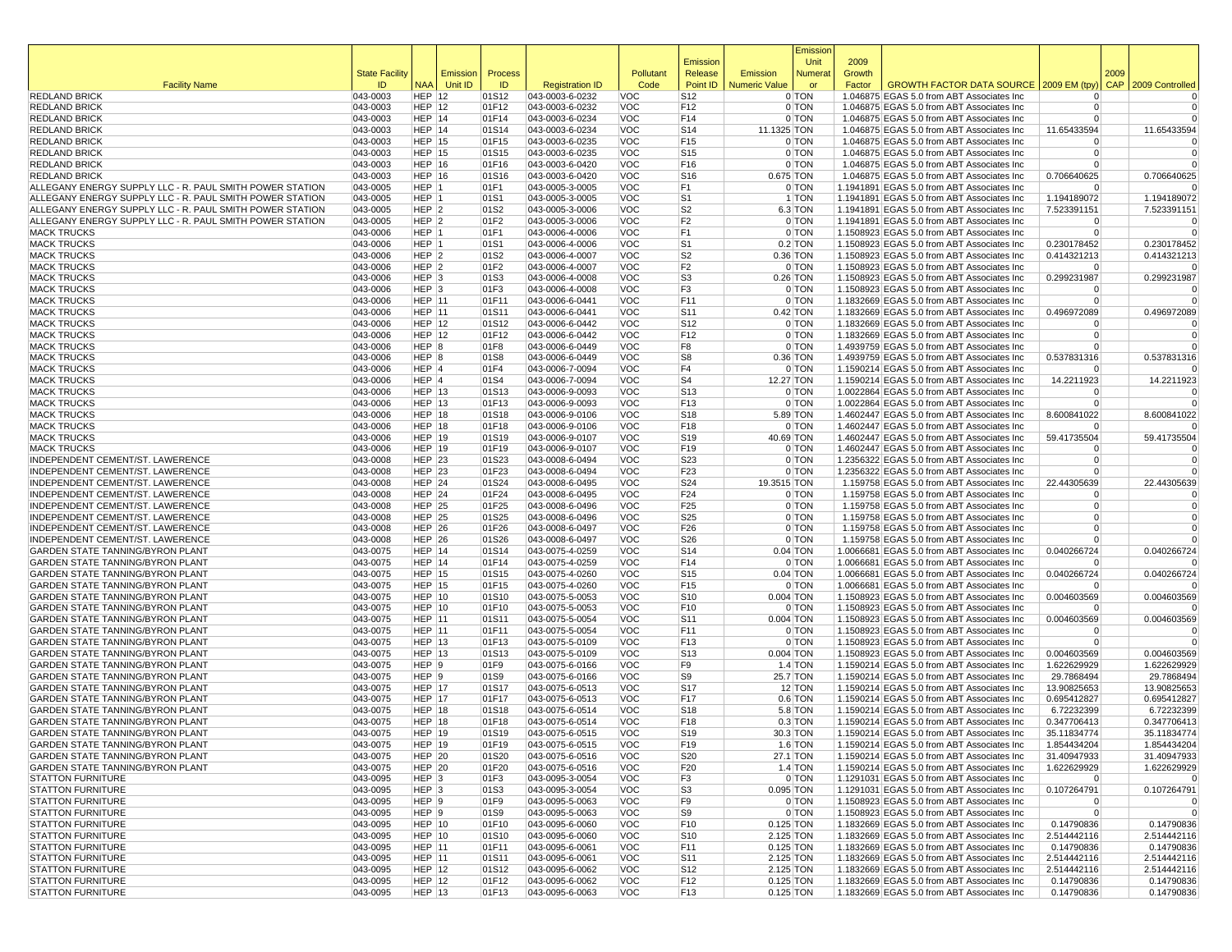| Facility Name | State Facility ID | NAA | Emission Unit ID | Process ID | Registration ID | Pollutant Code | Emission Release Point ID | Emission Numeric Value | Emission Unit Numerator | 2009 Growth Factor | GROWTH FACTOR DATA SOURCE | 2009 EM (tpy) | 2009 CAP | 2009 Controlled |
|---|---|---|---|---|---|---|---|---|---|---|---|---|---|---|
| REDLAND BRICK | 043-0003 | HEP | 12 | 01S12 | 043-0003-6-0232 | VOC | S12 | 0 | TON | 1.046875 | EGAS 5.0 from ABT Associates Inc | 0 | | 0 |
| REDLAND BRICK | 043-0003 | HEP | 12 | 01F12 | 043-0003-6-0232 | VOC | F12 | 0 | TON | 1.046875 | EGAS 5.0 from ABT Associates Inc | 0 | | 0 |
| REDLAND BRICK | 043-0003 | HEP | 14 | 01F14 | 043-0003-6-0234 | VOC | F14 | 0 | TON | 1.046875 | EGAS 5.0 from ABT Associates Inc | 0 | | 0 |
| REDLAND BRICK | 043-0003 | HEP | 14 | 01S14 | 043-0003-6-0234 | VOC | S14 | 11.1325 | TON | 1.046875 | EGAS 5.0 from ABT Associates Inc | 11.65433594 | | 11.65433594 |
| REDLAND BRICK | 043-0003 | HEP | 15 | 01F15 | 043-0003-6-0235 | VOC | F15 | 0 | TON | 1.046875 | EGAS 5.0 from ABT Associates Inc | 0 | | 0 |
| REDLAND BRICK | 043-0003 | HEP | 15 | 01S15 | 043-0003-6-0235 | VOC | S15 | 0 | TON | 1.046875 | EGAS 5.0 from ABT Associates Inc | 0 | | 0 |
| REDLAND BRICK | 043-0003 | HEP | 16 | 01F16 | 043-0003-6-0420 | VOC | F16 | 0 | TON | 1.046875 | EGAS 5.0 from ABT Associates Inc | 0 | | 0 |
| REDLAND BRICK | 043-0003 | HEP | 16 | 01S16 | 043-0003-6-0420 | VOC | S16 | 0.675 | TON | 1.046875 | EGAS 5.0 from ABT Associates Inc | 0.706640625 | | 0.706640625 |
| ALLEGANY ENERGY SUPPLY LLC - R. PAUL SMITH POWER STATION | 043-0005 | HEP | 1 | 01F1 | 043-0005-3-0005 | VOC | F1 | 0 | TON | 1.1941891 | EGAS 5.0 from ABT Associates Inc | 0 | | 0 |
| ALLEGANY ENERGY SUPPLY LLC - R. PAUL SMITH POWER STATION | 043-0005 | HEP | 1 | 01S1 | 043-0005-3-0005 | VOC | S1 | 1 | TON | 1.1941891 | EGAS 5.0 from ABT Associates Inc | 1.194189072 | | 1.194189072 |
| ALLEGANY ENERGY SUPPLY LLC - R. PAUL SMITH POWER STATION | 043-0005 | HEP | 2 | 01S2 | 043-0005-3-0006 | VOC | S2 | 6.3 | TON | 1.1941891 | EGAS 5.0 from ABT Associates Inc | 7.523391151 | | 7.523391151 |
| ALLEGANY ENERGY SUPPLY LLC - R. PAUL SMITH POWER STATION | 043-0005 | HEP | 2 | 01F2 | 043-0005-3-0006 | VOC | F2 | 0 | TON | 1.1941891 | EGAS 5.0 from ABT Associates Inc | 0 | | 0 |
| MACK TRUCKS | 043-0006 | HEP | 1 | 01F1 | 043-0006-4-0006 | VOC | F1 | 0 | TON | 1.1508923 | EGAS 5.0 from ABT Associates Inc | 0 | | 0 |
| MACK TRUCKS | 043-0006 | HEP | 1 | 01S1 | 043-0006-4-0006 | VOC | S1 | 0.2 | TON | 1.1508923 | EGAS 5.0 from ABT Associates Inc | 0.230178452 | | 0.230178452 |
| MACK TRUCKS | 043-0006 | HEP | 2 | 01S2 | 043-0006-4-0007 | VOC | S2 | 0.36 | TON | 1.1508923 | EGAS 5.0 from ABT Associates Inc | 0.414321213 | | 0.414321213 |
| MACK TRUCKS | 043-0006 | HEP | 2 | 01F2 | 043-0006-4-0007 | VOC | F2 | 0 | TON | 1.1508923 | EGAS 5.0 from ABT Associates Inc | 0 | | 0 |
| MACK TRUCKS | 043-0006 | HEP | 3 | 01S3 | 043-0006-4-0008 | VOC | S3 | 0.26 | TON | 1.1508923 | EGAS 5.0 from ABT Associates Inc | 0.299231987 | | 0.299231987 |
| MACK TRUCKS | 043-0006 | HEP | 3 | 01F3 | 043-0006-4-0008 | VOC | F3 | 0 | TON | 1.1508923 | EGAS 5.0 from ABT Associates Inc | 0 | | 0 |
| MACK TRUCKS | 043-0006 | HEP | 11 | 01F11 | 043-0006-6-0441 | VOC | F11 | 0 | TON | 1.1832669 | EGAS 5.0 from ABT Associates Inc | 0 | | 0 |
| MACK TRUCKS | 043-0006 | HEP | 11 | 01S11 | 043-0006-6-0441 | VOC | S11 | 0.42 | TON | 1.1832669 | EGAS 5.0 from ABT Associates Inc | 0.496972089 | | 0.496972089 |
| MACK TRUCKS | 043-0006 | HEP | 12 | 01S12 | 043-0006-6-0442 | VOC | S12 | 0 | TON | 1.1832669 | EGAS 5.0 from ABT Associates Inc | 0 | | 0 |
| MACK TRUCKS | 043-0006 | HEP | 12 | 01F12 | 043-0006-6-0442 | VOC | F12 | 0 | TON | 1.1832669 | EGAS 5.0 from ABT Associates Inc | 0 | | 0 |
| MACK TRUCKS | 043-0006 | HEP | 8 | 01F8 | 043-0006-6-0449 | VOC | F8 | 0 | TON | 1.4939759 | EGAS 5.0 from ABT Associates Inc | 0 | | 0 |
| MACK TRUCKS | 043-0006 | HEP | 8 | 01S8 | 043-0006-6-0449 | VOC | S8 | 0.36 | TON | 1.4939759 | EGAS 5.0 from ABT Associates Inc | 0.537831316 | | 0.537831316 |
| MACK TRUCKS | 043-0006 | HEP | 4 | 01F4 | 043-0006-7-0094 | VOC | F4 | 0 | TON | 1.1590214 | EGAS 5.0 from ABT Associates Inc | 0 | | 0 |
| MACK TRUCKS | 043-0006 | HEP | 4 | 01S4 | 043-0006-7-0094 | VOC | S4 | 12.27 | TON | 1.1590214 | EGAS 5.0 from ABT Associates Inc | 14.2211923 | | 14.2211923 |
| MACK TRUCKS | 043-0006 | HEP | 13 | 01S13 | 043-0006-9-0093 | VOC | S13 | 0 | TON | 1.0022864 | EGAS 5.0 from ABT Associates Inc | 0 | | 0 |
| MACK TRUCKS | 043-0006 | HEP | 13 | 01F13 | 043-0006-9-0093 | VOC | F13 | 0 | TON | 1.0022864 | EGAS 5.0 from ABT Associates Inc | 0 | | 0 |
| MACK TRUCKS | 043-0006 | HEP | 18 | 01S18 | 043-0006-9-0106 | VOC | S18 | 5.89 | TON | 1.4602447 | EGAS 5.0 from ABT Associates Inc | 8.600841022 | | 8.600841022 |
| MACK TRUCKS | 043-0006 | HEP | 18 | 01F18 | 043-0006-9-0106 | VOC | F18 | 0 | TON | 1.4602447 | EGAS 5.0 from ABT Associates Inc | 0 | | 0 |
| MACK TRUCKS | 043-0006 | HEP | 19 | 01S19 | 043-0006-9-0107 | VOC | S19 | 40.69 | TON | 1.4602447 | EGAS 5.0 from ABT Associates Inc | 59.41735504 | | 59.41735504 |
| MACK TRUCKS | 043-0006 | HEP | 19 | 01F19 | 043-0006-9-0107 | VOC | F19 | 0 | TON | 1.4602447 | EGAS 5.0 from ABT Associates Inc | 0 | | 0 |
| INDEPENDENT CEMENT/ST. LAWERENCE | 043-0008 | HEP | 23 | 01S23 | 043-0008-6-0494 | VOC | S23 | 0 | TON | 1.2356322 | EGAS 5.0 from ABT Associates Inc | 0 | | 0 |
| INDEPENDENT CEMENT/ST. LAWERENCE | 043-0008 | HEP | 23 | 01F23 | 043-0008-6-0494 | VOC | F23 | 0 | TON | 1.2356322 | EGAS 5.0 from ABT Associates Inc | 0 | | 0 |
| INDEPENDENT CEMENT/ST. LAWERENCE | 043-0008 | HEP | 24 | 01S24 | 043-0008-6-0495 | VOC | S24 | 19.3515 | TON | 1.159758 | EGAS 5.0 from ABT Associates Inc | 22.44305639 | | 22.44305639 |
| INDEPENDENT CEMENT/ST. LAWERENCE | 043-0008 | HEP | 24 | 01F24 | 043-0008-6-0495 | VOC | F24 | 0 | TON | 1.159758 | EGAS 5.0 from ABT Associates Inc | 0 | | 0 |
| INDEPENDENT CEMENT/ST. LAWERENCE | 043-0008 | HEP | 25 | 01F25 | 043-0008-6-0496 | VOC | F25 | 0 | TON | 1.159758 | EGAS 5.0 from ABT Associates Inc | 0 | | 0 |
| INDEPENDENT CEMENT/ST. LAWERENCE | 043-0008 | HEP | 25 | 01S25 | 043-0008-6-0496 | VOC | S25 | 0 | TON | 1.159758 | EGAS 5.0 from ABT Associates Inc | 0 | | 0 |
| INDEPENDENT CEMENT/ST. LAWERENCE | 043-0008 | HEP | 26 | 01F26 | 043-0008-6-0497 | VOC | F26 | 0 | TON | 1.159758 | EGAS 5.0 from ABT Associates Inc | 0 | | 0 |
| INDEPENDENT CEMENT/ST. LAWERENCE | 043-0008 | HEP | 26 | 01S26 | 043-0008-6-0497 | VOC | S26 | 0 | TON | 1.159758 | EGAS 5.0 from ABT Associates Inc | 0 | | 0 |
| GARDEN STATE TANNING/BYRON PLANT | 043-0075 | HEP | 14 | 01S14 | 043-0075-4-0259 | VOC | S14 | 0.04 | TON | 1.0066681 | EGAS 5.0 from ABT Associates Inc | 0.040266724 | | 0.040266724 |
| GARDEN STATE TANNING/BYRON PLANT | 043-0075 | HEP | 14 | 01F14 | 043-0075-4-0259 | VOC | F14 | 0 | TON | 1.0066681 | EGAS 5.0 from ABT Associates Inc | 0 | | 0 |
| GARDEN STATE TANNING/BYRON PLANT | 043-0075 | HEP | 15 | 01S15 | 043-0075-4-0260 | VOC | S15 | 0.04 | TON | 1.0066681 | EGAS 5.0 from ABT Associates Inc | 0.040266724 | | 0.040266724 |
| GARDEN STATE TANNING/BYRON PLANT | 043-0075 | HEP | 15 | 01F15 | 043-0075-4-0260 | VOC | F15 | 0 | TON | 1.0066681 | EGAS 5.0 from ABT Associates Inc | 0 | | 0 |
| GARDEN STATE TANNING/BYRON PLANT | 043-0075 | HEP | 10 | 01S10 | 043-0075-5-0053 | VOC | S10 | 0.004 | TON | 1.1508923 | EGAS 5.0 from ABT Associates Inc | 0.004603569 | | 0.004603569 |
| GARDEN STATE TANNING/BYRON PLANT | 043-0075 | HEP | 10 | 01F10 | 043-0075-5-0053 | VOC | F10 | 0 | TON | 1.1508923 | EGAS 5.0 from ABT Associates Inc | 0 | | 0 |
| GARDEN STATE TANNING/BYRON PLANT | 043-0075 | HEP | 11 | 01S11 | 043-0075-5-0054 | VOC | S11 | 0.004 | TON | 1.1508923 | EGAS 5.0 from ABT Associates Inc | 0.004603569 | | 0.004603569 |
| GARDEN STATE TANNING/BYRON PLANT | 043-0075 | HEP | 11 | 01F11 | 043-0075-5-0054 | VOC | F11 | 0 | TON | 1.1508923 | EGAS 5.0 from ABT Associates Inc | 0 | | 0 |
| GARDEN STATE TANNING/BYRON PLANT | 043-0075 | HEP | 13 | 01F13 | 043-0075-5-0109 | VOC | F13 | 0 | TON | 1.1508923 | EGAS 5.0 from ABT Associates Inc | 0 | | 0 |
| GARDEN STATE TANNING/BYRON PLANT | 043-0075 | HEP | 13 | 01S13 | 043-0075-5-0109 | VOC | S13 | 0.004 | TON | 1.1508923 | EGAS 5.0 from ABT Associates Inc | 0.004603569 | | 0.004603569 |
| GARDEN STATE TANNING/BYRON PLANT | 043-0075 | HEP | 9 | 01F9 | 043-0075-6-0166 | VOC | F9 | 1.4 | TON | 1.1590214 | EGAS 5.0 from ABT Associates Inc | 1.622629929 | | 1.622629929 |
| GARDEN STATE TANNING/BYRON PLANT | 043-0075 | HEP | 9 | 01S9 | 043-0075-6-0166 | VOC | S9 | 25.7 | TON | 1.1590214 | EGAS 5.0 from ABT Associates Inc | 29.7868494 | | 29.7868494 |
| GARDEN STATE TANNING/BYRON PLANT | 043-0075 | HEP | 17 | 01S17 | 043-0075-6-0513 | VOC | S17 | 12 | TON | 1.1590214 | EGAS 5.0 from ABT Associates Inc | 13.90825653 | | 13.90825653 |
| GARDEN STATE TANNING/BYRON PLANT | 043-0075 | HEP | 17 | 01F17 | 043-0075-6-0513 | VOC | F17 | 0.6 | TON | 1.1590214 | EGAS 5.0 from ABT Associates Inc | 0.695412827 | | 0.695412827 |
| GARDEN STATE TANNING/BYRON PLANT | 043-0075 | HEP | 18 | 01S18 | 043-0075-6-0514 | VOC | S18 | 5.8 | TON | 1.1590214 | EGAS 5.0 from ABT Associates Inc | 6.72232399 | | 6.72232399 |
| GARDEN STATE TANNING/BYRON PLANT | 043-0075 | HEP | 18 | 01F18 | 043-0075-6-0514 | VOC | F18 | 0.3 | TON | 1.1590214 | EGAS 5.0 from ABT Associates Inc | 0.347706413 | | 0.347706413 |
| GARDEN STATE TANNING/BYRON PLANT | 043-0075 | HEP | 19 | 01S19 | 043-0075-6-0515 | VOC | S19 | 30.3 | TON | 1.1590214 | EGAS 5.0 from ABT Associates Inc | 35.11834774 | | 35.11834774 |
| GARDEN STATE TANNING/BYRON PLANT | 043-0075 | HEP | 19 | 01F19 | 043-0075-6-0515 | VOC | F19 | 1.6 | TON | 1.1590214 | EGAS 5.0 from ABT Associates Inc | 1.854434204 | | 1.854434204 |
| GARDEN STATE TANNING/BYRON PLANT | 043-0075 | HEP | 20 | 01S20 | 043-0075-6-0516 | VOC | S20 | 27.1 | TON | 1.1590214 | EGAS 5.0 from ABT Associates Inc | 31.40947933 | | 31.40947933 |
| GARDEN STATE TANNING/BYRON PLANT | 043-0075 | HEP | 20 | 01F20 | 043-0075-6-0516 | VOC | F20 | 1.4 | TON | 1.1590214 | EGAS 5.0 from ABT Associates Inc | 1.622629929 | | 1.622629929 |
| STATTON FURNITURE | 043-0095 | HEP | 3 | 01F3 | 043-0095-3-0054 | VOC | F3 | 0 | TON | 1.1291031 | EGAS 5.0 from ABT Associates Inc | 0 | | 0 |
| STATTON FURNITURE | 043-0095 | HEP | 3 | 01S3 | 043-0095-3-0054 | VOC | S3 | 0.095 | TON | 1.1291031 | EGAS 5.0 from ABT Associates Inc | 0.107264791 | | 0.107264791 |
| STATTON FURNITURE | 043-0095 | HEP | 9 | 01F9 | 043-0095-5-0063 | VOC | F9 | 0 | TON | 1.1508923 | EGAS 5.0 from ABT Associates Inc | 0 | | 0 |
| STATTON FURNITURE | 043-0095 | HEP | 9 | 01S9 | 043-0095-5-0063 | VOC | S9 | 0 | TON | 1.1508923 | EGAS 5.0 from ABT Associates Inc | 0 | | 0 |
| STATTON FURNITURE | 043-0095 | HEP | 10 | 01F10 | 043-0095-6-0060 | VOC | F10 | 0.125 | TON | 1.1832669 | EGAS 5.0 from ABT Associates Inc | 0.14790836 | | 0.14790836 |
| STATTON FURNITURE | 043-0095 | HEP | 10 | 01S10 | 043-0095-6-0060 | VOC | S10 | 2.125 | TON | 1.1832669 | EGAS 5.0 from ABT Associates Inc | 2.514442116 | | 2.514442116 |
| STATTON FURNITURE | 043-0095 | HEP | 11 | 01F11 | 043-0095-6-0061 | VOC | F11 | 0.125 | TON | 1.1832669 | EGAS 5.0 from ABT Associates Inc | 0.14790836 | | 0.14790836 |
| STATTON FURNITURE | 043-0095 | HEP | 11 | 01S11 | 043-0095-6-0061 | VOC | S11 | 2.125 | TON | 1.1832669 | EGAS 5.0 from ABT Associates Inc | 2.514442116 | | 2.514442116 |
| STATTON FURNITURE | 043-0095 | HEP | 12 | 01S12 | 043-0095-6-0062 | VOC | S12 | 2.125 | TON | 1.1832669 | EGAS 5.0 from ABT Associates Inc | 2.514442116 | | 2.514442116 |
| STATTON FURNITURE | 043-0095 | HEP | 12 | 01F12 | 043-0095-6-0062 | VOC | F12 | 0.125 | TON | 1.1832669 | EGAS 5.0 from ABT Associates Inc | 0.14790836 | | 0.14790836 |
| STATTON FURNITURE | 043-0095 | HEP | 13 | 01F13 | 043-0095-6-0063 | VOC | F13 | 0.125 | TON | 1.1832669 | EGAS 5.0 from ABT Associates Inc | 0.14790836 | | 0.14790836 |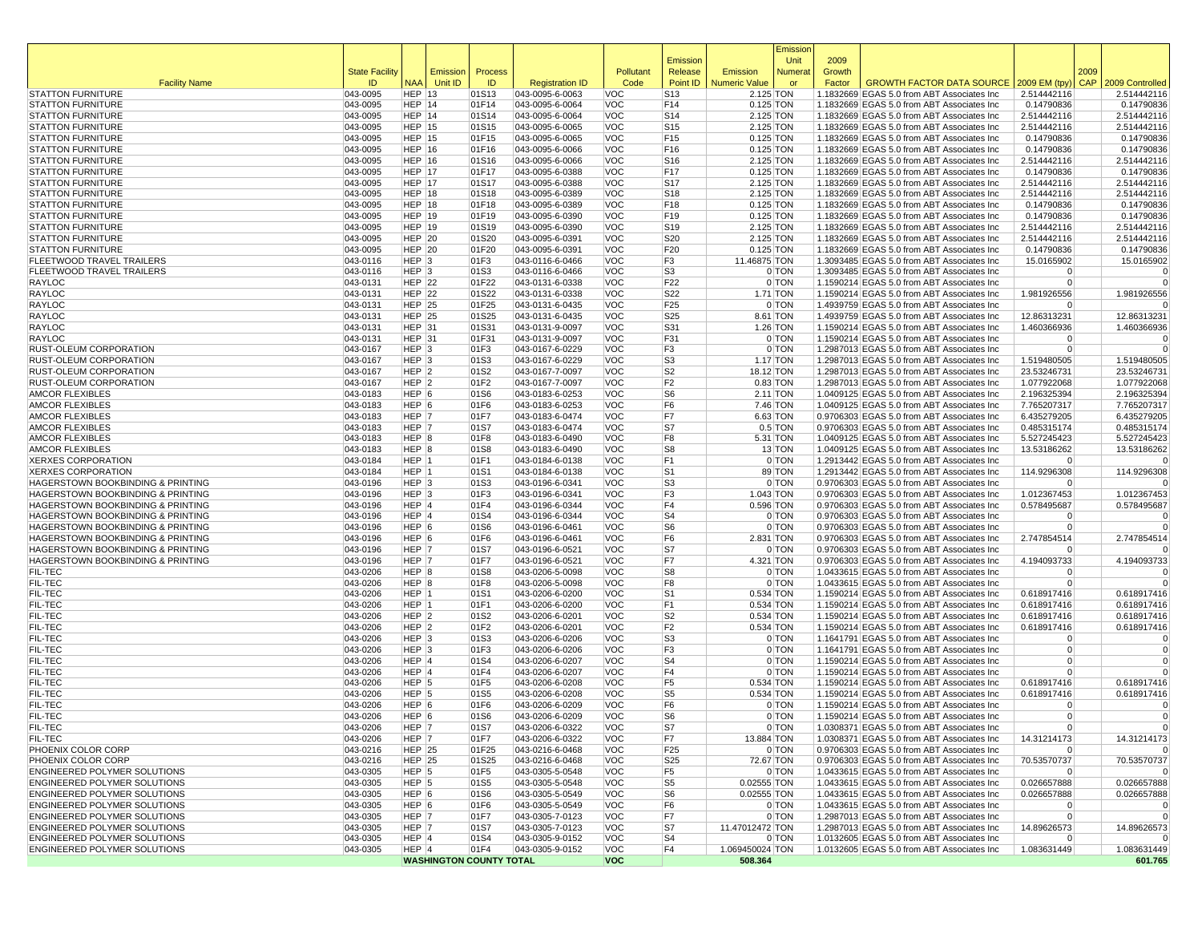| Facility Name | State Facility ID | NAA | Emission Unit ID | Process ID | Registration ID | Pollutant Code | Emission Release Point ID | Emission Numeric Value | Emission Unit Numerator | 2009 Growth Factor | GROWTH FACTOR DATA SOURCE | 2009 EM (tpy) | 2009 CAP | 2009 Controlled |
|---|---|---|---|---|---|---|---|---|---|---|---|---|---|---|
| STATTON FURNITURE | 043-0095 | HEP | 13 | 01S13 | 043-0095-6-0063 | VOC | S13 | 2.125 | TON | 1.1832669 | EGAS 5.0 from ABT Associates Inc | 2.514442116 | | 2.514442116 |
| STATTON FURNITURE | 043-0095 | HEP | 14 | 01F14 | 043-0095-6-0064 | VOC | F14 | 0.125 | TON | 1.1832669 | EGAS 5.0 from ABT Associates Inc | 0.14790836 | | 0.14790836 |
| STATTON FURNITURE | 043-0095 | HEP | 14 | 01S14 | 043-0095-6-0064 | VOC | S14 | 2.125 | TON | 1.1832669 | EGAS 5.0 from ABT Associates Inc | 2.514442116 | | 2.514442116 |
| STATTON FURNITURE | 043-0095 | HEP | 15 | 01S15 | 043-0095-6-0065 | VOC | S15 | 2.125 | TON | 1.1832669 | EGAS 5.0 from ABT Associates Inc | 2.514442116 | | 2.514442116 |
| STATTON FURNITURE | 043-0095 | HEP | 15 | 01F15 | 043-0095-6-0065 | VOC | F15 | 0.125 | TON | 1.1832669 | EGAS 5.0 from ABT Associates Inc | 0.14790836 | | 0.14790836 |
| STATTON FURNITURE | 043-0095 | HEP | 16 | 01F16 | 043-0095-6-0066 | VOC | F16 | 0.125 | TON | 1.1832669 | EGAS 5.0 from ABT Associates Inc | 0.14790836 | | 0.14790836 |
| STATTON FURNITURE | 043-0095 | HEP | 16 | 01S16 | 043-0095-6-0066 | VOC | S16 | 2.125 | TON | 1.1832669 | EGAS 5.0 from ABT Associates Inc | 2.514442116 | | 2.514442116 |
| STATTON FURNITURE | 043-0095 | HEP | 17 | 01F17 | 043-0095-6-0388 | VOC | F17 | 0.125 | TON | 1.1832669 | EGAS 5.0 from ABT Associates Inc | 0.14790836 | | 0.14790836 |
| STATTON FURNITURE | 043-0095 | HEP | 17 | 01S17 | 043-0095-6-0388 | VOC | S17 | 2.125 | TON | 1.1832669 | EGAS 5.0 from ABT Associates Inc | 2.514442116 | | 2.514442116 |
| STATTON FURNITURE | 043-0095 | HEP | 18 | 01S18 | 043-0095-6-0389 | VOC | S18 | 2.125 | TON | 1.1832669 | EGAS 5.0 from ABT Associates Inc | 2.514442116 | | 2.514442116 |
| STATTON FURNITURE | 043-0095 | HEP | 18 | 01F18 | 043-0095-6-0389 | VOC | F18 | 0.125 | TON | 1.1832669 | EGAS 5.0 from ABT Associates Inc | 0.14790836 | | 0.14790836 |
| STATTON FURNITURE | 043-0095 | HEP | 19 | 01F19 | 043-0095-6-0390 | VOC | F19 | 0.125 | TON | 1.1832669 | EGAS 5.0 from ABT Associates Inc | 0.14790836 | | 0.14790836 |
| STATTON FURNITURE | 043-0095 | HEP | 19 | 01S19 | 043-0095-6-0390 | VOC | S19 | 2.125 | TON | 1.1832669 | EGAS 5.0 from ABT Associates Inc | 2.514442116 | | 2.514442116 |
| STATTON FURNITURE | 043-0095 | HEP | 20 | 01S20 | 043-0095-6-0391 | VOC | S20 | 2.125 | TON | 1.1832669 | EGAS 5.0 from ABT Associates Inc | 2.514442116 | | 2.514442116 |
| STATTON FURNITURE | 043-0095 | HEP | 20 | 01F20 | 043-0095-6-0391 | VOC | F20 | 0.125 | TON | 1.1832669 | EGAS 5.0 from ABT Associates Inc | 0.14790836 | | 0.14790836 |
| FLEETWOOD TRAVEL TRAILERS | 043-0116 | HEP | 3 | 01F3 | 043-0116-6-0466 | VOC | F3 | 11.46875 | TON | 1.3093485 | EGAS 5.0 from ABT Associates Inc | 15.0165902 | | 15.0165902 |
| FLEETWOOD TRAVEL TRAILERS | 043-0116 | HEP | 3 | 01S3 | 043-0116-6-0466 | VOC | S3 | 0 | TON | 1.3093485 | EGAS 5.0 from ABT Associates Inc | 0 | | 0 |
| RAYLOC | 043-0131 | HEP | 22 | 01F22 | 043-0131-6-0338 | VOC | F22 | 0 | TON | 1.1590214 | EGAS 5.0 from ABT Associates Inc | 0 | | 0 |
| RAYLOC | 043-0131 | HEP | 22 | 01S22 | 043-0131-6-0338 | VOC | S22 | 1.71 | TON | 1.1590214 | EGAS 5.0 from ABT Associates Inc | 1.981926556 | | 1.981926556 |
| RAYLOC | 043-0131 | HEP | 25 | 01F25 | 043-0131-6-0435 | VOC | F25 | 0 | TON | 1.4939759 | EGAS 5.0 from ABT Associates Inc | 0 | | 0 |
| RAYLOC | 043-0131 | HEP | 25 | 01S25 | 043-0131-6-0435 | VOC | S25 | 8.61 | TON | 1.4939759 | EGAS 5.0 from ABT Associates Inc | 12.86313231 | | 12.86313231 |
| RAYLOC | 043-0131 | HEP | 31 | 01S31 | 043-0131-9-0097 | VOC | S31 | 1.26 | TON | 1.1590214 | EGAS 5.0 from ABT Associates Inc | 1.460366936 | | 1.460366936 |
| RAYLOC | 043-0131 | HEP | 31 | 01F31 | 043-0131-9-0097 | VOC | F31 | 0 | TON | 1.1590214 | EGAS 5.0 from ABT Associates Inc | 0 | | 0 |
| RUST-OLEUM CORPORATION | 043-0167 | HEP | 3 | 01F3 | 043-0167-6-0229 | VOC | F3 | 0 | TON | 1.2987013 | EGAS 5.0 from ABT Associates Inc | 0 | | 0 |
| RUST-OLEUM CORPORATION | 043-0167 | HEP | 3 | 01S3 | 043-0167-6-0229 | VOC | S3 | 1.17 | TON | 1.2987013 | EGAS 5.0 from ABT Associates Inc | 1.519480505 | | 1.519480505 |
| RUST-OLEUM CORPORATION | 043-0167 | HEP | 2 | 01S2 | 043-0167-7-0097 | VOC | S2 | 18.12 | TON | 1.2987013 | EGAS 5.0 from ABT Associates Inc | 23.53246731 | | 23.53246731 |
| RUST-OLEUM CORPORATION | 043-0167 | HEP | 2 | 01F2 | 043-0167-7-0097 | VOC | F2 | 0.83 | TON | 1.2987013 | EGAS 5.0 from ABT Associates Inc | 1.077922068 | | 1.077922068 |
| AMCOR FLEXIBLES | 043-0183 | HEP | 6 | 01S6 | 043-0183-6-0253 | VOC | S6 | 2.11 | TON | 1.0409125 | EGAS 5.0 from ABT Associates Inc | 2.196325394 | | 2.196325394 |
| AMCOR FLEXIBLES | 043-0183 | HEP | 6 | 01F6 | 043-0183-6-0253 | VOC | F6 | 7.46 | TON | 1.0409125 | EGAS 5.0 from ABT Associates Inc | 7.765207317 | | 7.765207317 |
| AMCOR FLEXIBLES | 043-0183 | HEP | 7 | 01F7 | 043-0183-6-0474 | VOC | F7 | 6.63 | TON | 0.9706303 | EGAS 5.0 from ABT Associates Inc | 6.435279205 | | 6.435279205 |
| AMCOR FLEXIBLES | 043-0183 | HEP | 7 | 01S7 | 043-0183-6-0474 | VOC | S7 | 0.5 | TON | 0.9706303 | EGAS 5.0 from ABT Associates Inc | 0.485315174 | | 0.485315174 |
| AMCOR FLEXIBLES | 043-0183 | HEP | 8 | 01F8 | 043-0183-6-0490 | VOC | F8 | 5.31 | TON | 1.0409125 | EGAS 5.0 from ABT Associates Inc | 5.527245423 | | 5.527245423 |
| AMCOR FLEXIBLES | 043-0183 | HEP | 8 | 01S8 | 043-0183-6-0490 | VOC | S8 | 13 | TON | 1.0409125 | EGAS 5.0 from ABT Associates Inc | 13.53186262 | | 13.53186262 |
| XERXES CORPORATION | 043-0184 | HEP | 1 | 01F1 | 043-0184-6-0138 | VOC | F1 | 0 | TON | 1.2913442 | EGAS 5.0 from ABT Associates Inc | 0 | | 0 |
| XERXES CORPORATION | 043-0184 | HEP | 1 | 01S1 | 043-0184-6-0138 | VOC | S1 | 89 | TON | 1.2913442 | EGAS 5.0 from ABT Associates Inc | 114.9296308 | | 114.9296308 |
| HAGERSTOWN BOOKBINDING & PRINTING | 043-0196 | HEP | 3 | 01S3 | 043-0196-6-0341 | VOC | S3 | 0 | TON | 0.9706303 | EGAS 5.0 from ABT Associates Inc | 0 | | 0 |
| HAGERSTOWN BOOKBINDING & PRINTING | 043-0196 | HEP | 3 | 01F3 | 043-0196-6-0341 | VOC | F3 | 1.043 | TON | 0.9706303 | EGAS 5.0 from ABT Associates Inc | 1.012367453 | | 1.012367453 |
| HAGERSTOWN BOOKBINDING & PRINTING | 043-0196 | HEP | 4 | 01F4 | 043-0196-6-0344 | VOC | F4 | 0.596 | TON | 0.9706303 | EGAS 5.0 from ABT Associates Inc | 0.578495687 | | 0.578495687 |
| HAGERSTOWN BOOKBINDING & PRINTING | 043-0196 | HEP | 4 | 01S4 | 043-0196-6-0344 | VOC | S4 | 0 | TON | 0.9706303 | EGAS 5.0 from ABT Associates Inc | 0 | | 0 |
| HAGERSTOWN BOOKBINDING & PRINTING | 043-0196 | HEP | 6 | 01S6 | 043-0196-6-0461 | VOC | S6 | 0 | TON | 0.9706303 | EGAS 5.0 from ABT Associates Inc | 0 | | 0 |
| HAGERSTOWN BOOKBINDING & PRINTING | 043-0196 | HEP | 6 | 01F6 | 043-0196-6-0461 | VOC | F6 | 2.831 | TON | 0.9706303 | EGAS 5.0 from ABT Associates Inc | 2.747854514 | | 2.747854514 |
| HAGERSTOWN BOOKBINDING & PRINTING | 043-0196 | HEP | 7 | 01S7 | 043-0196-6-0521 | VOC | S7 | 0 | TON | 0.9706303 | EGAS 5.0 from ABT Associates Inc | 0 | | 0 |
| HAGERSTOWN BOOKBINDING & PRINTING | 043-0196 | HEP | 7 | 01F7 | 043-0196-6-0521 | VOC | F7 | 4.321 | TON | 0.9706303 | EGAS 5.0 from ABT Associates Inc | 4.194093733 | | 4.194093733 |
| FIL-TEC | 043-0206 | HEP | 8 | 01S8 | 043-0206-5-0098 | VOC | S8 | 0 | TON | 1.0433615 | EGAS 5.0 from ABT Associates Inc | 0 | | 0 |
| FIL-TEC | 043-0206 | HEP | 8 | 01F8 | 043-0206-5-0098 | VOC | F8 | 0 | TON | 1.0433615 | EGAS 5.0 from ABT Associates Inc | 0 | | 0 |
| FIL-TEC | 043-0206 | HEP | 1 | 01S1 | 043-0206-6-0200 | VOC | S1 | 0.534 | TON | 1.1590214 | EGAS 5.0 from ABT Associates Inc | 0.618917416 | | 0.618917416 |
| FIL-TEC | 043-0206 | HEP | 1 | 01F1 | 043-0206-6-0200 | VOC | F1 | 0.534 | TON | 1.1590214 | EGAS 5.0 from ABT Associates Inc | 0.618917416 | | 0.618917416 |
| FIL-TEC | 043-0206 | HEP | 2 | 01S2 | 043-0206-6-0201 | VOC | S2 | 0.534 | TON | 1.1590214 | EGAS 5.0 from ABT Associates Inc | 0.618917416 | | 0.618917416 |
| FIL-TEC | 043-0206 | HEP | 2 | 01F2 | 043-0206-6-0201 | VOC | F2 | 0.534 | TON | 1.1590214 | EGAS 5.0 from ABT Associates Inc | 0.618917416 | | 0.618917416 |
| FIL-TEC | 043-0206 | HEP | 3 | 01S3 | 043-0206-6-0206 | VOC | S3 | 0 | TON | 1.1641791 | EGAS 5.0 from ABT Associates Inc | 0 | | 0 |
| FIL-TEC | 043-0206 | HEP | 3 | 01F3 | 043-0206-6-0206 | VOC | F3 | 0 | TON | 1.1641791 | EGAS 5.0 from ABT Associates Inc | 0 | | 0 |
| FIL-TEC | 043-0206 | HEP | 4 | 01S4 | 043-0206-6-0207 | VOC | S4 | 0 | TON | 1.1590214 | EGAS 5.0 from ABT Associates Inc | 0 | | 0 |
| FIL-TEC | 043-0206 | HEP | 4 | 01F4 | 043-0206-6-0207 | VOC | F4 | 0 | TON | 1.1590214 | EGAS 5.0 from ABT Associates Inc | 0 | | 0 |
| FIL-TEC | 043-0206 | HEP | 5 | 01F5 | 043-0206-6-0208 | VOC | F5 | 0.534 | TON | 1.1590214 | EGAS 5.0 from ABT Associates Inc | 0.618917416 | | 0.618917416 |
| FIL-TEC | 043-0206 | HEP | 5 | 01S5 | 043-0206-6-0208 | VOC | S5 | 0.534 | TON | 1.1590214 | EGAS 5.0 from ABT Associates Inc | 0.618917416 | | 0.618917416 |
| FIL-TEC | 043-0206 | HEP | 6 | 01F6 | 043-0206-6-0209 | VOC | F6 | 0 | TON | 1.1590214 | EGAS 5.0 from ABT Associates Inc | 0 | | 0 |
| FIL-TEC | 043-0206 | HEP | 6 | 01S6 | 043-0206-6-0209 | VOC | S6 | 0 | TON | 1.1590214 | EGAS 5.0 from ABT Associates Inc | 0 | | 0 |
| FIL-TEC | 043-0206 | HEP | 7 | 01S7 | 043-0206-6-0322 | VOC | S7 | 0 | TON | 1.0308371 | EGAS 5.0 from ABT Associates Inc | 0 | | 0 |
| FIL-TEC | 043-0206 | HEP | 7 | 01F7 | 043-0206-6-0322 | VOC | F7 | 13.884 | TON | 1.0308371 | EGAS 5.0 from ABT Associates Inc | 14.31214173 | | 14.31214173 |
| PHOENIX COLOR CORP | 043-0216 | HEP | 25 | 01F25 | 043-0216-6-0468 | VOC | F25 | 0 | TON | 0.9706303 | EGAS 5.0 from ABT Associates Inc | 0 | | 0 |
| PHOENIX COLOR CORP | 043-0216 | HEP | 25 | 01S25 | 043-0216-6-0468 | VOC | S25 | 72.67 | TON | 0.9706303 | EGAS 5.0 from ABT Associates Inc | 70.53570737 | | 70.53570737 |
| ENGINEERED POLYMER SOLUTIONS | 043-0305 | HEP | 5 | 01F5 | 043-0305-5-0548 | VOC | F5 | 0 | TON | 1.0433615 | EGAS 5.0 from ABT Associates Inc | 0 | | 0 |
| ENGINEERED POLYMER SOLUTIONS | 043-0305 | HEP | 5 | 01S5 | 043-0305-5-0548 | VOC | S5 | 0.02555 | TON | 1.0433615 | EGAS 5.0 from ABT Associates Inc | 0.026657888 | | 0.026657888 |
| ENGINEERED POLYMER SOLUTIONS | 043-0305 | HEP | 6 | 01S6 | 043-0305-5-0549 | VOC | S6 | 0.02555 | TON | 1.0433615 | EGAS 5.0 from ABT Associates Inc | 0.026657888 | | 0.026657888 |
| ENGINEERED POLYMER SOLUTIONS | 043-0305 | HEP | 6 | 01F6 | 043-0305-5-0549 | VOC | F6 | 0 | TON | 1.0433615 | EGAS 5.0 from ABT Associates Inc | 0 | | 0 |
| ENGINEERED POLYMER SOLUTIONS | 043-0305 | HEP | 7 | 01F7 | 043-0305-7-0123 | VOC | F7 | 0 | TON | 1.2987013 | EGAS 5.0 from ABT Associates Inc | 0 | | 0 |
| ENGINEERED POLYMER SOLUTIONS | 043-0305 | HEP | 7 | 01S7 | 043-0305-7-0123 | VOC | S7 | 11.47012472 | TON | 1.2987013 | EGAS 5.0 from ABT Associates Inc | 14.89626573 | | 14.89626573 |
| ENGINEERED POLYMER SOLUTIONS | 043-0305 | HEP | 4 | 01S4 | 043-0305-9-0152 | VOC | S4 | 0 | TON | 1.0132605 | EGAS 5.0 from ABT Associates Inc | 0 | | 0 |
| ENGINEERED POLYMER SOLUTIONS | 043-0305 | HEP | 4 | 01F4 | 043-0305-9-0152 | VOC | F4 | 1.069450024 | TON | 1.0132605 | EGAS 5.0 from ABT Associates Inc | 1.083631449 | | 1.083631449 |
| | | **WASHINGTON COUNTY TOTAL** | | | | **VOC** | | **508.364** | | | | | | **601.765** |